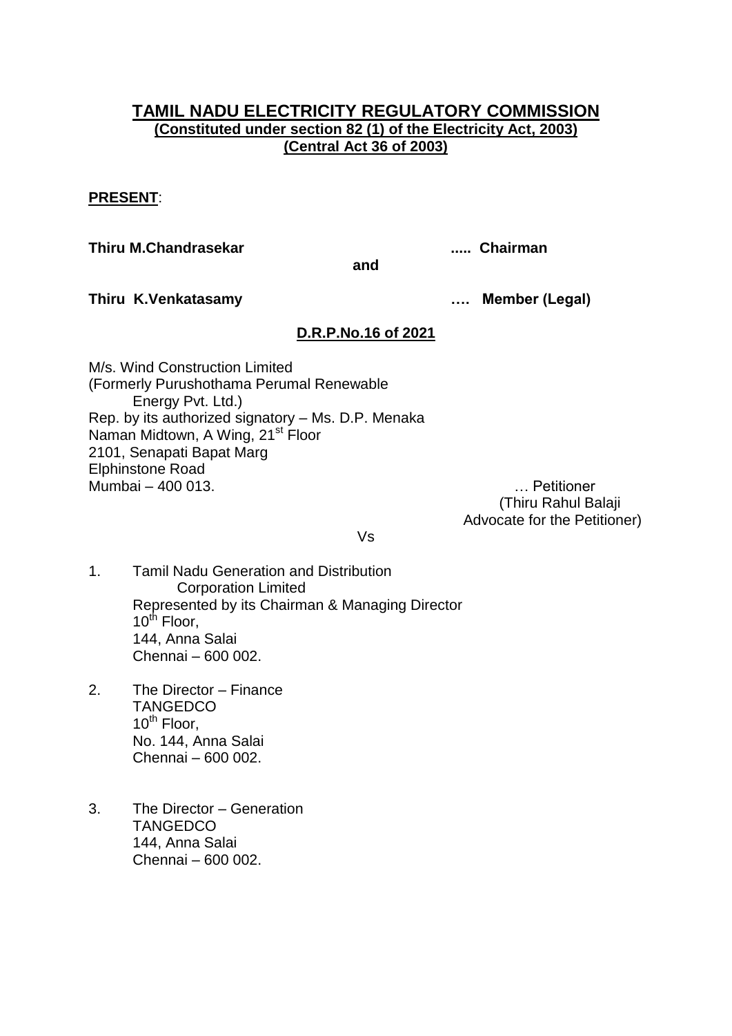# TAMIL NADU ELECTRICITY REGULATORY COMMISSION

**(Constituted under section 82 (1) of the Electricity Act, 2003)**
**(Central Act 36 of 2003)**

**PRESENT**:

**Thiru M.Chandrasekar ..... Chairman**

**and**

**Thiru K.Venkatasamy .... Member (Legal)**

**D.R.P.No.16 of 2021**

M/s. Wind Construction Limited
(Formerly Purushothama Perumal Renewable
Energy Pvt. Ltd.)
Rep. by its authorized signatory – Ms. D.P. Menaka
Naman Midtown, A Wing, 21st Floor
2101, Senapati Bapat Marg
Elphinstone Road
Mumbai – 400 013. … Petitioner

(Thiru Rahul Balaji
Advocate for the Petitioner)

Vs

1. Tamil Nadu Generation and Distribution
   Corporation Limited
   Represented by its Chairman & Managing Director
   10th Floor,
   144, Anna Salai
   Chennai – 600 002.

2. The Director – Finance
   TANGEDCO
   10th Floor,
   No. 144, Anna Salai
   Chennai – 600 002.

3. The Director – Generation
   TANGEDCO
   144, Anna Salai
   Chennai – 600 002.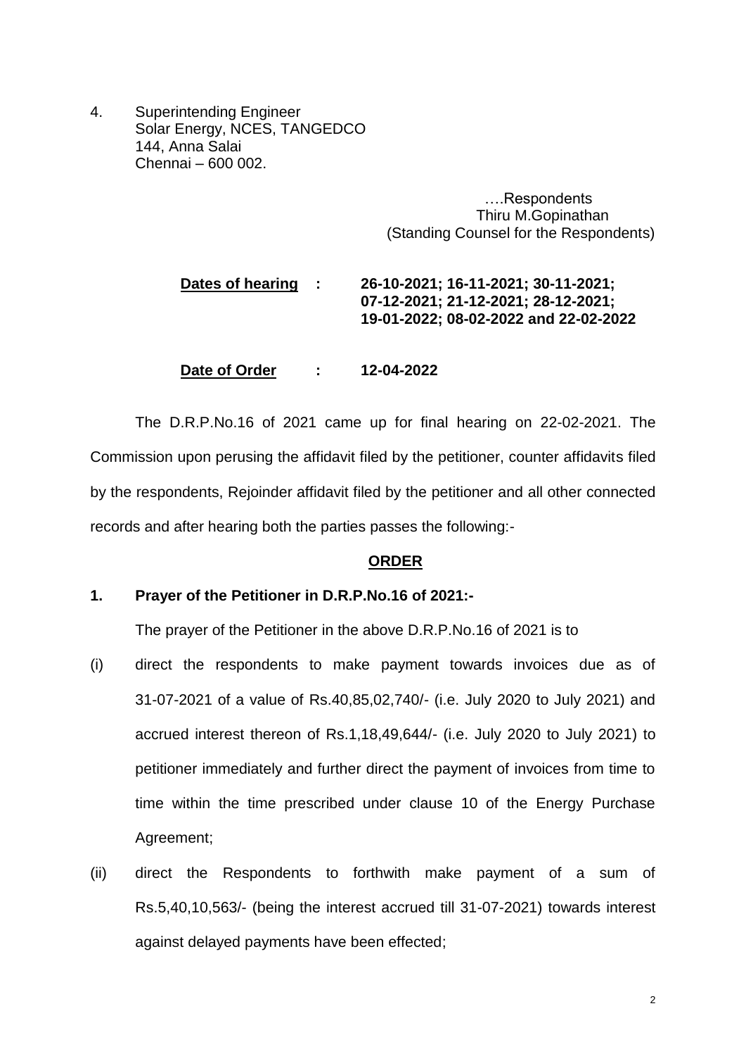4. Superintending Engineer
   Solar Energy, NCES, TANGEDCO
   144, Anna Salai
   Chennai – 600 002.

….Respondents
Thiru M.Gopinathan
(Standing Counsel for the Respondents)

**Dates of hearing :** **26-10-2021; 16-11-2021; 30-11-2021; 07-12-2021; 21-12-2021; 28-12-2021; 19-01-2022; 08-02-2022 and 22-02-2022**

**Date of Order :** **12-04-2022**

The D.R.P.No.16 of 2021 came up for final hearing on 22-02-2021. The Commission upon perusing the affidavit filed by the petitioner, counter affidavits filed by the respondents, Rejoinder affidavit filed by the petitioner and all other connected records and after hearing both the parties passes the following:-

**ORDER**

**1. Prayer of the Petitioner in D.R.P.No.16 of 2021:-**

The prayer of the Petitioner in the above D.R.P.No.16 of 2021 is to

(i) direct the respondents to make payment towards invoices due as of 31-07-2021 of a value of Rs.40,85,02,740/- (i.e. July 2020 to July 2021) and accrued interest thereon of Rs.1,18,49,644/- (i.e. July 2020 to July 2021) to petitioner immediately and further direct the payment of invoices from time to time within the time prescribed under clause 10 of the Energy Purchase Agreement;

(ii) direct the Respondents to forthwith make payment of a sum of Rs.5,40,10,563/- (being the interest accrued till 31-07-2021) towards interest against delayed payments have been effected;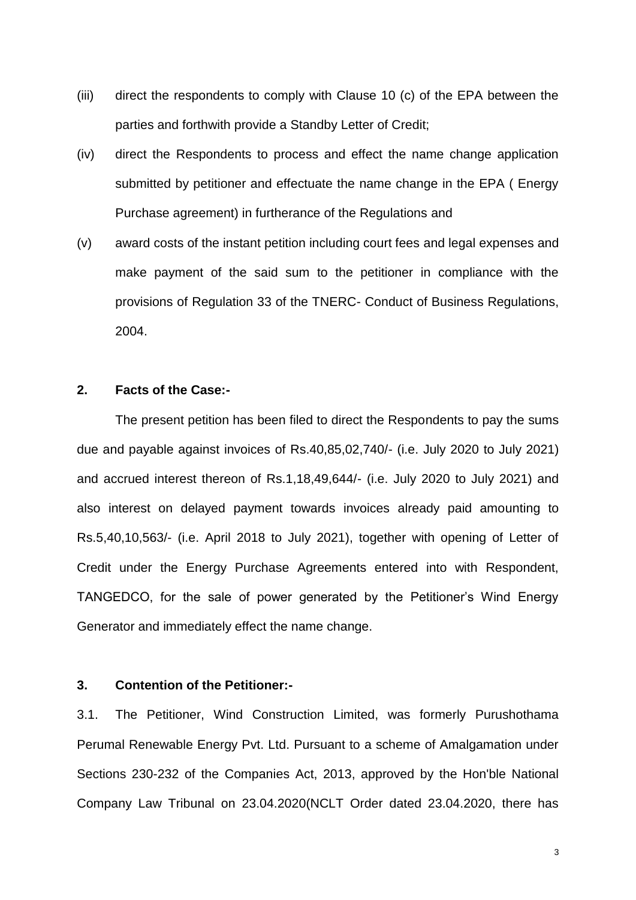(iii) direct the respondents to comply with Clause 10 (c) of the EPA between the parties and forthwith provide a Standby Letter of Credit;

(iv) direct the Respondents to process and effect the name change application submitted by petitioner and effectuate the name change in the EPA ( Energy Purchase agreement) in furtherance of the Regulations and

(v) award costs of the instant petition including court fees and legal expenses and make payment of the said sum to the petitioner in compliance with the provisions of Regulation 33 of the TNERC- Conduct of Business Regulations, 2004.

**2. Facts of the Case:-**

The present petition has been filed to direct the Respondents to pay the sums due and payable against invoices of Rs.40,85,02,740/- (i.e. July 2020 to July 2021) and accrued interest thereon of Rs.1,18,49,644/- (i.e. July 2020 to July 2021) and also interest on delayed payment towards invoices already paid amounting to Rs.5,40,10,563/- (i.e. April 2018 to July 2021), together with opening of Letter of Credit under the Energy Purchase Agreements entered into with Respondent, TANGEDCO, for the sale of power generated by the Petitioner's Wind Energy Generator and immediately effect the name change.

**3. Contention of the Petitioner:-**

3.1. The Petitioner, Wind Construction Limited, was formerly Purushothama Perumal Renewable Energy Pvt. Ltd. Pursuant to a scheme of Amalgamation under Sections 230-232 of the Companies Act, 2013, approved by the Hon'ble National Company Law Tribunal on 23.04.2020(NCLT Order dated 23.04.2020, there has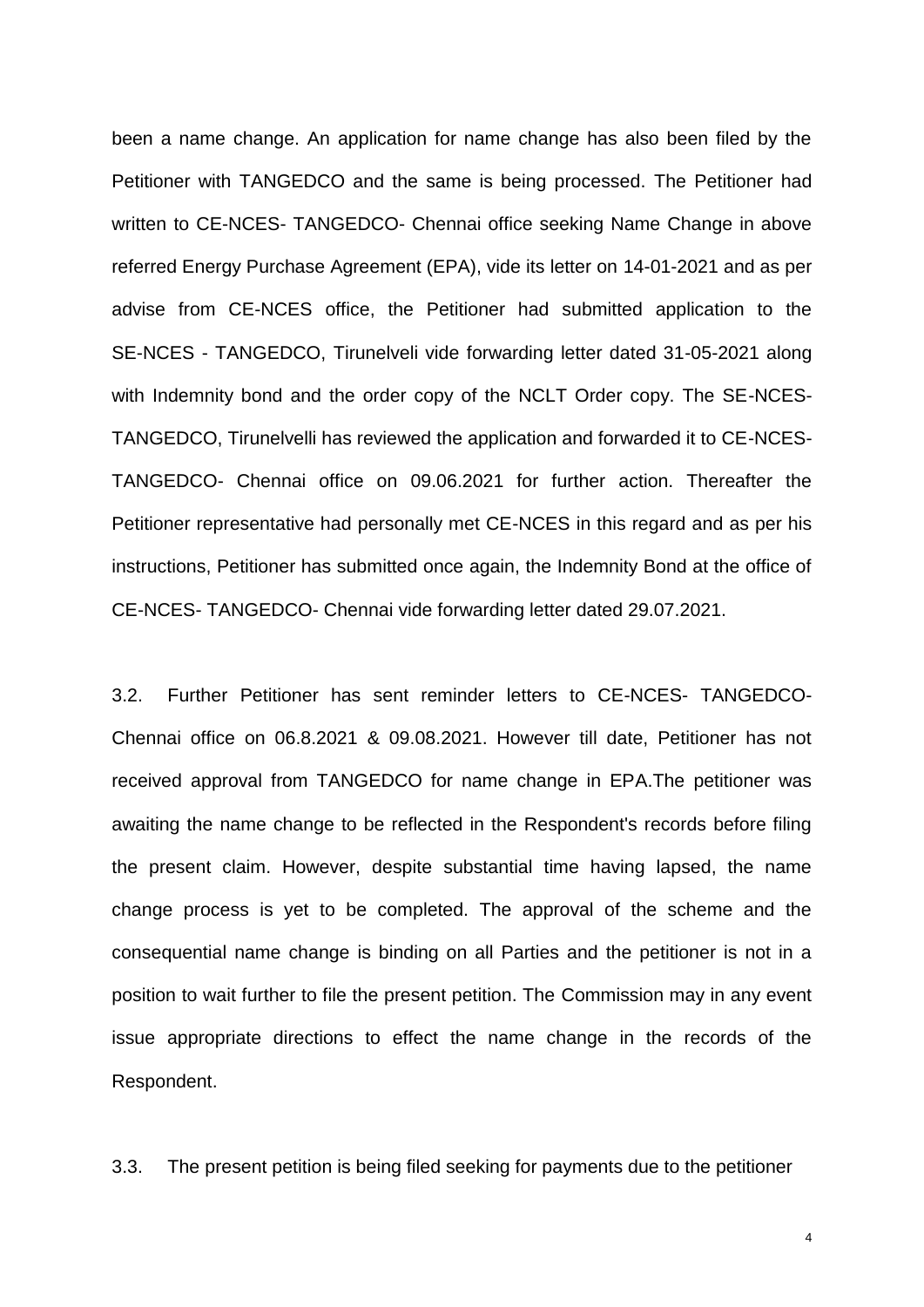been a name change. An application for name change has also been filed by the Petitioner with TANGEDCO and the same is being processed. The Petitioner had written to CE-NCES- TANGEDCO- Chennai office seeking Name Change in above referred Energy Purchase Agreement (EPA), vide its letter on 14-01-2021 and as per advise from CE-NCES office, the Petitioner had submitted application to the SE-NCES - TANGEDCO, Tirunelveli vide forwarding letter dated 31-05-2021 along with Indemnity bond and the order copy of the NCLT Order copy. The SE-NCES-TANGEDCO, Tirunelvelli has reviewed the application and forwarded it to CE-NCES-TANGEDCO- Chennai office on 09.06.2021 for further action. Thereafter the Petitioner representative had personally met CE-NCES in this regard and as per his instructions, Petitioner has submitted once again, the Indemnity Bond at the office of CE-NCES- TANGEDCO- Chennai vide forwarding letter dated 29.07.2021.

3.2. Further Petitioner has sent reminder letters to CE-NCES- TANGEDCO-Chennai office on 06.8.2021 & 09.08.2021. However till date, Petitioner has not received approval from TANGEDCO for name change in EPA.The petitioner was awaiting the name change to be reflected in the Respondent's records before filing the present claim. However, despite substantial time having lapsed, the name change process is yet to be completed. The approval of the scheme and the consequential name change is binding on all Parties and the petitioner is not in a position to wait further to file the present petition. The Commission may in any event issue appropriate directions to effect the name change in the records of the Respondent.

3.3. The present petition is being filed seeking for payments due to the petitioner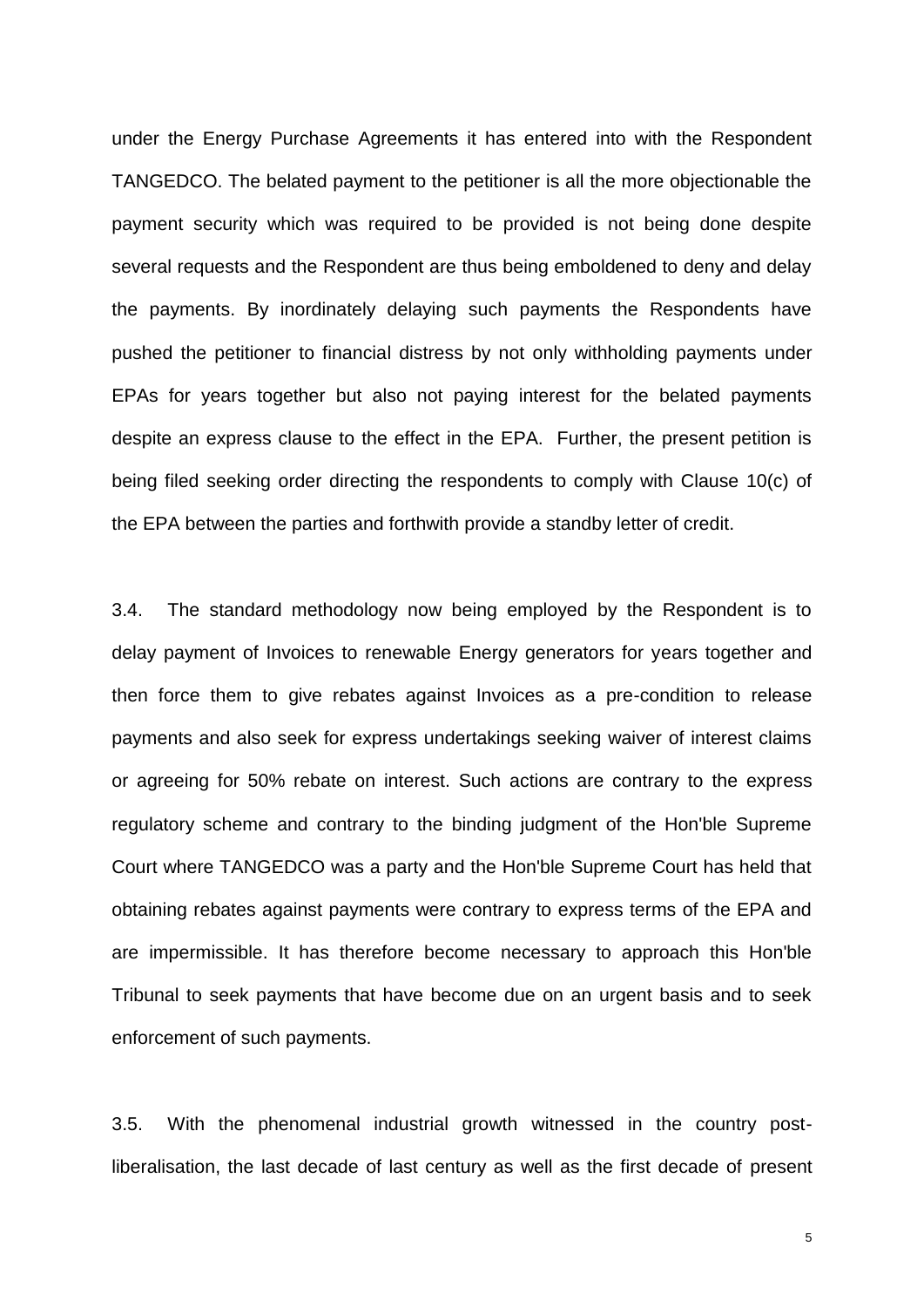under the Energy Purchase Agreements it has entered into with the Respondent TANGEDCO. The belated payment to the petitioner is all the more objectionable the payment security which was required to be provided is not being done despite several requests and the Respondent are thus being emboldened to deny and delay the payments. By inordinately delaying such payments the Respondents have pushed the petitioner to financial distress by not only withholding payments under EPAs for years together but also not paying interest for the belated payments despite an express clause to the effect in the EPA. Further, the present petition is being filed seeking order directing the respondents to comply with Clause 10(c) of the EPA between the parties and forthwith provide a standby letter of credit.

3.4. The standard methodology now being employed by the Respondent is to delay payment of Invoices to renewable Energy generators for years together and then force them to give rebates against Invoices as a pre-condition to release payments and also seek for express undertakings seeking waiver of interest claims or agreeing for 50% rebate on interest. Such actions are contrary to the express regulatory scheme and contrary to the binding judgment of the Hon'ble Supreme Court where TANGEDCO was a party and the Hon'ble Supreme Court has held that obtaining rebates against payments were contrary to express terms of the EPA and are impermissible. It has therefore become necessary to approach this Hon'ble Tribunal to seek payments that have become due on an urgent basis and to seek enforcement of such payments.

3.5. With the phenomenal industrial growth witnessed in the country post-liberalisation, the last decade of last century as well as the first decade of present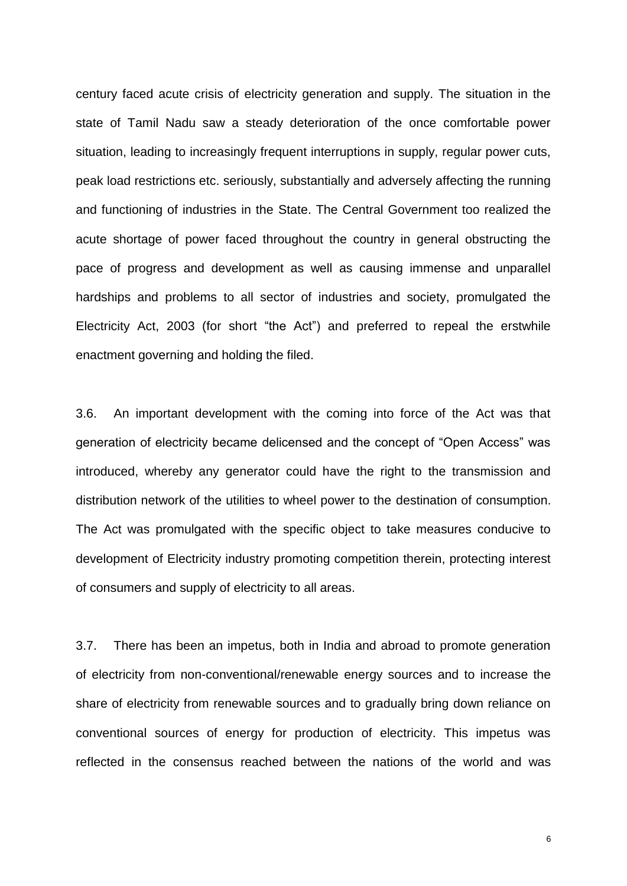century faced acute crisis of electricity generation and supply. The situation in the state of Tamil Nadu saw a steady deterioration of the once comfortable power situation, leading to increasingly frequent interruptions in supply, regular power cuts, peak load restrictions etc. seriously, substantially and adversely affecting the running and functioning of industries in the State. The Central Government too realized the acute shortage of power faced throughout the country in general obstructing the pace of progress and development as well as causing immense and unparallel hardships and problems to all sector of industries and society, promulgated the Electricity Act, 2003 (for short "the Act") and preferred to repeal the erstwhile enactment governing and holding the filed.

3.6. An important development with the coming into force of the Act was that generation of electricity became delicensed and the concept of "Open Access" was introduced, whereby any generator could have the right to the transmission and distribution network of the utilities to wheel power to the destination of consumption. The Act was promulgated with the specific object to take measures conducive to development of Electricity industry promoting competition therein, protecting interest of consumers and supply of electricity to all areas.

3.7. There has been an impetus, both in India and abroad to promote generation of electricity from non-conventional/renewable energy sources and to increase the share of electricity from renewable sources and to gradually bring down reliance on conventional sources of energy for production of electricity. This impetus was reflected in the consensus reached between the nations of the world and was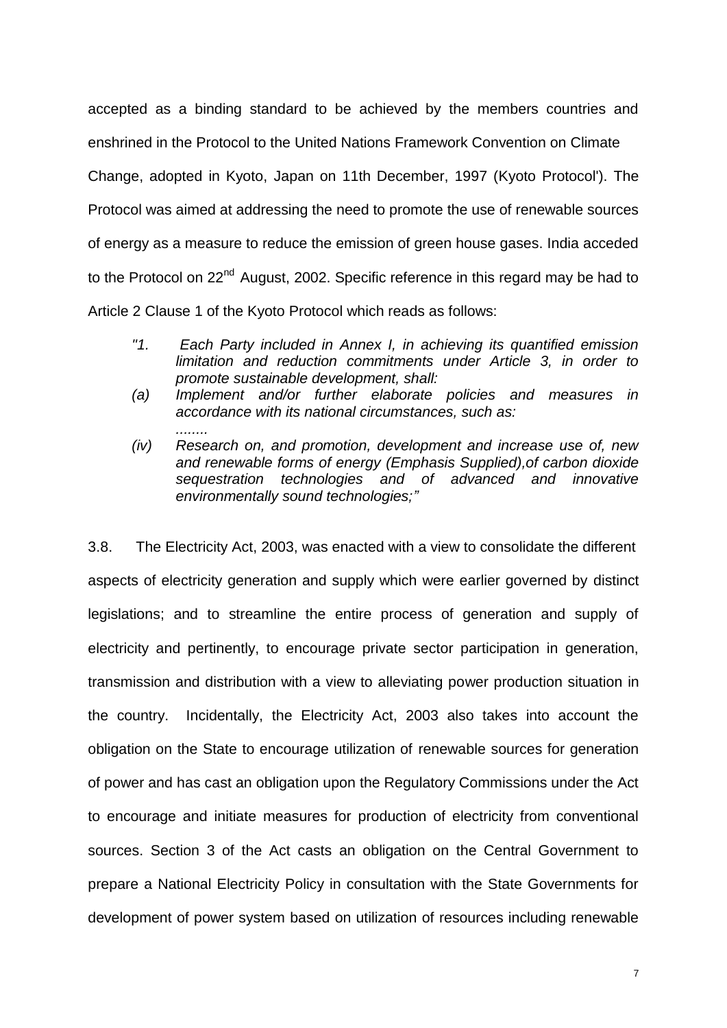accepted as a binding standard to be achieved by the members countries and enshrined in the Protocol to the United Nations Framework Convention on Climate Change, adopted in Kyoto, Japan on 11th December, 1997 (Kyoto Protocol'). The Protocol was aimed at addressing the need to promote the use of renewable sources of energy as a measure to reduce the emission of green house gases. India acceded to the Protocol on 22nd August, 2002. Specific reference in this regard may be had to Article 2 Clause 1 of the Kyoto Protocol which reads as follows:

> *"1. Each Party included in Annex I, in achieving its quantified emission limitation and reduction commitments under Article 3, in order to promote sustainable development, shall:*
>
> *(a) Implement and/or further elaborate policies and measures in accordance with its national circumstances, such as:*
>
> *........*
>
> *(iv) Research on, and promotion, development and increase use of, new and renewable forms of energy (Emphasis Supplied),of carbon dioxide sequestration technologies and of advanced and innovative environmentally sound technologies;"*

3.8. The Electricity Act, 2003, was enacted with a view to consolidate the different aspects of electricity generation and supply which were earlier governed by distinct legislations; and to streamline the entire process of generation and supply of electricity and pertinently, to encourage private sector participation in generation, transmission and distribution with a view to alleviating power production situation in the country. Incidentally, the Electricity Act, 2003 also takes into account the obligation on the State to encourage utilization of renewable sources for generation of power and has cast an obligation upon the Regulatory Commissions under the Act to encourage and initiate measures for production of electricity from conventional sources. Section 3 of the Act casts an obligation on the Central Government to prepare a National Electricity Policy in consultation with the State Governments for development of power system based on utilization of resources including renewable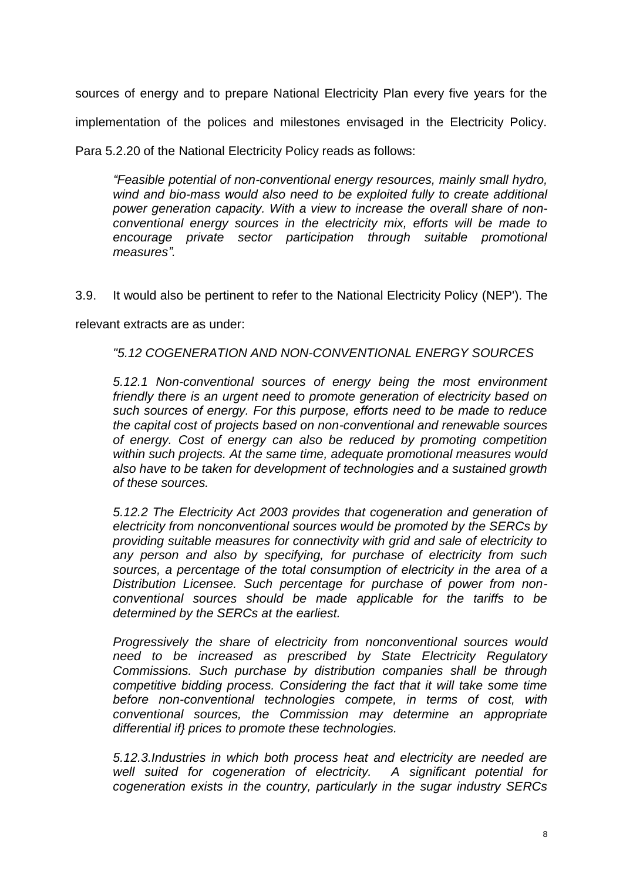sources of energy and to prepare National Electricity Plan every five years for the implementation of the polices and milestones envisaged in the Electricity Policy. Para 5.2.20 of the National Electricity Policy reads as follows:

> *"Feasible potential of non-conventional energy resources, mainly small hydro, wind and bio-mass would also need to be exploited fully to create additional power generation capacity. With a view to increase the overall share of non-conventional energy sources in the electricity mix, efforts will be made to encourage private sector participation through suitable promotional measures".*

3.9. It would also be pertinent to refer to the National Electricity Policy (NEP'). The relevant extracts are as under:

> *"5.12 COGENERATION AND NON-CONVENTIONAL ENERGY SOURCES*
>
> *5.12.1 Non-conventional sources of energy being the most environment friendly there is an urgent need to promote generation of electricity based on such sources of energy. For this purpose, efforts need to be made to reduce the capital cost of projects based on non-conventional and renewable sources of energy. Cost of energy can also be reduced by promoting competition within such projects. At the same time, adequate promotional measures would also have to be taken for development of technologies and a sustained growth of these sources.*
>
> *5.12.2 The Electricity Act 2003 provides that cogeneration and generation of electricity from nonconventional sources would be promoted by the SERCs by providing suitable measures for connectivity with grid and sale of electricity to any person and also by specifying, for purchase of electricity from such sources, a percentage of the total consumption of electricity in the area of a Distribution Licensee. Such percentage for purchase of power from non-conventional sources should be made applicable for the tariffs to be determined by the SERCs at the earliest.*
>
> *Progressively the share of electricity from nonconventional sources would need to be increased as prescribed by State Electricity Regulatory Commissions. Such purchase by distribution companies shall be through competitive bidding process. Considering the fact that it will take some time before non-conventional technologies compete, in terms of cost, with conventional sources, the Commission may determine an appropriate differential if} prices to promote these technologies.*
>
> *5.12.3.Industries in which both process heat and electricity are needed are well suited for cogeneration of electricity. A significant potential for cogeneration exists in the country, particularly in the sugar industry SERCs*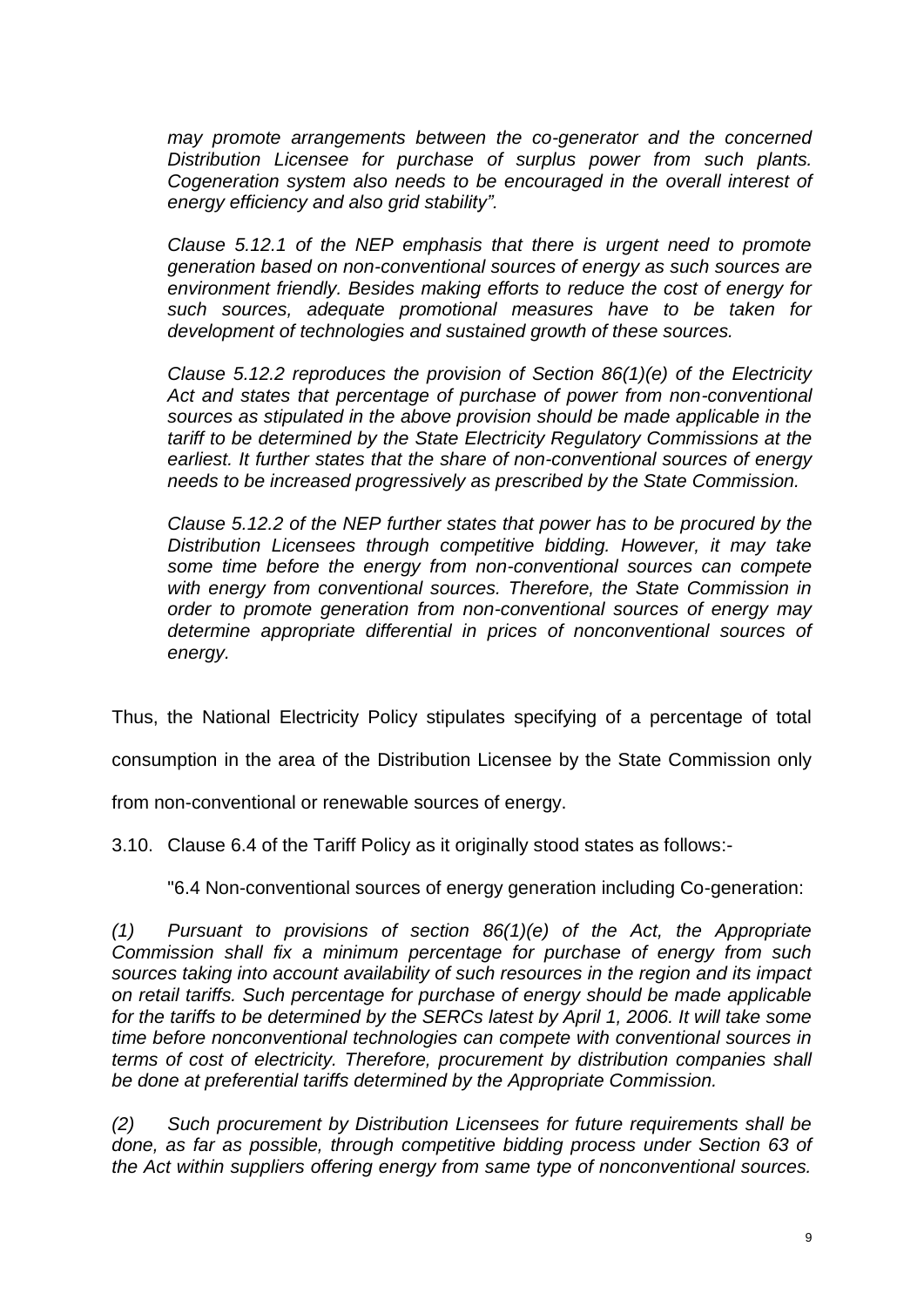*may promote arrangements between the co-generator and the concerned Distribution Licensee for purchase of surplus power from such plants. Cogeneration system also needs to be encouraged in the overall interest of energy efficiency and also grid stability".*

*Clause 5.12.1 of the NEP emphasis that there is urgent need to promote generation based on non-conventional sources of energy as such sources are environment friendly. Besides making efforts to reduce the cost of energy for such sources, adequate promotional measures have to be taken for development of technologies and sustained growth of these sources.*

*Clause 5.12.2 reproduces the provision of Section 86(1)(e) of the Electricity Act and states that percentage of purchase of power from non-conventional sources as stipulated in the above provision should be made applicable in the tariff to be determined by the State Electricity Regulatory Commissions at the earliest. It further states that the share of non-conventional sources of energy needs to be increased progressively as prescribed by the State Commission.*

*Clause 5.12.2 of the NEP further states that power has to be procured by the Distribution Licensees through competitive bidding. However, it may take some time before the energy from non-conventional sources can compete with energy from conventional sources. Therefore, the State Commission in order to promote generation from non-conventional sources of energy may determine appropriate differential in prices of nonconventional sources of energy.*

Thus, the National Electricity Policy stipulates specifying of a percentage of total consumption in the area of the Distribution Licensee by the State Commission only from non-conventional or renewable sources of energy.

3.10. Clause 6.4 of the Tariff Policy as it originally stood states as follows:-

"6.4 Non-conventional sources of energy generation including Co-generation:

*(1) Pursuant to provisions of section 86(1)(e) of the Act, the Appropriate Commission shall fix a minimum percentage for purchase of energy from such sources taking into account availability of such resources in the region and its impact on retail tariffs. Such percentage for purchase of energy should be made applicable for the tariffs to be determined by the SERCs latest by April 1, 2006. It will take some time before nonconventional technologies can compete with conventional sources in terms of cost of electricity. Therefore, procurement by distribution companies shall be done at preferential tariffs determined by the Appropriate Commission.*

*(2) Such procurement by Distribution Licensees for future requirements shall be done, as far as possible, through competitive bidding process under Section 63 of the Act within suppliers offering energy from same type of nonconventional sources.*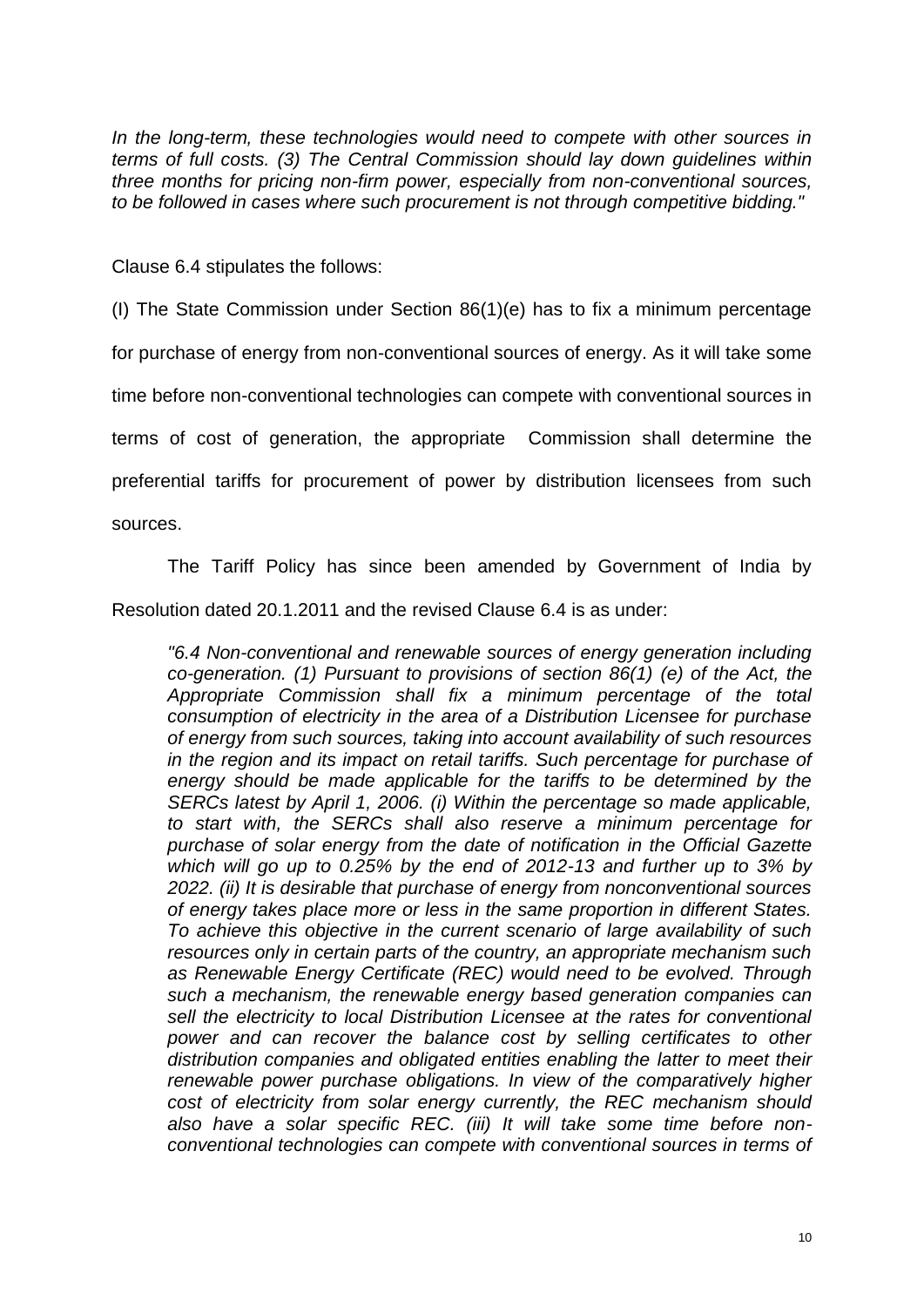*In the long-term, these technologies would need to compete with other sources in terms of full costs. (3) The Central Commission should lay down guidelines within three months for pricing non-firm power, especially from non-conventional sources, to be followed in cases where such procurement is not through competitive bidding."*

Clause 6.4 stipulates the follows:

(I) The State Commission under Section 86(1)(e) has to fix a minimum percentage for purchase of energy from non-conventional sources of energy. As it will take some time before non-conventional technologies can compete with conventional sources in terms of cost of generation, the appropriate Commission shall determine the preferential tariffs for procurement of power by distribution licensees from such sources.

The Tariff Policy has since been amended by Government of India by Resolution dated 20.1.2011 and the revised Clause 6.4 is as under:

> *"6.4 Non-conventional and renewable sources of energy generation including co-generation. (1) Pursuant to provisions of section 86(1) (e) of the Act, the Appropriate Commission shall fix a minimum percentage of the total consumption of electricity in the area of a Distribution Licensee for purchase of energy from such sources, taking into account availability of such resources in the region and its impact on retail tariffs. Such percentage for purchase of energy should be made applicable for the tariffs to be determined by the SERCs latest by April 1, 2006. (i) Within the percentage so made applicable, to start with, the SERCs shall also reserve a minimum percentage for purchase of solar energy from the date of notification in the Official Gazette which will go up to 0.25% by the end of 2012-13 and further up to 3% by 2022. (ii) It is desirable that purchase of energy from nonconventional sources of energy takes place more or less in the same proportion in different States. To achieve this objective in the current scenario of large availability of such resources only in certain parts of the country, an appropriate mechanism such as Renewable Energy Certificate (REC) would need to be evolved. Through such a mechanism, the renewable energy based generation companies can sell the electricity to local Distribution Licensee at the rates for conventional power and can recover the balance cost by selling certificates to other distribution companies and obligated entities enabling the latter to meet their renewable power purchase obligations. In view of the comparatively higher cost of electricity from solar energy currently, the REC mechanism should also have a solar specific REC. (iii) It will take some time before non-conventional technologies can compete with conventional sources in terms of*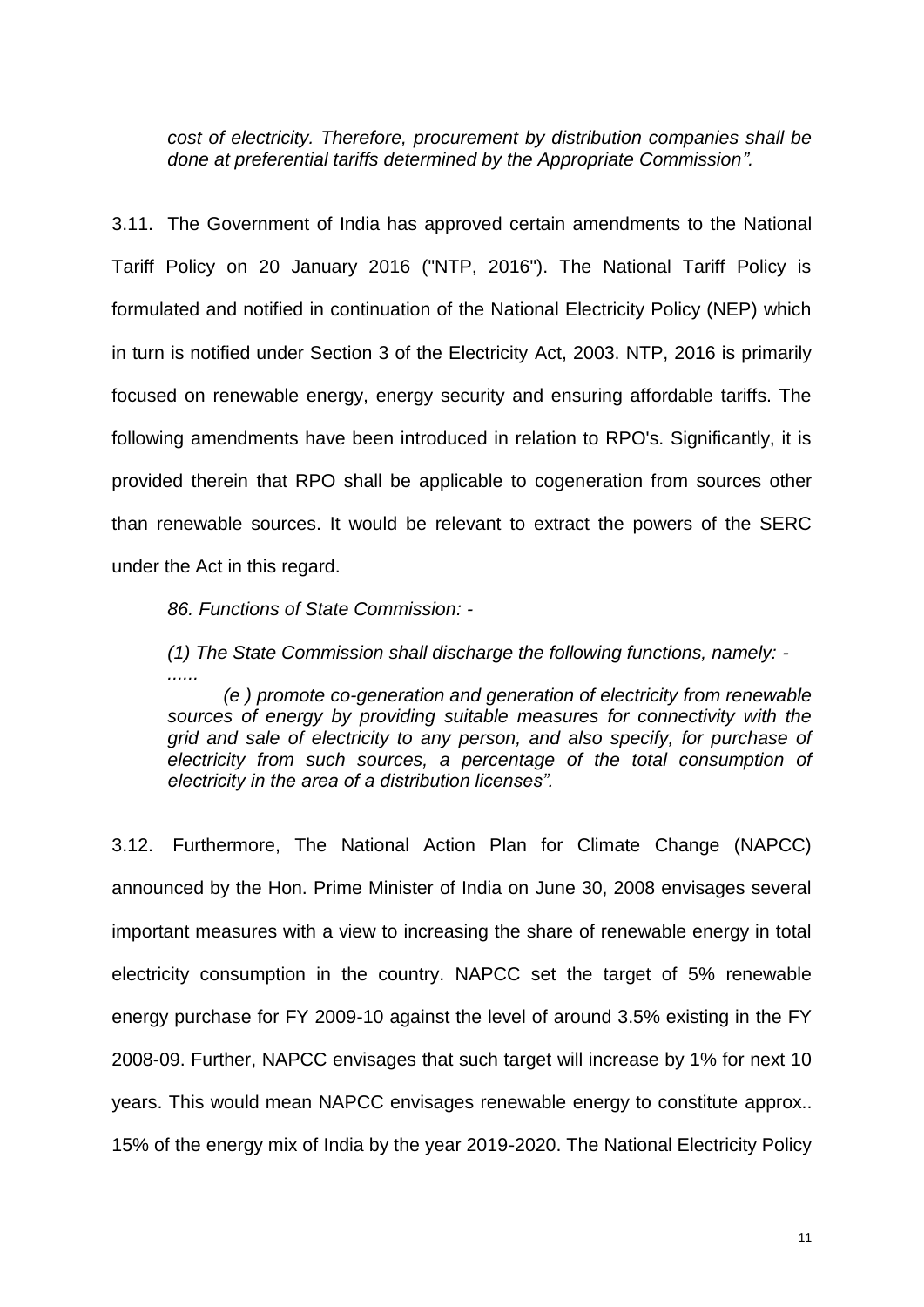*cost of electricity. Therefore, procurement by distribution companies shall be done at preferential tariffs determined by the Appropriate Commission".*

3.11. The Government of India has approved certain amendments to the National Tariff Policy on 20 January 2016 ("NTP, 2016"). The National Tariff Policy is formulated and notified in continuation of the National Electricity Policy (NEP) which in turn is notified under Section 3 of the Electricity Act, 2003. NTP, 2016 is primarily focused on renewable energy, energy security and ensuring affordable tariffs. The following amendments have been introduced in relation to RPO's. Significantly, it is provided therein that RPO shall be applicable to cogeneration from sources other than renewable sources. It would be relevant to extract the powers of the SERC under the Act in this regard.

*86. Functions of State Commission: -*

*(1) The State Commission shall discharge the following functions, namely: -*
*......*
*(e ) promote co-generation and generation of electricity from renewable sources of energy by providing suitable measures for connectivity with the grid and sale of electricity to any person, and also specify, for purchase of electricity from such sources, a percentage of the total consumption of electricity in the area of a distribution licenses".*

3.12. Furthermore, The National Action Plan for Climate Change (NAPCC) announced by the Hon. Prime Minister of India on June 30, 2008 envisages several important measures with a view to increasing the share of renewable energy in total electricity consumption in the country. NAPCC set the target of 5% renewable energy purchase for FY 2009-10 against the level of around 3.5% existing in the FY 2008-09. Further, NAPCC envisages that such target will increase by 1% for next 10 years. This would mean NAPCC envisages renewable energy to constitute approx.. 15% of the energy mix of India by the year 2019-2020. The National Electricity Policy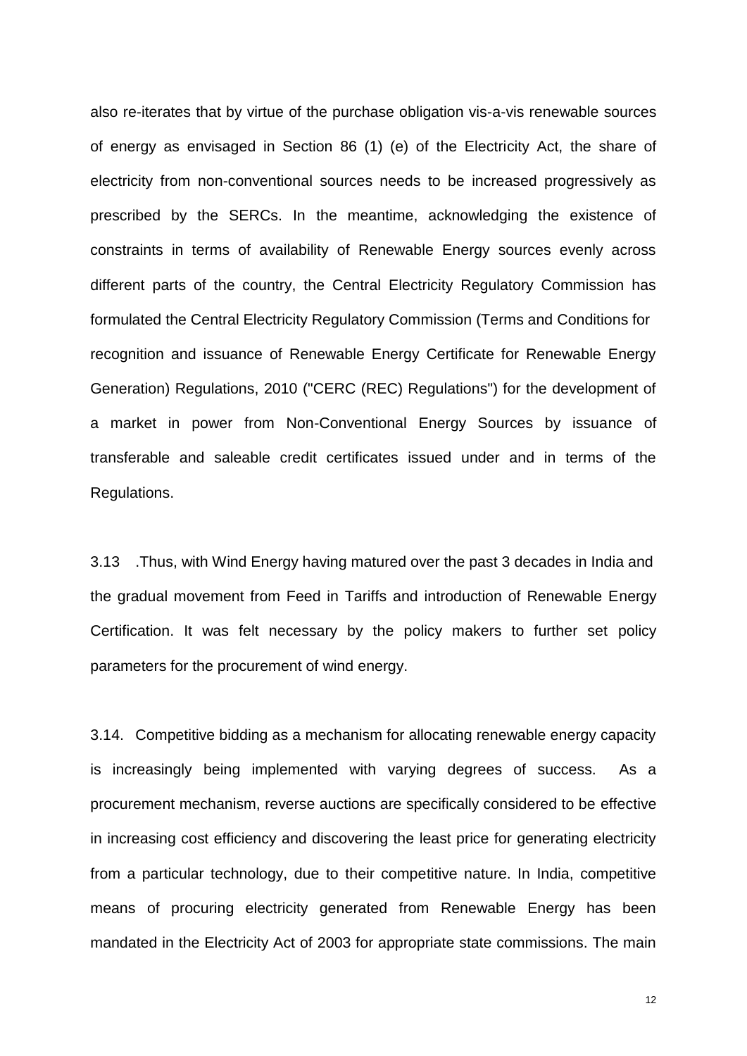also re-iterates that by virtue of the purchase obligation vis-a-vis renewable sources of energy as envisaged in Section 86 (1) (e) of the Electricity Act, the share of electricity from non-conventional sources needs to be increased progressively as prescribed by the SERCs. In the meantime, acknowledging the existence of constraints in terms of availability of Renewable Energy sources evenly across different parts of the country, the Central Electricity Regulatory Commission has formulated the Central Electricity Regulatory Commission (Terms and Conditions for recognition and issuance of Renewable Energy Certificate for Renewable Energy Generation) Regulations, 2010 ("CERC (REC) Regulations") for the development of a market in power from Non-Conventional Energy Sources by issuance of transferable and saleable credit certificates issued under and in terms of the Regulations.

3.13 .Thus, with Wind Energy having matured over the past 3 decades in India and the gradual movement from Feed in Tariffs and introduction of Renewable Energy Certification. It was felt necessary by the policy makers to further set policy parameters for the procurement of wind energy.

3.14. Competitive bidding as a mechanism for allocating renewable energy capacity is increasingly being implemented with varying degrees of success. As a procurement mechanism, reverse auctions are specifically considered to be effective in increasing cost efficiency and discovering the least price for generating electricity from a particular technology, due to their competitive nature. In India, competitive means of procuring electricity generated from Renewable Energy has been mandated in the Electricity Act of 2003 for appropriate state commissions. The main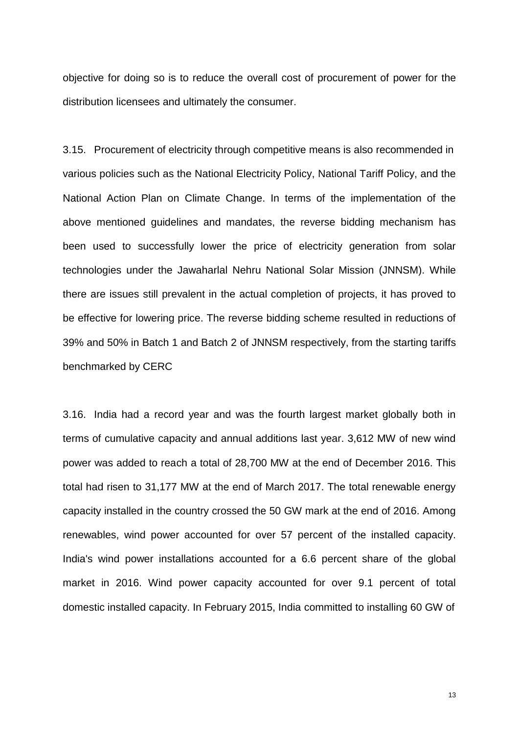objective for doing so is to reduce the overall cost of procurement of power for the distribution licensees and ultimately the consumer.

3.15. Procurement of electricity through competitive means is also recommended in various policies such as the National Electricity Policy, National Tariff Policy, and the National Action Plan on Climate Change. In terms of the implementation of the above mentioned guidelines and mandates, the reverse bidding mechanism has been used to successfully lower the price of electricity generation from solar technologies under the Jawaharlal Nehru National Solar Mission (JNNSM). While there are issues still prevalent in the actual completion of projects, it has proved to be effective for lowering price. The reverse bidding scheme resulted in reductions of 39% and 50% in Batch 1 and Batch 2 of JNNSM respectively, from the starting tariffs benchmarked by CERC

3.16. India had a record year and was the fourth largest market globally both in terms of cumulative capacity and annual additions last year. 3,612 MW of new wind power was added to reach a total of 28,700 MW at the end of December 2016. This total had risen to 31,177 MW at the end of March 2017. The total renewable energy capacity installed in the country crossed the 50 GW mark at the end of 2016. Among renewables, wind power accounted for over 57 percent of the installed capacity. India's wind power installations accounted for a 6.6 percent share of the global market in 2016. Wind power capacity accounted for over 9.1 percent of total domestic installed capacity. In February 2015, India committed to installing 60 GW of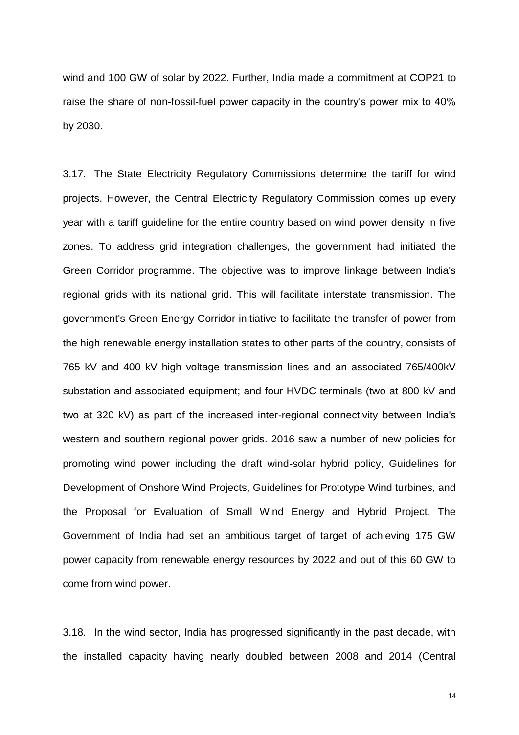wind and 100 GW of solar by 2022. Further, India made a commitment at COP21 to raise the share of non-fossil-fuel power capacity in the country's power mix to 40% by 2030.

3.17. The State Electricity Regulatory Commissions determine the tariff for wind projects. However, the Central Electricity Regulatory Commission comes up every year with a tariff guideline for the entire country based on wind power density in five zones. To address grid integration challenges, the government had initiated the Green Corridor programme. The objective was to improve linkage between India's regional grids with its national grid. This will facilitate interstate transmission. The government's Green Energy Corridor initiative to facilitate the transfer of power from the high renewable energy installation states to other parts of the country, consists of 765 kV and 400 kV high voltage transmission lines and an associated 765/400kV substation and associated equipment; and four HVDC terminals (two at 800 kV and two at 320 kV) as part of the increased inter-regional connectivity between India's western and southern regional power grids. 2016 saw a number of new policies for promoting wind power including the draft wind-solar hybrid policy, Guidelines for Development of Onshore Wind Projects, Guidelines for Prototype Wind turbines, and the Proposal for Evaluation of Small Wind Energy and Hybrid Project. The Government of India had set an ambitious target of target of achieving 175 GW power capacity from renewable energy resources by 2022 and out of this 60 GW to come from wind power.

3.18. In the wind sector, India has progressed significantly in the past decade, with the installed capacity having nearly doubled between 2008 and 2014 (Central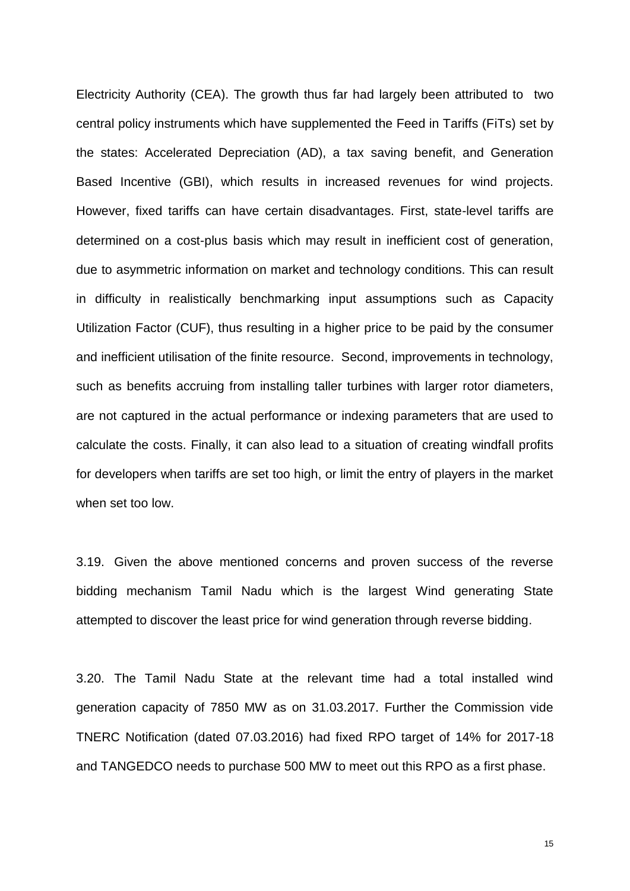Electricity Authority (CEA). The growth thus far had largely been attributed to two central policy instruments which have supplemented the Feed in Tariffs (FiTs) set by the states: Accelerated Depreciation (AD), a tax saving benefit, and Generation Based Incentive (GBI), which results in increased revenues for wind projects. However, fixed tariffs can have certain disadvantages. First, state-level tariffs are determined on a cost-plus basis which may result in inefficient cost of generation, due to asymmetric information on market and technology conditions. This can result in difficulty in realistically benchmarking input assumptions such as Capacity Utilization Factor (CUF), thus resulting in a higher price to be paid by the consumer and inefficient utilisation of the finite resource. Second, improvements in technology, such as benefits accruing from installing taller turbines with larger rotor diameters, are not captured in the actual performance or indexing parameters that are used to calculate the costs. Finally, it can also lead to a situation of creating windfall profits for developers when tariffs are set too high, or limit the entry of players in the market when set too low.

3.19. Given the above mentioned concerns and proven success of the reverse bidding mechanism Tamil Nadu which is the largest Wind generating State attempted to discover the least price for wind generation through reverse bidding.

3.20. The Tamil Nadu State at the relevant time had a total installed wind generation capacity of 7850 MW as on 31.03.2017. Further the Commission vide TNERC Notification (dated 07.03.2016) had fixed RPO target of 14% for 2017-18 and TANGEDCO needs to purchase 500 MW to meet out this RPO as a first phase.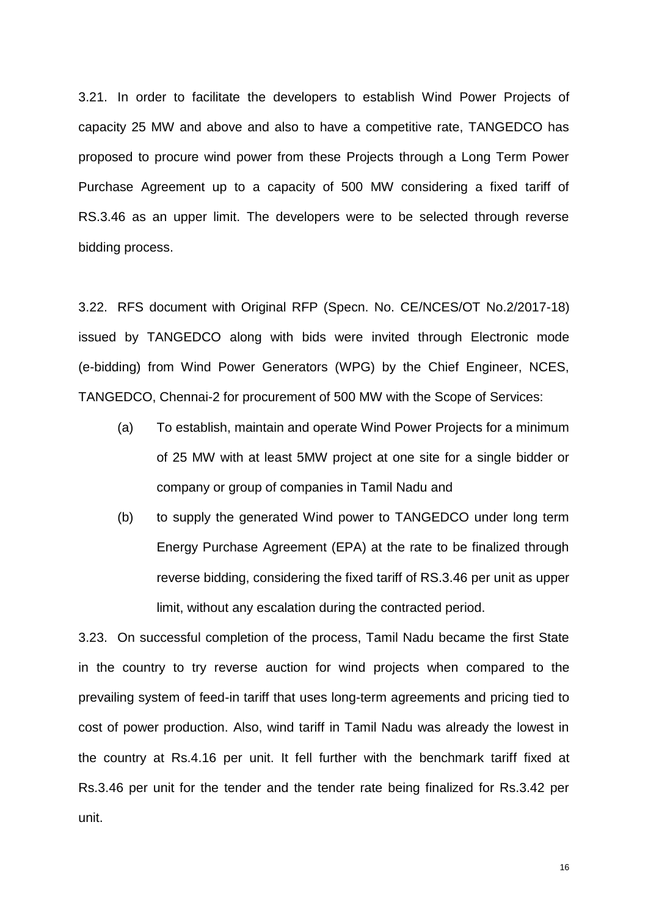3.21. In order to facilitate the developers to establish Wind Power Projects of capacity 25 MW and above and also to have a competitive rate, TANGEDCO has proposed to procure wind power from these Projects through a Long Term Power Purchase Agreement up to a capacity of 500 MW considering a fixed tariff of RS.3.46 as an upper limit. The developers were to be selected through reverse bidding process.

3.22. RFS document with Original RFP (Specn. No. CE/NCES/OT No.2/2017-18) issued by TANGEDCO along with bids were invited through Electronic mode (e-bidding) from Wind Power Generators (WPG) by the Chief Engineer, NCES, TANGEDCO, Chennai-2 for procurement of 500 MW with the Scope of Services:

(a) To establish, maintain and operate Wind Power Projects for a minimum of 25 MW with at least 5MW project at one site for a single bidder or company or group of companies in Tamil Nadu and

(b) to supply the generated Wind power to TANGEDCO under long term Energy Purchase Agreement (EPA) at the rate to be finalized through reverse bidding, considering the fixed tariff of RS.3.46 per unit as upper limit, without any escalation during the contracted period.

3.23. On successful completion of the process, Tamil Nadu became the first State in the country to try reverse auction for wind projects when compared to the prevailing system of feed-in tariff that uses long-term agreements and pricing tied to cost of power production. Also, wind tariff in Tamil Nadu was already the lowest in the country at Rs.4.16 per unit. It fell further with the benchmark tariff fixed at Rs.3.46 per unit for the tender and the tender rate being finalized for Rs.3.42 per unit.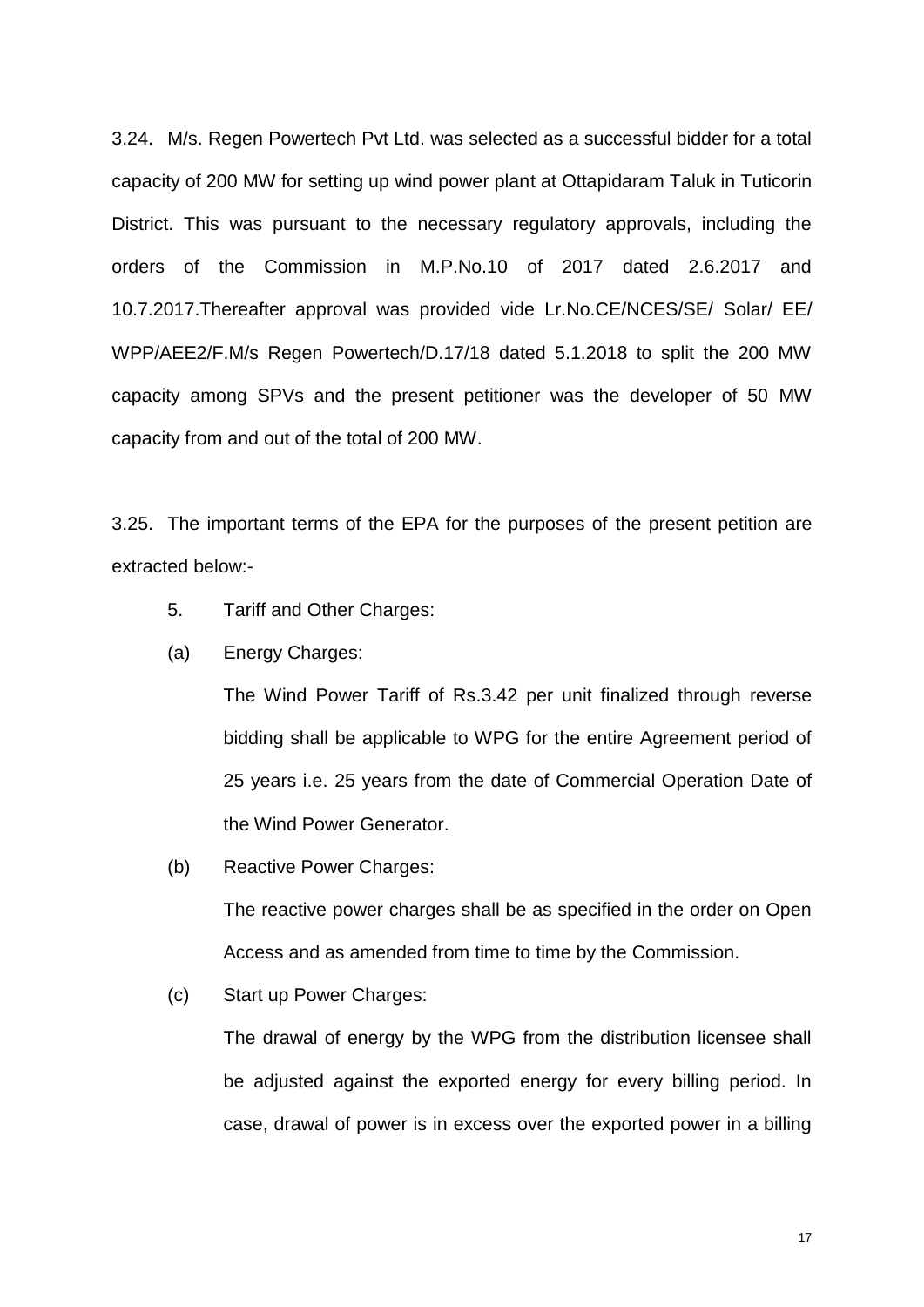3.24. M/s. Regen Powertech Pvt Ltd. was selected as a successful bidder for a total capacity of 200 MW for setting up wind power plant at Ottapidaram Taluk in Tuticorin District. This was pursuant to the necessary regulatory approvals, including the orders of the Commission in M.P.No.10 of 2017 dated 2.6.2017 and 10.7.2017.Thereafter approval was provided vide Lr.No.CE/NCES/SE/ Solar/ EE/ WPP/AEE2/F.M/s Regen Powertech/D.17/18 dated 5.1.2018 to split the 200 MW capacity among SPVs and the present petitioner was the developer of 50 MW capacity from and out of the total of 200 MW.

3.25. The important terms of the EPA for the purposes of the present petition are extracted below:-

5. Tariff and Other Charges:

(a) Energy Charges:

The Wind Power Tariff of Rs.3.42 per unit finalized through reverse bidding shall be applicable to WPG for the entire Agreement period of 25 years i.e. 25 years from the date of Commercial Operation Date of the Wind Power Generator.

(b) Reactive Power Charges:

The reactive power charges shall be as specified in the order on Open Access and as amended from time to time by the Commission.

(c) Start up Power Charges:

The drawal of energy by the WPG from the distribution licensee shall be adjusted against the exported energy for every billing period. In case, drawal of power is in excess over the exported power in a billing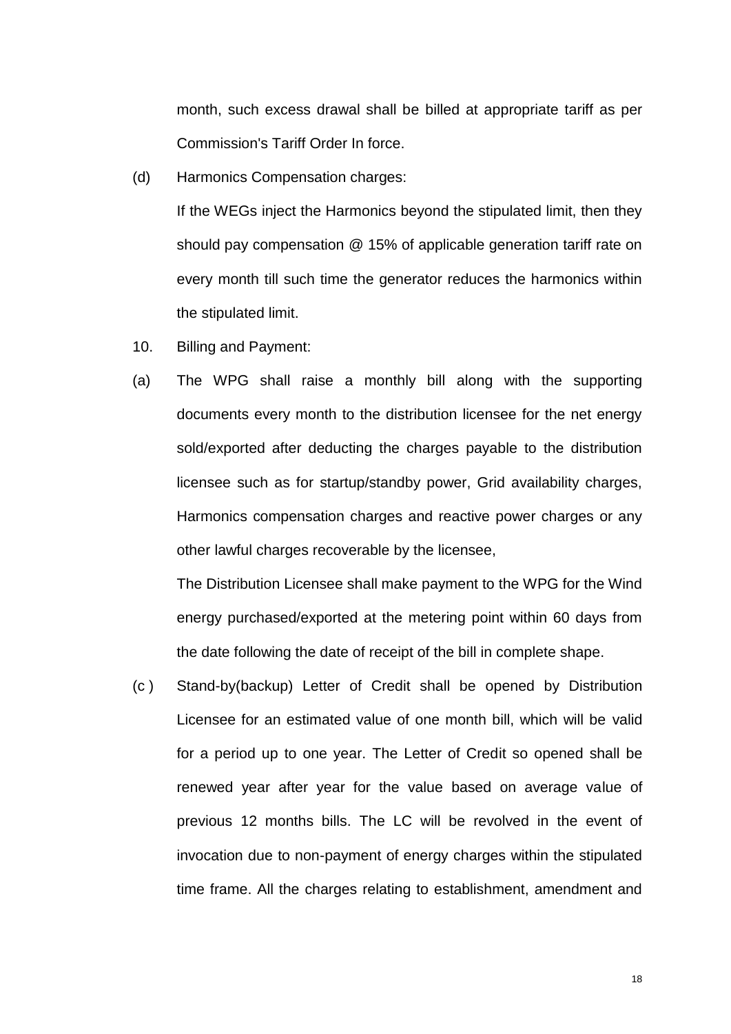month, such excess drawal shall be billed at appropriate tariff as per Commission's Tariff Order In force.

(d) Harmonics Compensation charges:

If the WEGs inject the Harmonics beyond the stipulated limit, then they should pay compensation @ 15% of applicable generation tariff rate on every month till such time the generator reduces the harmonics within the stipulated limit.

10. Billing and Payment:

(a) The WPG shall raise a monthly bill along with the supporting documents every month to the distribution licensee for the net energy sold/exported after deducting the charges payable to the distribution licensee such as for startup/standby power, Grid availability charges, Harmonics compensation charges and reactive power charges or any other lawful charges recoverable by the licensee,

The Distribution Licensee shall make payment to the WPG for the Wind energy purchased/exported at the metering point within 60 days from the date following the date of receipt of the bill in complete shape.

(c ) Stand-by(backup) Letter of Credit shall be opened by Distribution Licensee for an estimated value of one month bill, which will be valid for a period up to one year. The Letter of Credit so opened shall be renewed year after year for the value based on average value of previous 12 months bills. The LC will be revolved in the event of invocation due to non-payment of energy charges within the stipulated time frame. All the charges relating to establishment, amendment and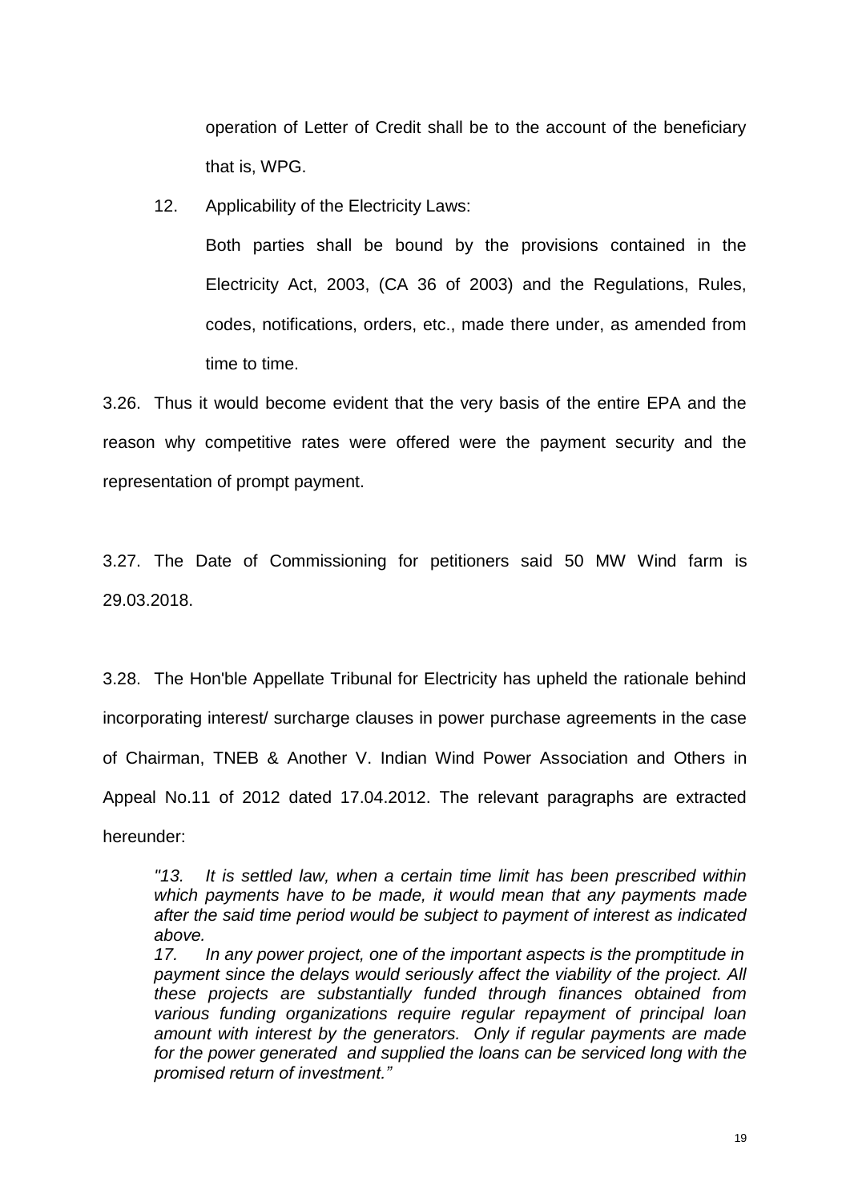operation of Letter of Credit shall be to the account of the beneficiary that is, WPG.

12. Applicability of the Electricity Laws:

   Both parties shall be bound by the provisions contained in the Electricity Act, 2003, (CA 36 of 2003) and the Regulations, Rules, codes, notifications, orders, etc., made there under, as amended from time to time.

3.26. Thus it would become evident that the very basis of the entire EPA and the reason why competitive rates were offered were the payment security and the representation of prompt payment.

3.27. The Date of Commissioning for petitioners said 50 MW Wind farm is 29.03.2018.

3.28. The Hon'ble Appellate Tribunal for Electricity has upheld the rationale behind incorporating interest/ surcharge clauses in power purchase agreements in the case of Chairman, TNEB & Another V. Indian Wind Power Association and Others in Appeal No.11 of 2012 dated 17.04.2012. The relevant paragraphs are extracted hereunder:

> *"13. It is settled law, when a certain time limit has been prescribed within which payments have to be made, it would mean that any payments made after the said time period would be subject to payment of interest as indicated above.*
>
> *17. In any power project, one of the important aspects is the promptitude in payment since the delays would seriously affect the viability of the project. All these projects are substantially funded through finances obtained from various funding organizations require regular repayment of principal loan amount with interest by the generators. Only if regular payments are made for the power generated and supplied the loans can be serviced long with the promised return of investment."*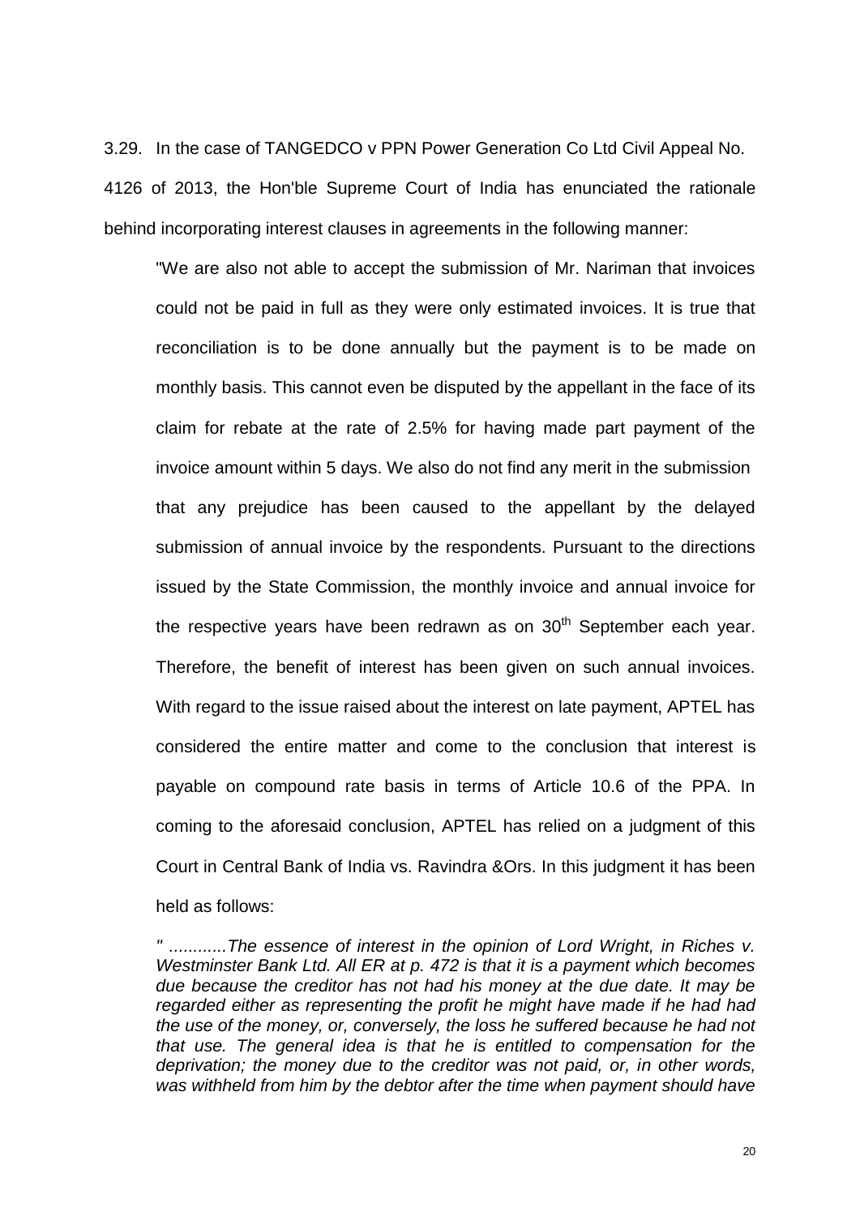3.29. In the case of TANGEDCO v PPN Power Generation Co Ltd Civil Appeal No. 4126 of 2013, the Hon'ble Supreme Court of India has enunciated the rationale behind incorporating interest clauses in agreements in the following manner:

> "We are also not able to accept the submission of Mr. Nariman that invoices could not be paid in full as they were only estimated invoices. It is true that reconciliation is to be done annually but the payment is to be made on monthly basis. This cannot even be disputed by the appellant in the face of its claim for rebate at the rate of 2.5% for having made part payment of the invoice amount within 5 days. We also do not find any merit in the submission that any prejudice has been caused to the appellant by the delayed submission of annual invoice by the respondents. Pursuant to the directions issued by the State Commission, the monthly invoice and annual invoice for the respective years have been redrawn as on 30th September each year. Therefore, the benefit of interest has been given on such annual invoices. With regard to the issue raised about the interest on late payment, APTEL has considered the entire matter and come to the conclusion that interest is payable on compound rate basis in terms of Article 10.6 of the PPA. In coming to the aforesaid conclusion, APTEL has relied on a judgment of this Court in Central Bank of India vs. Ravindra &Ors. In this judgment it has been held as follows:
>
> *" ............The essence of interest in the opinion of Lord Wright, in Riches v. Westminster Bank Ltd. All ER at p. 472 is that it is a payment which becomes due because the creditor has not had his money at the due date. It may be regarded either as representing the profit he might have made if he had had the use of the money, or, conversely, the loss he suffered because he had not that use. The general idea is that he is entitled to compensation for the deprivation; the money due to the creditor was not paid, or, in other words, was withheld from him by the debtor after the time when payment should have*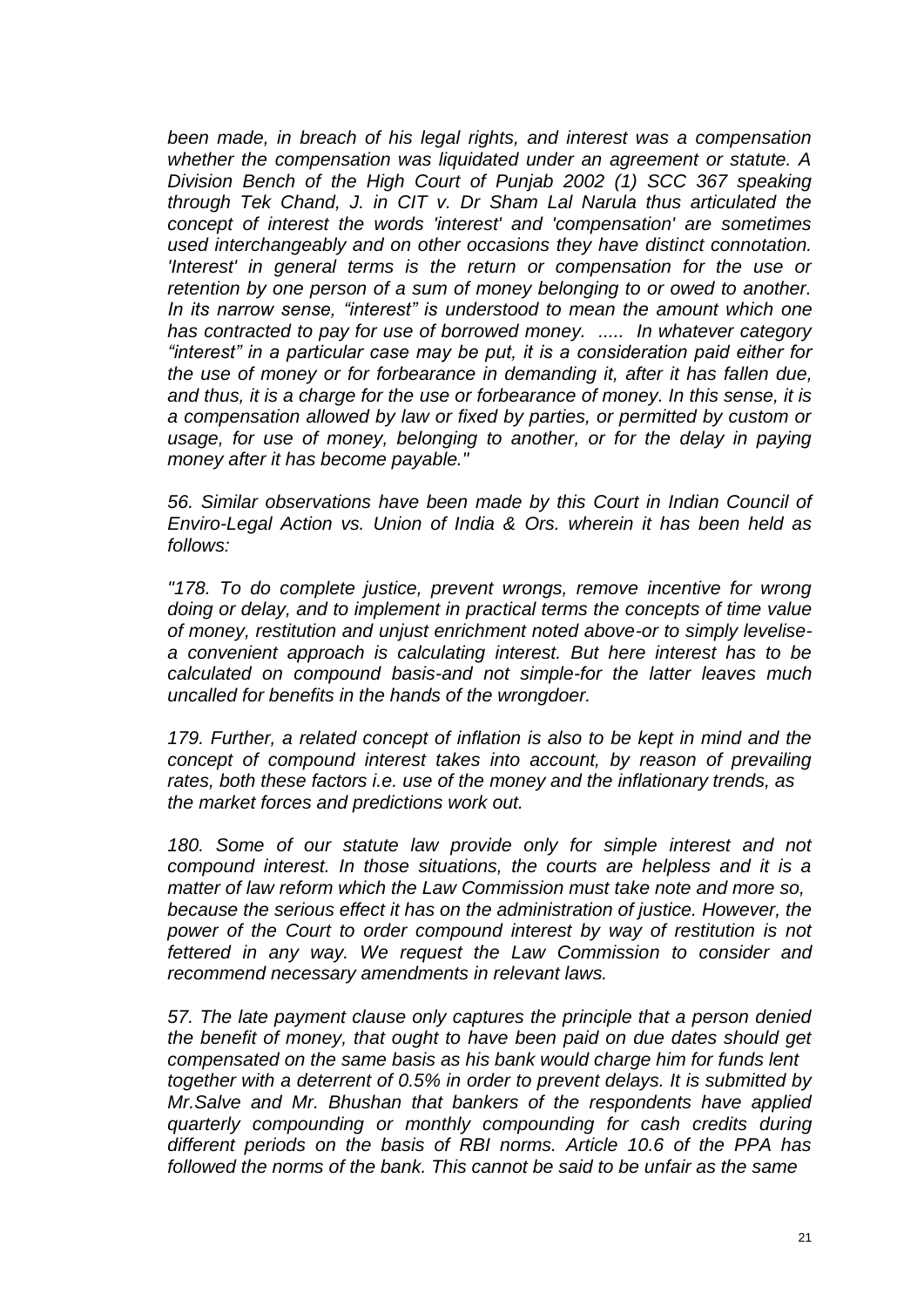*been made, in breach of his legal rights, and interest was a compensation whether the compensation was liquidated under an agreement or statute. A Division Bench of the High Court of Punjab 2002 (1) SCC 367 speaking through Tek Chand, J. in CIT v. Dr Sham Lal Narula thus articulated the concept of interest the words 'interest' and 'compensation' are sometimes used interchangeably and on other occasions they have distinct connotation. 'Interest' in general terms is the return or compensation for the use or retention by one person of a sum of money belonging to or owed to another. In its narrow sense, "interest" is understood to mean the amount which one has contracted to pay for use of borrowed money. ..... In whatever category "interest" in a particular case may be put, it is a consideration paid either for the use of money or for forbearance in demanding it, after it has fallen due, and thus, it is a charge for the use or forbearance of money. In this sense, it is a compensation allowed by law or fixed by parties, or permitted by custom or usage, for use of money, belonging to another, or for the delay in paying money after it has become payable."*

*56. Similar observations have been made by this Court in Indian Council of Enviro-Legal Action vs. Union of India & Ors. wherein it has been held as follows:*

*"178. To do complete justice, prevent wrongs, remove incentive for wrong doing or delay, and to implement in practical terms the concepts of time value of money, restitution and unjust enrichment noted above-or to simply levelise-a convenient approach is calculating interest. But here interest has to be calculated on compound basis-and not simple-for the latter leaves much uncalled for benefits in the hands of the wrongdoer.*

*179. Further, a related concept of inflation is also to be kept in mind and the concept of compound interest takes into account, by reason of prevailing rates, both these factors i.e. use of the money and the inflationary trends, as the market forces and predictions work out.*

*180. Some of our statute law provide only for simple interest and not compound interest. In those situations, the courts are helpless and it is a matter of law reform which the Law Commission must take note and more so, because the serious effect it has on the administration of justice. However, the power of the Court to order compound interest by way of restitution is not fettered in any way. We request the Law Commission to consider and recommend necessary amendments in relevant laws.*

*57. The late payment clause only captures the principle that a person denied the benefit of money, that ought to have been paid on due dates should get compensated on the same basis as his bank would charge him for funds lent together with a deterrent of 0.5% in order to prevent delays. It is submitted by Mr.Salve and Mr. Bhushan that bankers of the respondents have applied quarterly compounding or monthly compounding for cash credits during different periods on the basis of RBI norms. Article 10.6 of the PPA has followed the norms of the bank. This cannot be said to be unfair as the same*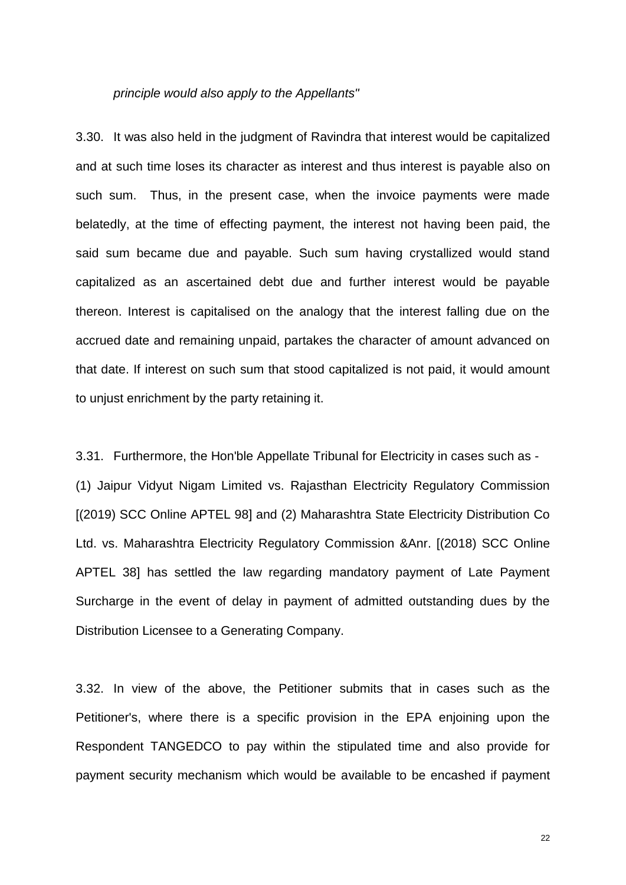*principle would also apply to the Appellants"*

3.30. It was also held in the judgment of Ravindra that interest would be capitalized and at such time loses its character as interest and thus interest is payable also on such sum. Thus, in the present case, when the invoice payments were made belatedly, at the time of effecting payment, the interest not having been paid, the said sum became due and payable. Such sum having crystallized would stand capitalized as an ascertained debt due and further interest would be payable thereon. Interest is capitalised on the analogy that the interest falling due on the accrued date and remaining unpaid, partakes the character of amount advanced on that date. If interest on such sum that stood capitalized is not paid, it would amount to unjust enrichment by the party retaining it.

3.31. Furthermore, the Hon'ble Appellate Tribunal for Electricity in cases such as - (1) Jaipur Vidyut Nigam Limited vs. Rajasthan Electricity Regulatory Commission [(2019) SCC Online APTEL 98] and (2) Maharashtra State Electricity Distribution Co Ltd. vs. Maharashtra Electricity Regulatory Commission &Anr. [(2018) SCC Online APTEL 38] has settled the law regarding mandatory payment of Late Payment Surcharge in the event of delay in payment of admitted outstanding dues by the Distribution Licensee to a Generating Company.

3.32. In view of the above, the Petitioner submits that in cases such as the Petitioner's, where there is a specific provision in the EPA enjoining upon the Respondent TANGEDCO to pay within the stipulated time and also provide for payment security mechanism which would be available to be encashed if payment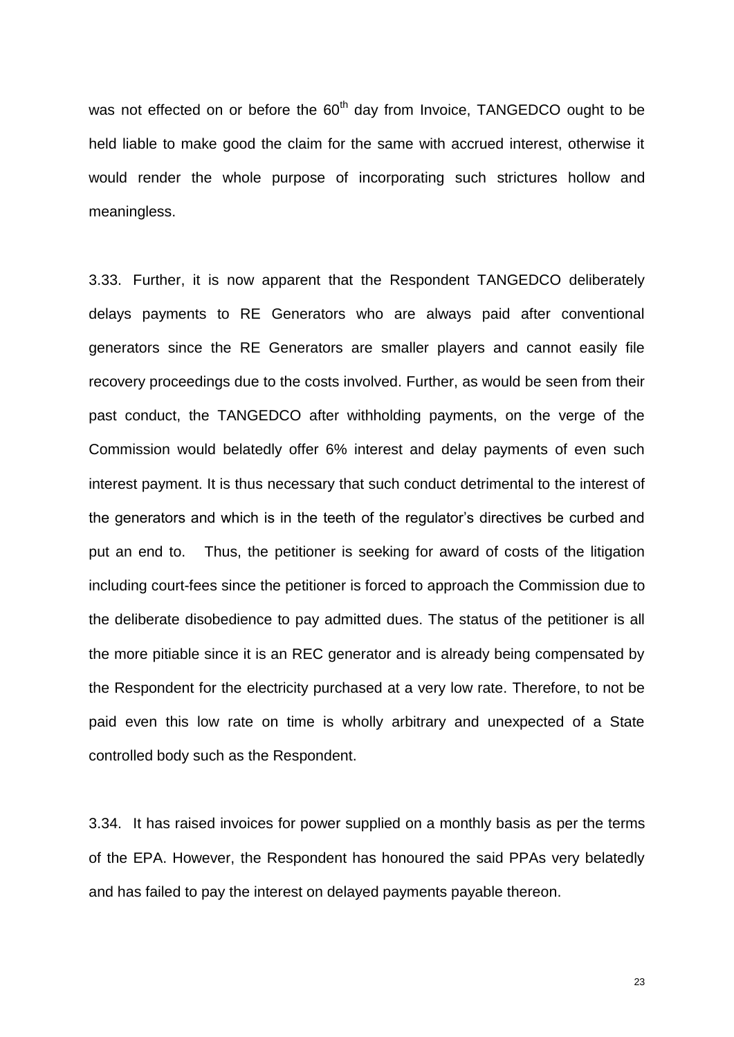was not effected on or before the 60th day from Invoice, TANGEDCO ought to be held liable to make good the claim for the same with accrued interest, otherwise it would render the whole purpose of incorporating such strictures hollow and meaningless.

3.33. Further, it is now apparent that the Respondent TANGEDCO deliberately delays payments to RE Generators who are always paid after conventional generators since the RE Generators are smaller players and cannot easily file recovery proceedings due to the costs involved. Further, as would be seen from their past conduct, the TANGEDCO after withholding payments, on the verge of the Commission would belatedly offer 6% interest and delay payments of even such interest payment. It is thus necessary that such conduct detrimental to the interest of the generators and which is in the teeth of the regulator's directives be curbed and put an end to. Thus, the petitioner is seeking for award of costs of the litigation including court-fees since the petitioner is forced to approach the Commission due to the deliberate disobedience to pay admitted dues. The status of the petitioner is all the more pitiable since it is an REC generator and is already being compensated by the Respondent for the electricity purchased at a very low rate. Therefore, to not be paid even this low rate on time is wholly arbitrary and unexpected of a State controlled body such as the Respondent.

3.34. It has raised invoices for power supplied on a monthly basis as per the terms of the EPA. However, the Respondent has honoured the said PPAs very belatedly and has failed to pay the interest on delayed payments payable thereon.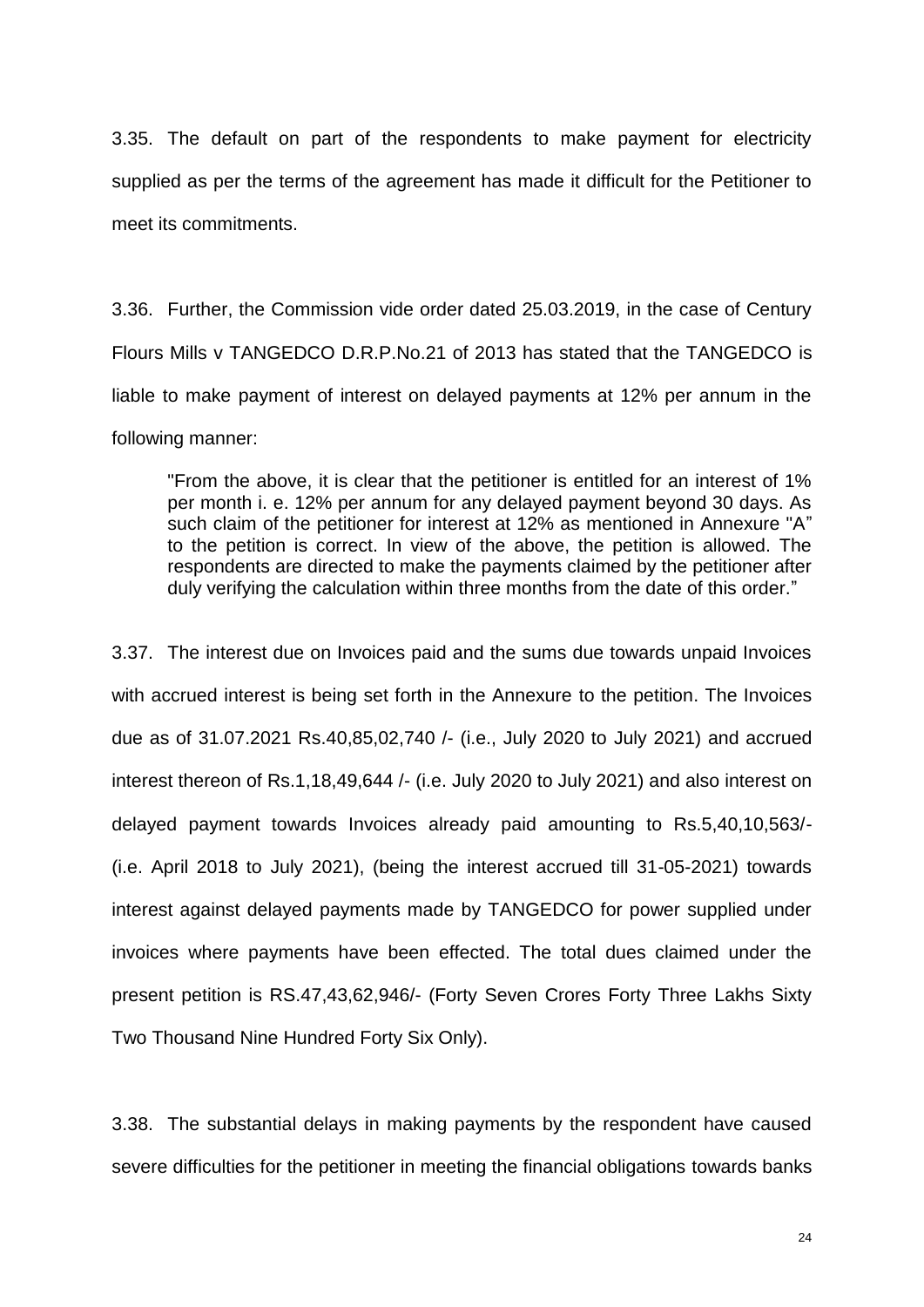3.35. The default on part of the respondents to make payment for electricity supplied as per the terms of the agreement has made it difficult for the Petitioner to meet its commitments.

3.36. Further, the Commission vide order dated 25.03.2019, in the case of Century Flours Mills v TANGEDCO D.R.P.No.21 of 2013 has stated that the TANGEDCO is liable to make payment of interest on delayed payments at 12% per annum in the following manner:

> "From the above, it is clear that the petitioner is entitled for an interest of 1% per month i. e. 12% per annum for any delayed payment beyond 30 days. As such claim of the petitioner for interest at 12% as mentioned in Annexure "A" to the petition is correct. In view of the above, the petition is allowed. The respondents are directed to make the payments claimed by the petitioner after duly verifying the calculation within three months from the date of this order."

3.37. The interest due on Invoices paid and the sums due towards unpaid Invoices with accrued interest is being set forth in the Annexure to the petition. The Invoices due as of 31.07.2021 Rs.40,85,02,740 /- (i.e., July 2020 to July 2021) and accrued interest thereon of Rs.1,18,49,644 /- (i.e. July 2020 to July 2021) and also interest on delayed payment towards Invoices already paid amounting to Rs.5,40,10,563/- (i.e. April 2018 to July 2021), (being the interest accrued till 31-05-2021) towards interest against delayed payments made by TANGEDCO for power supplied under invoices where payments have been effected. The total dues claimed under the present petition is RS.47,43,62,946/- (Forty Seven Crores Forty Three Lakhs Sixty Two Thousand Nine Hundred Forty Six Only).

3.38. The substantial delays in making payments by the respondent have caused severe difficulties for the petitioner in meeting the financial obligations towards banks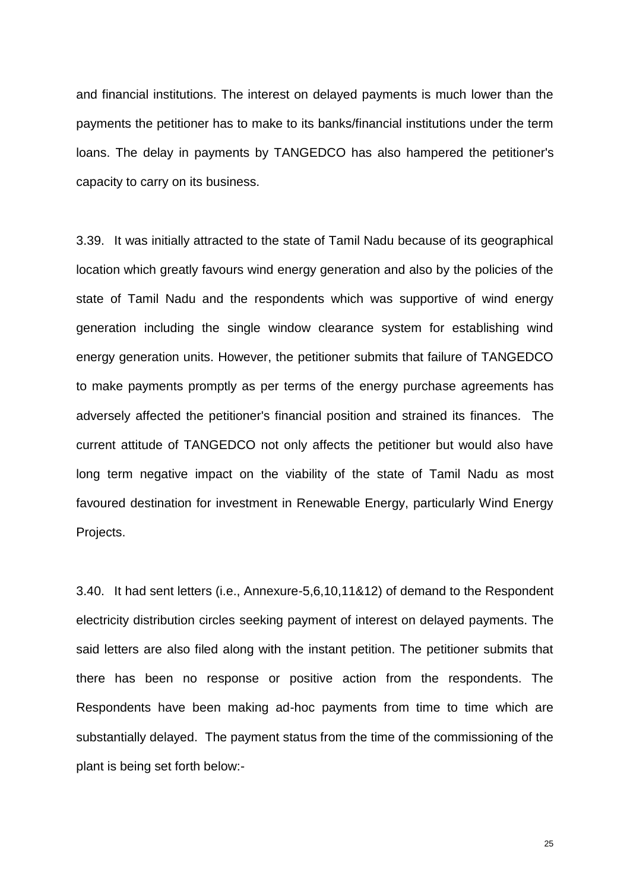and financial institutions. The interest on delayed payments is much lower than the payments the petitioner has to make to its banks/financial institutions under the term loans. The delay in payments by TANGEDCO has also hampered the petitioner's capacity to carry on its business.

3.39. It was initially attracted to the state of Tamil Nadu because of its geographical location which greatly favours wind energy generation and also by the policies of the state of Tamil Nadu and the respondents which was supportive of wind energy generation including the single window clearance system for establishing wind energy generation units. However, the petitioner submits that failure of TANGEDCO to make payments promptly as per terms of the energy purchase agreements has adversely affected the petitioner's financial position and strained its finances. The current attitude of TANGEDCO not only affects the petitioner but would also have long term negative impact on the viability of the state of Tamil Nadu as most favoured destination for investment in Renewable Energy, particularly Wind Energy Projects.

3.40. It had sent letters (i.e., Annexure-5,6,10,11&12) of demand to the Respondent electricity distribution circles seeking payment of interest on delayed payments. The said letters are also filed along with the instant petition. The petitioner submits that there has been no response or positive action from the respondents. The Respondents have been making ad-hoc payments from time to time which are substantially delayed. The payment status from the time of the commissioning of the plant is being set forth below:-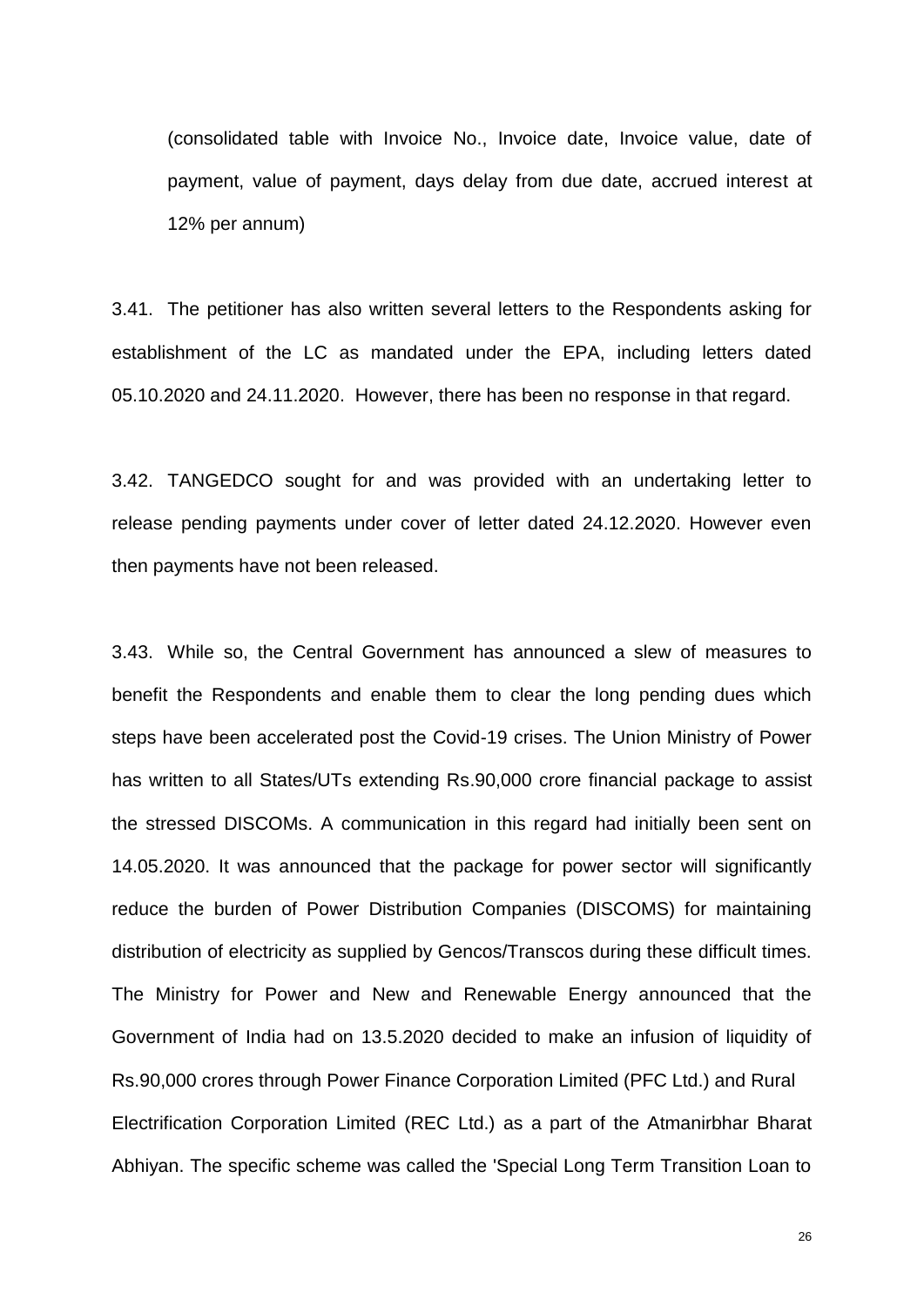(consolidated table with Invoice No., Invoice date, Invoice value, date of payment, value of payment, days delay from due date, accrued interest at 12% per annum)

3.41. The petitioner has also written several letters to the Respondents asking for establishment of the LC as mandated under the EPA, including letters dated 05.10.2020 and 24.11.2020. However, there has been no response in that regard.

3.42. TANGEDCO sought for and was provided with an undertaking letter to release pending payments under cover of letter dated 24.12.2020. However even then payments have not been released.

3.43. While so, the Central Government has announced a slew of measures to benefit the Respondents and enable them to clear the long pending dues which steps have been accelerated post the Covid-19 crises. The Union Ministry of Power has written to all States/UTs extending Rs.90,000 crore financial package to assist the stressed DISCOMs. A communication in this regard had initially been sent on 14.05.2020. It was announced that the package for power sector will significantly reduce the burden of Power Distribution Companies (DISCOMS) for maintaining distribution of electricity as supplied by Gencos/Transcos during these difficult times. The Ministry for Power and New and Renewable Energy announced that the Government of India had on 13.5.2020 decided to make an infusion of liquidity of Rs.90,000 crores through Power Finance Corporation Limited (PFC Ltd.) and Rural Electrification Corporation Limited (REC Ltd.) as a part of the Atmanirbhar Bharat Abhiyan. The specific scheme was called the 'Special Long Term Transition Loan to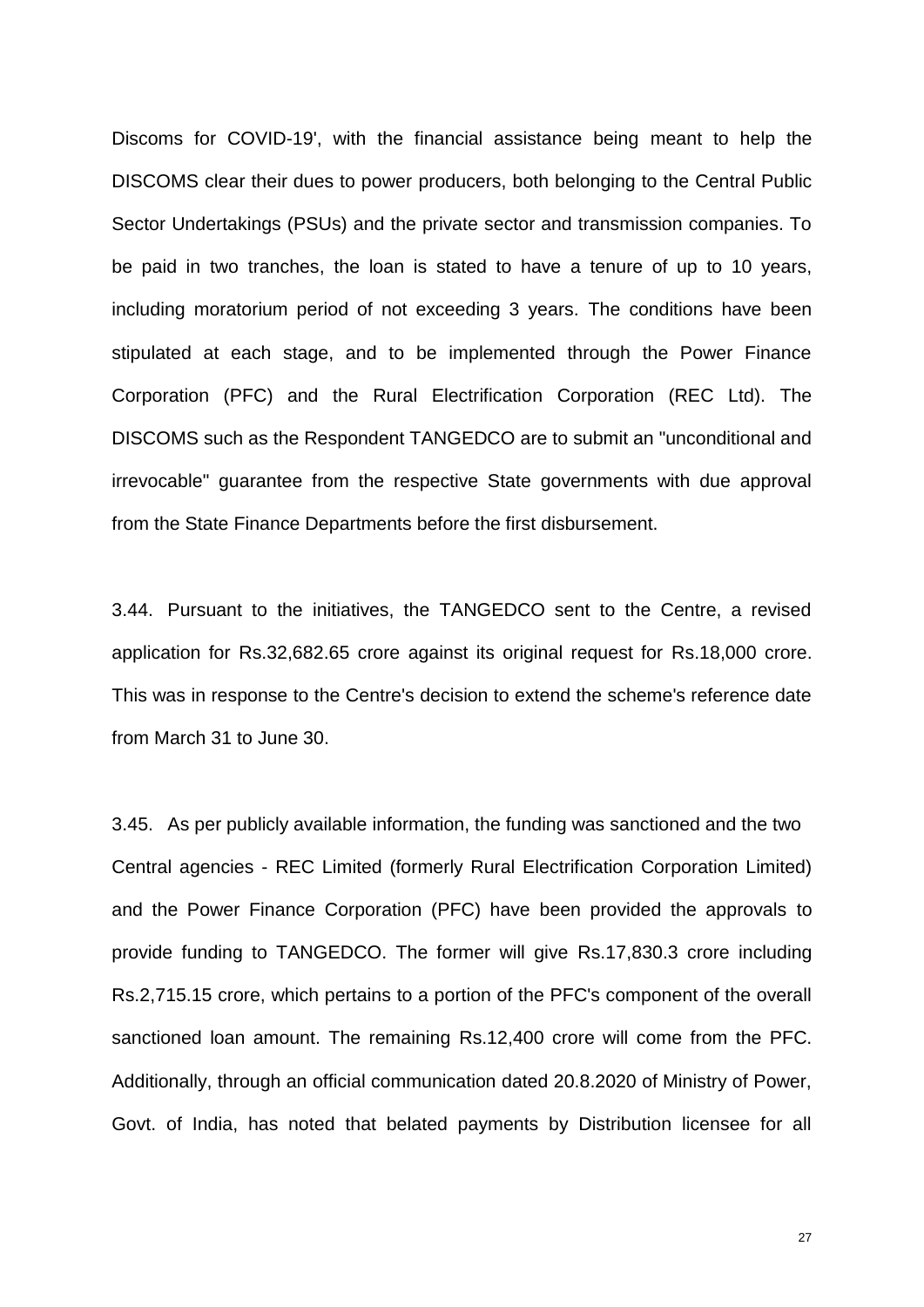Discoms for COVID-19', with the financial assistance being meant to help the DISCOMS clear their dues to power producers, both belonging to the Central Public Sector Undertakings (PSUs) and the private sector and transmission companies. To be paid in two tranches, the loan is stated to have a tenure of up to 10 years, including moratorium period of not exceeding 3 years. The conditions have been stipulated at each stage, and to be implemented through the Power Finance Corporation (PFC) and the Rural Electrification Corporation (REC Ltd). The DISCOMS such as the Respondent TANGEDCO are to submit an "unconditional and irrevocable" guarantee from the respective State governments with due approval from the State Finance Departments before the first disbursement.

3.44. Pursuant to the initiatives, the TANGEDCO sent to the Centre, a revised application for Rs.32,682.65 crore against its original request for Rs.18,000 crore. This was in response to the Centre's decision to extend the scheme's reference date from March 31 to June 30.

3.45. As per publicly available information, the funding was sanctioned and the two Central agencies - REC Limited (formerly Rural Electrification Corporation Limited) and the Power Finance Corporation (PFC) have been provided the approvals to provide funding to TANGEDCO. The former will give Rs.17,830.3 crore including Rs.2,715.15 crore, which pertains to a portion of the PFC's component of the overall sanctioned loan amount. The remaining Rs.12,400 crore will come from the PFC. Additionally, through an official communication dated 20.8.2020 of Ministry of Power, Govt. of India, has noted that belated payments by Distribution licensee for all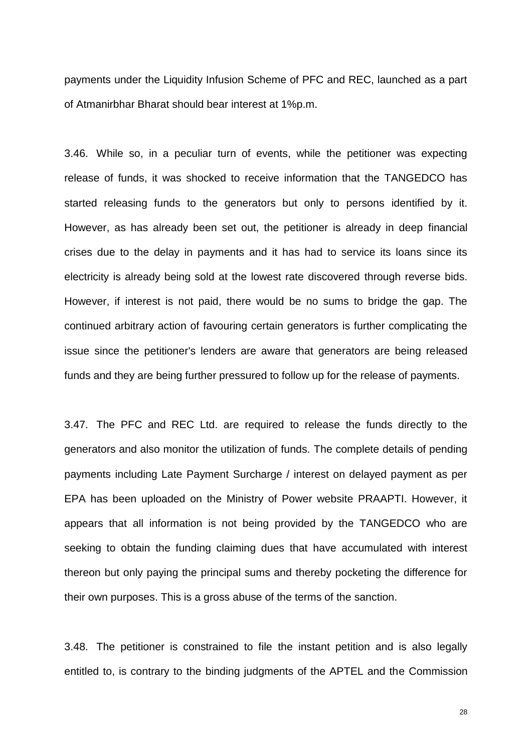payments under the Liquidity Infusion Scheme of PFC and REC, launched as a part of Atmanirbhar Bharat should bear interest at 1%p.m.

3.46. While so, in a peculiar turn of events, while the petitioner was expecting release of funds, it was shocked to receive information that the TANGEDCO has started releasing funds to the generators but only to persons identified by it. However, as has already been set out, the petitioner is already in deep financial crises due to the delay in payments and it has had to service its loans since its electricity is already being sold at the lowest rate discovered through reverse bids. However, if interest is not paid, there would be no sums to bridge the gap. The continued arbitrary action of favouring certain generators is further complicating the issue since the petitioner's lenders are aware that generators are being released funds and they are being further pressured to follow up for the release of payments.

3.47. The PFC and REC Ltd. are required to release the funds directly to the generators and also monitor the utilization of funds. The complete details of pending payments including Late Payment Surcharge / interest on delayed payment as per EPA has been uploaded on the Ministry of Power website PRAAPTI. However, it appears that all information is not being provided by the TANGEDCO who are seeking to obtain the funding claiming dues that have accumulated with interest thereon but only paying the principal sums and thereby pocketing the difference for their own purposes. This is a gross abuse of the terms of the sanction.

3.48. The petitioner is constrained to file the instant petition and is also legally entitled to, is contrary to the binding judgments of the APTEL and the Commission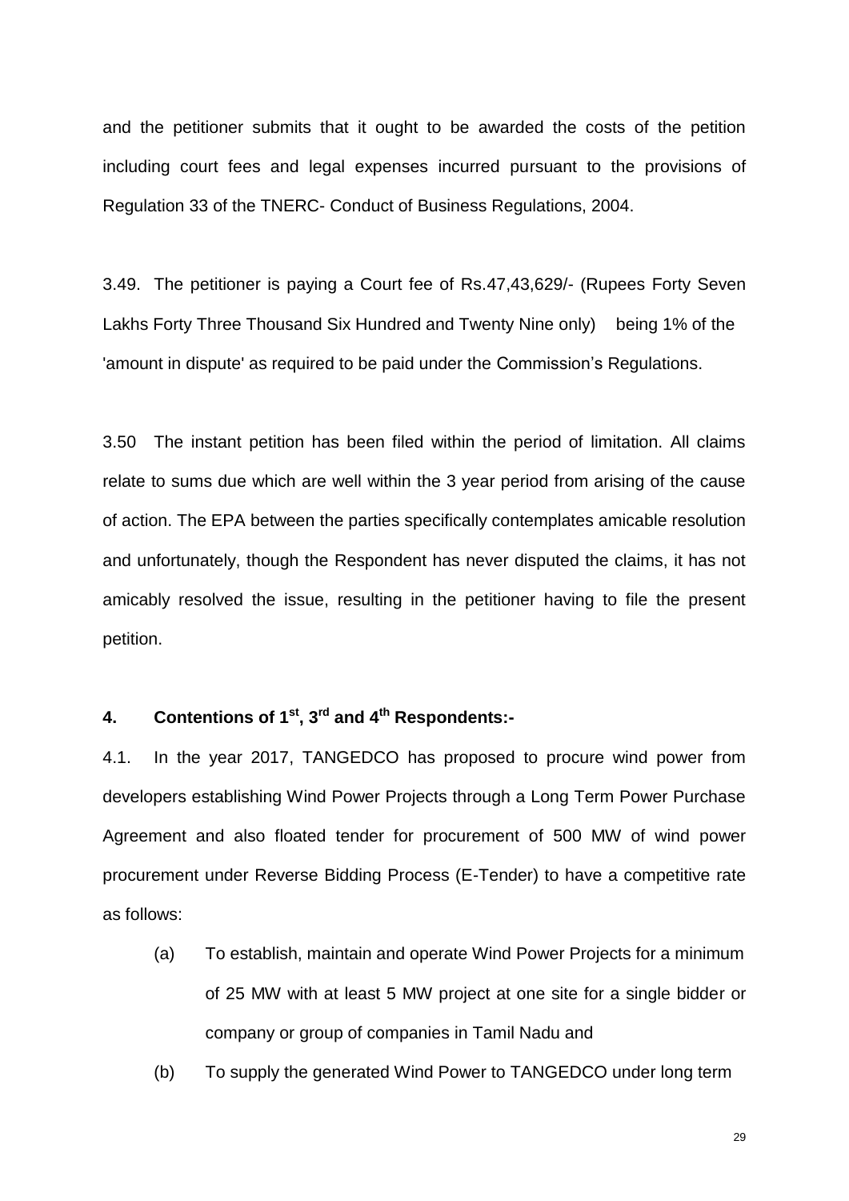and the petitioner submits that it ought to be awarded the costs of the petition including court fees and legal expenses incurred pursuant to the provisions of Regulation 33 of the TNERC- Conduct of Business Regulations, 2004.

3.49. The petitioner is paying a Court fee of Rs.47,43,629/- (Rupees Forty Seven Lakhs Forty Three Thousand Six Hundred and Twenty Nine only) being 1% of the 'amount in dispute' as required to be paid under the Commission's Regulations.

3.50 The instant petition has been filed within the period of limitation. All claims relate to sums due which are well within the 3 year period from arising of the cause of action. The EPA between the parties specifically contemplates amicable resolution and unfortunately, though the Respondent has never disputed the claims, it has not amicably resolved the issue, resulting in the petitioner having to file the present petition.

## 4. Contentions of 1st, 3rd and 4th Respondents:-

4.1. In the year 2017, TANGEDCO has proposed to procure wind power from developers establishing Wind Power Projects through a Long Term Power Purchase Agreement and also floated tender for procurement of 500 MW of wind power procurement under Reverse Bidding Process (E-Tender) to have a competitive rate as follows:

(a) To establish, maintain and operate Wind Power Projects for a minimum of 25 MW with at least 5 MW project at one site for a single bidder or company or group of companies in Tamil Nadu and

(b) To supply the generated Wind Power to TANGEDCO under long term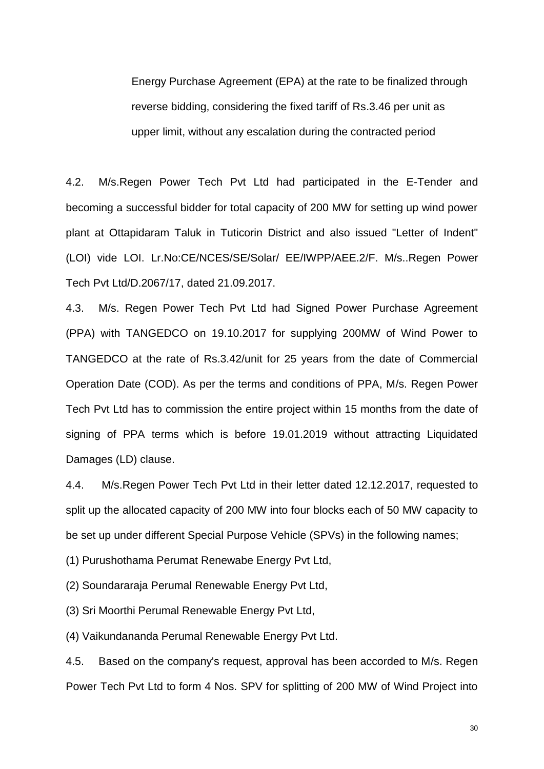Energy Purchase Agreement (EPA) at the rate to be finalized through reverse bidding, considering the fixed tariff of Rs.3.46 per unit as upper limit, without any escalation during the contracted period

4.2. M/s.Regen Power Tech Pvt Ltd had participated in the E-Tender and becoming a successful bidder for total capacity of 200 MW for setting up wind power plant at Ottapidaram Taluk in Tuticorin District and also issued "Letter of Indent" (LOI) vide LOI. Lr.No:CE/NCES/SE/Solar/ EE/IWPP/AEE.2/F. M/s..Regen Power Tech Pvt Ltd/D.2067/17, dated 21.09.2017.

4.3. M/s. Regen Power Tech Pvt Ltd had Signed Power Purchase Agreement (PPA) with TANGEDCO on 19.10.2017 for supplying 200MW of Wind Power to TANGEDCO at the rate of Rs.3.42/unit for 25 years from the date of Commercial Operation Date (COD). As per the terms and conditions of PPA, M/s. Regen Power Tech Pvt Ltd has to commission the entire project within 15 months from the date of signing of PPA terms which is before 19.01.2019 without attracting Liquidated Damages (LD) clause.

4.4. M/s.Regen Power Tech Pvt Ltd in their letter dated 12.12.2017, requested to split up the allocated capacity of 200 MW into four blocks each of 50 MW capacity to be set up under different Special Purpose Vehicle (SPVs) in the following names;

(1) Purushothama Perumat Renewabe Energy Pvt Ltd,

(2) Soundararaja Perumal Renewable Energy Pvt Ltd,

(3) Sri Moorthi Perumal Renewable Energy Pvt Ltd,

(4) Vaikundananda Perumal Renewable Energy Pvt Ltd.

4.5. Based on the company's request, approval has been accorded to M/s. Regen Power Tech Pvt Ltd to form 4 Nos. SPV for splitting of 200 MW of Wind Project into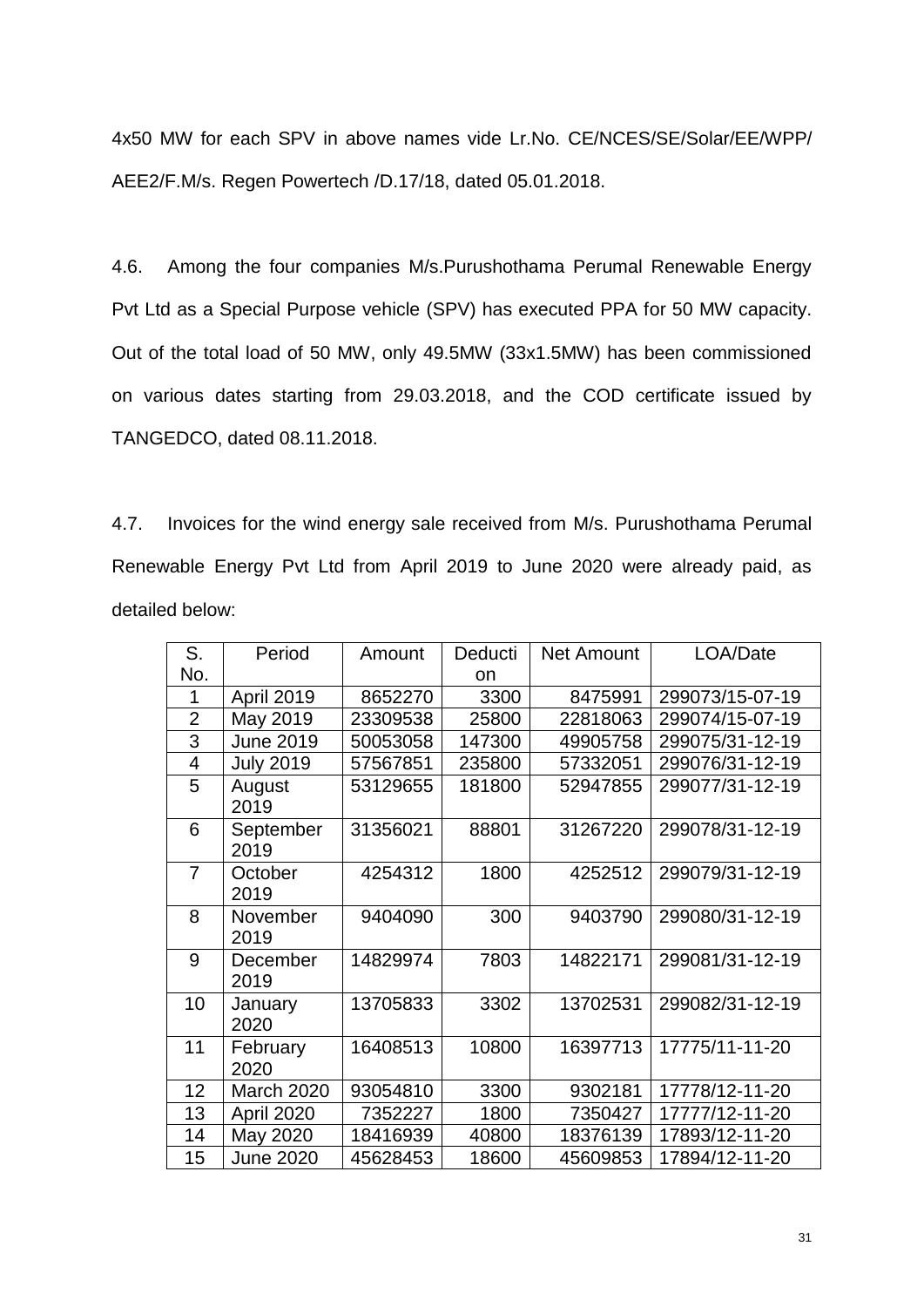4x50 MW for each SPV in above names vide Lr.No. CE/NCES/SE/Solar/EE/WPP/ AEE2/F.M/s. Regen Powertech /D.17/18, dated 05.01.2018.

4.6. Among the four companies M/s.Purushothama Perumal Renewable Energy Pvt Ltd as a Special Purpose vehicle (SPV) has executed PPA for 50 MW capacity. Out of the total load of 50 MW, only 49.5MW (33x1.5MW) has been commissioned on various dates starting from 29.03.2018, and the COD certificate issued by TANGEDCO, dated 08.11.2018.

4.7. Invoices for the wind energy sale received from M/s. Purushothama Perumal Renewable Energy Pvt Ltd from April 2019 to June 2020 were already paid, as detailed below:

| S. No. | Period | Amount | Deduction | Net Amount | LOA/Date |
|---|---|---|---|---|---|
| 1 | April 2019 | 8652270 | 3300 | 8475991 | 299073/15-07-19 |
| 2 | May 2019 | 23309538 | 25800 | 22818063 | 299074/15-07-19 |
| 3 | June 2019 | 50053058 | 147300 | 49905758 | 299075/31-12-19 |
| 4 | July 2019 | 57567851 | 235800 | 57332051 | 299076/31-12-19 |
| 5 | August 2019 | 53129655 | 181800 | 52947855 | 299077/31-12-19 |
| 6 | September 2019 | 31356021 | 88801 | 31267220 | 299078/31-12-19 |
| 7 | October 2019 | 4254312 | 1800 | 4252512 | 299079/31-12-19 |
| 8 | November 2019 | 9404090 | 300 | 9403790 | 299080/31-12-19 |
| 9 | December 2019 | 14829974 | 7803 | 14822171 | 299081/31-12-19 |
| 10 | January 2020 | 13705833 | 3302 | 13702531 | 299082/31-12-19 |
| 11 | February 2020 | 16408513 | 10800 | 16397713 | 17775/11-11-20 |
| 12 | March 2020 | 93054810 | 3300 | 9302181 | 17778/12-11-20 |
| 13 | April 2020 | 7352227 | 1800 | 7350427 | 17777/12-11-20 |
| 14 | May 2020 | 18416939 | 40800 | 18376139 | 17893/12-11-20 |
| 15 | June 2020 | 45628453 | 18600 | 45609853 | 17894/12-11-20 |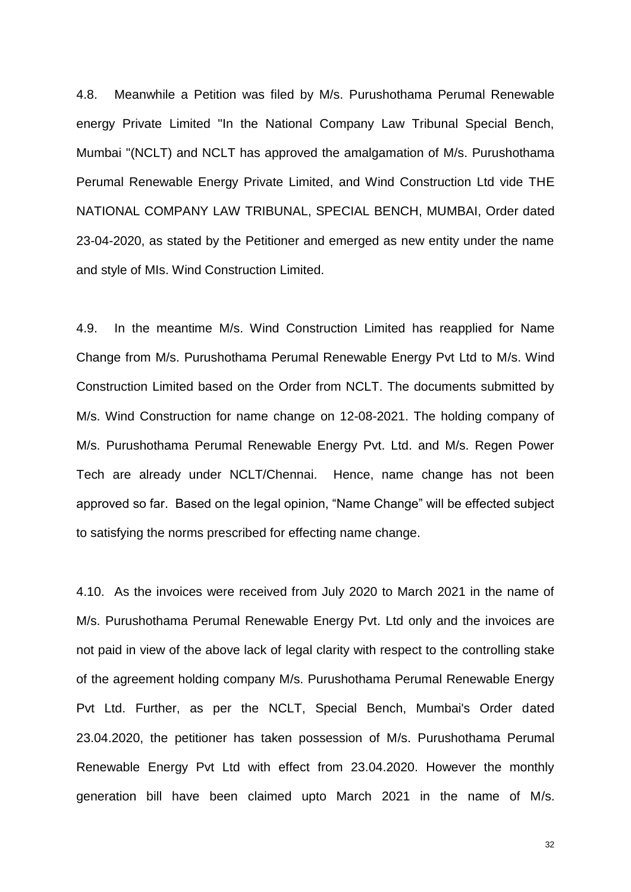4.8. Meanwhile a Petition was filed by M/s. Purushothama Perumal Renewable energy Private Limited "In the National Company Law Tribunal Special Bench, Mumbai "(NCLT) and NCLT has approved the amalgamation of M/s. Purushothama Perumal Renewable Energy Private Limited, and Wind Construction Ltd vide THE NATIONAL COMPANY LAW TRIBUNAL, SPECIAL BENCH, MUMBAI, Order dated 23-04-2020, as stated by the Petitioner and emerged as new entity under the name and style of MIs. Wind Construction Limited.

4.9. In the meantime M/s. Wind Construction Limited has reapplied for Name Change from M/s. Purushothama Perumal Renewable Energy Pvt Ltd to M/s. Wind Construction Limited based on the Order from NCLT. The documents submitted by M/s. Wind Construction for name change on 12-08-2021. The holding company of M/s. Purushothama Perumal Renewable Energy Pvt. Ltd. and M/s. Regen Power Tech are already under NCLT/Chennai. Hence, name change has not been approved so far. Based on the legal opinion, "Name Change" will be effected subject to satisfying the norms prescribed for effecting name change.

4.10. As the invoices were received from July 2020 to March 2021 in the name of M/s. Purushothama Perumal Renewable Energy Pvt. Ltd only and the invoices are not paid in view of the above lack of legal clarity with respect to the controlling stake of the agreement holding company M/s. Purushothama Perumal Renewable Energy Pvt Ltd. Further, as per the NCLT, Special Bench, Mumbai's Order dated 23.04.2020, the petitioner has taken possession of M/s. Purushothama Perumal Renewable Energy Pvt Ltd with effect from 23.04.2020. However the monthly generation bill have been claimed upto March 2021 in the name of M/s.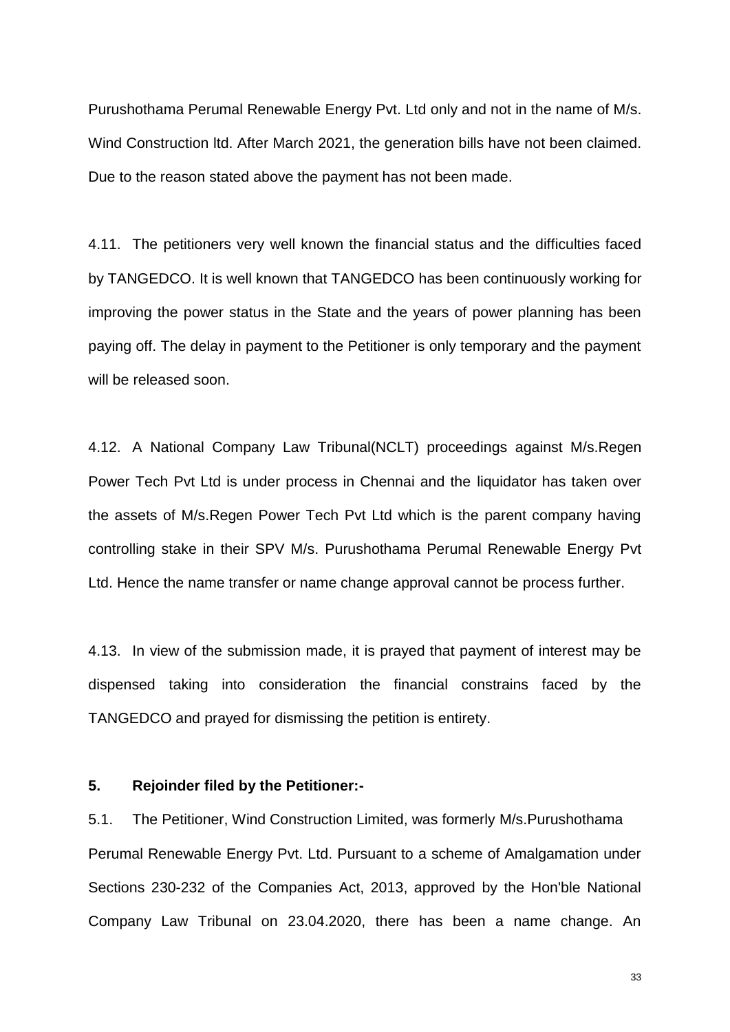Purushothama Perumal Renewable Energy Pvt. Ltd only and not in the name of M/s. Wind Construction ltd. After March 2021, the generation bills have not been claimed. Due to the reason stated above the payment has not been made.

4.11. The petitioners very well known the financial status and the difficulties faced by TANGEDCO. It is well known that TANGEDCO has been continuously working for improving the power status in the State and the years of power planning has been paying off. The delay in payment to the Petitioner is only temporary and the payment will be released soon.

4.12. A National Company Law Tribunal(NCLT) proceedings against M/s.Regen Power Tech Pvt Ltd is under process in Chennai and the liquidator has taken over the assets of M/s.Regen Power Tech Pvt Ltd which is the parent company having controlling stake in their SPV M/s. Purushothama Perumal Renewable Energy Pvt Ltd. Hence the name transfer or name change approval cannot be process further.

4.13. In view of the submission made, it is prayed that payment of interest may be dispensed taking into consideration the financial constrains faced by the TANGEDCO and prayed for dismissing the petition is entirety.

**5. Rejoinder filed by the Petitioner:-**

5.1. The Petitioner, Wind Construction Limited, was formerly M/s.Purushothama Perumal Renewable Energy Pvt. Ltd. Pursuant to a scheme of Amalgamation under Sections 230-232 of the Companies Act, 2013, approved by the Hon'ble National Company Law Tribunal on 23.04.2020, there has been a name change. An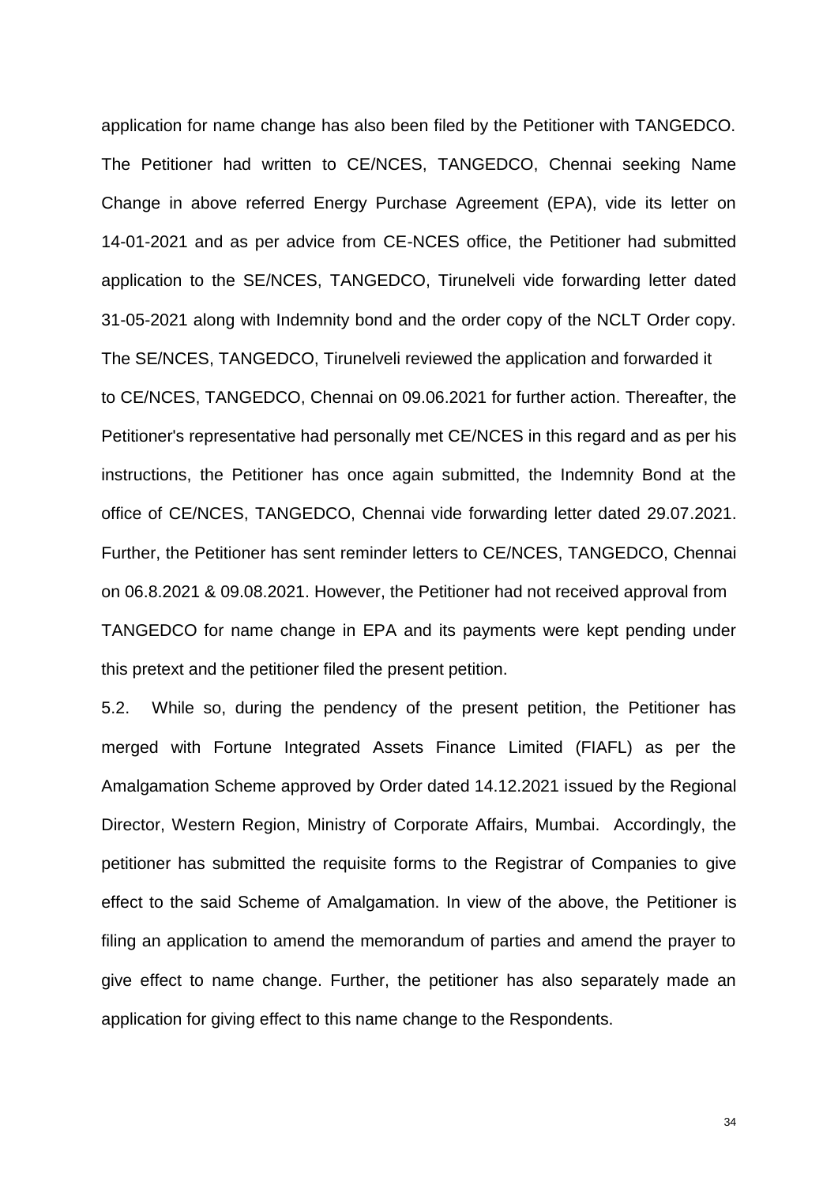application for name change has also been filed by the Petitioner with TANGEDCO. The Petitioner had written to CE/NCES, TANGEDCO, Chennai seeking Name Change in above referred Energy Purchase Agreement (EPA), vide its letter on 14-01-2021 and as per advice from CE-NCES office, the Petitioner had submitted application to the SE/NCES, TANGEDCO, Tirunelveli vide forwarding letter dated 31-05-2021 along with Indemnity bond and the order copy of the NCLT Order copy. The SE/NCES, TANGEDCO, Tirunelveli reviewed the application and forwarded it to CE/NCES, TANGEDCO, Chennai on 09.06.2021 for further action. Thereafter, the Petitioner's representative had personally met CE/NCES in this regard and as per his instructions, the Petitioner has once again submitted, the Indemnity Bond at the office of CE/NCES, TANGEDCO, Chennai vide forwarding letter dated 29.07.2021. Further, the Petitioner has sent reminder letters to CE/NCES, TANGEDCO, Chennai on 06.8.2021 & 09.08.2021. However, the Petitioner had not received approval from TANGEDCO for name change in EPA and its payments were kept pending under this pretext and the petitioner filed the present petition.

5.2. While so, during the pendency of the present petition, the Petitioner has merged with Fortune Integrated Assets Finance Limited (FIAFL) as per the Amalgamation Scheme approved by Order dated 14.12.2021 issued by the Regional Director, Western Region, Ministry of Corporate Affairs, Mumbai. Accordingly, the petitioner has submitted the requisite forms to the Registrar of Companies to give effect to the said Scheme of Amalgamation. In view of the above, the Petitioner is filing an application to amend the memorandum of parties and amend the prayer to give effect to name change. Further, the petitioner has also separately made an application for giving effect to this name change to the Respondents.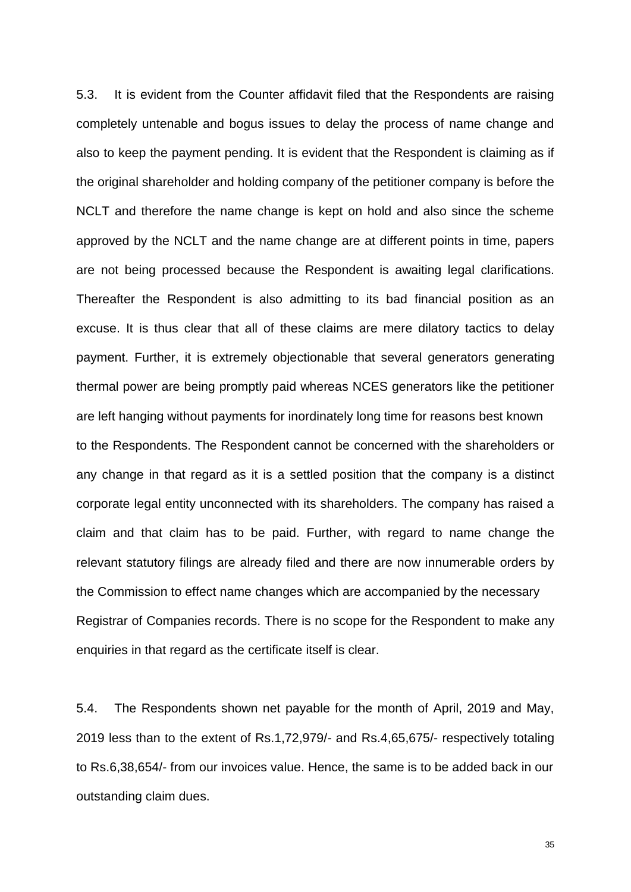5.3. It is evident from the Counter affidavit filed that the Respondents are raising completely untenable and bogus issues to delay the process of name change and also to keep the payment pending. It is evident that the Respondent is claiming as if the original shareholder and holding company of the petitioner company is before the NCLT and therefore the name change is kept on hold and also since the scheme approved by the NCLT and the name change are at different points in time, papers are not being processed because the Respondent is awaiting legal clarifications. Thereafter the Respondent is also admitting to its bad financial position as an excuse. It is thus clear that all of these claims are mere dilatory tactics to delay payment. Further, it is extremely objectionable that several generators generating thermal power are being promptly paid whereas NCES generators like the petitioner are left hanging without payments for inordinately long time for reasons best known to the Respondents. The Respondent cannot be concerned with the shareholders or any change in that regard as it is a settled position that the company is a distinct corporate legal entity unconnected with its shareholders. The company has raised a claim and that claim has to be paid. Further, with regard to name change the relevant statutory filings are already filed and there are now innumerable orders by the Commission to effect name changes which are accompanied by the necessary Registrar of Companies records. There is no scope for the Respondent to make any enquiries in that regard as the certificate itself is clear.

5.4. The Respondents shown net payable for the month of April, 2019 and May, 2019 less than to the extent of Rs.1,72,979/- and Rs.4,65,675/- respectively totaling to Rs.6,38,654/- from our invoices value. Hence, the same is to be added back in our outstanding claim dues.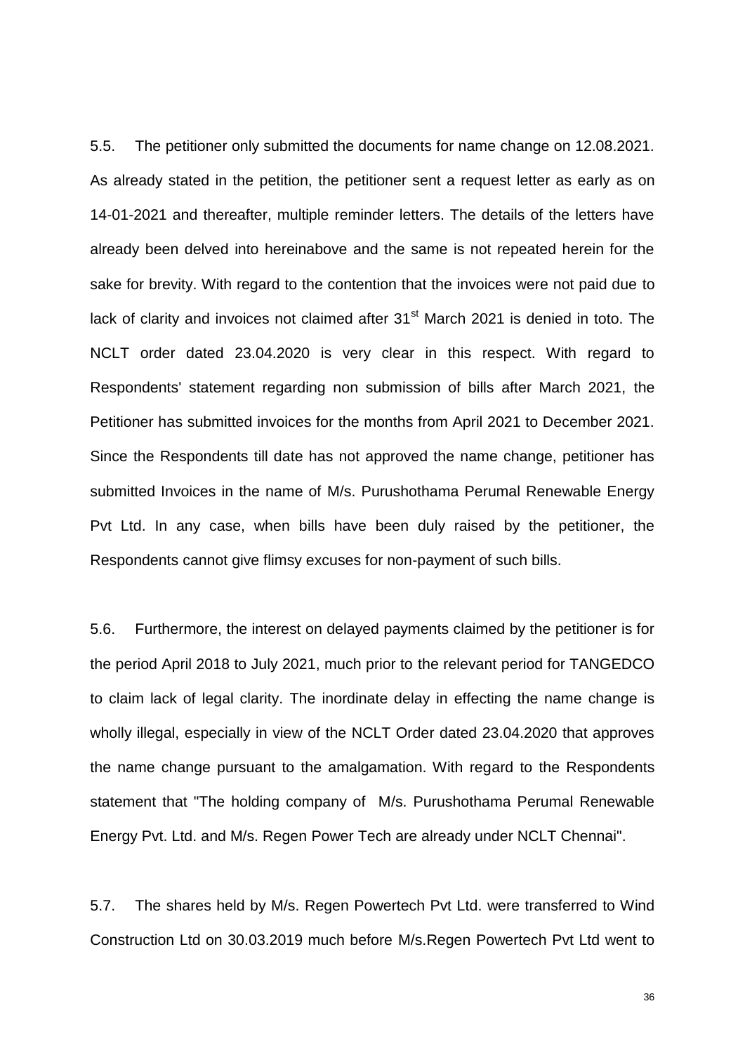5.5. The petitioner only submitted the documents for name change on 12.08.2021. As already stated in the petition, the petitioner sent a request letter as early as on 14-01-2021 and thereafter, multiple reminder letters. The details of the letters have already been delved into hereinabove and the same is not repeated herein for the sake for brevity. With regard to the contention that the invoices were not paid due to lack of clarity and invoices not claimed after 31st March 2021 is denied in toto. The NCLT order dated 23.04.2020 is very clear in this respect. With regard to Respondents' statement regarding non submission of bills after March 2021, the Petitioner has submitted invoices for the months from April 2021 to December 2021. Since the Respondents till date has not approved the name change, petitioner has submitted Invoices in the name of M/s. Purushothama Perumal Renewable Energy Pvt Ltd. In any case, when bills have been duly raised by the petitioner, the Respondents cannot give flimsy excuses for non-payment of such bills.

5.6. Furthermore, the interest on delayed payments claimed by the petitioner is for the period April 2018 to July 2021, much prior to the relevant period for TANGEDCO to claim lack of legal clarity. The inordinate delay in effecting the name change is wholly illegal, especially in view of the NCLT Order dated 23.04.2020 that approves the name change pursuant to the amalgamation. With regard to the Respondents statement that "The holding company of M/s. Purushothama Perumal Renewable Energy Pvt. Ltd. and M/s. Regen Power Tech are already under NCLT Chennai".

5.7. The shares held by M/s. Regen Powertech Pvt Ltd. were transferred to Wind Construction Ltd on 30.03.2019 much before M/s.Regen Powertech Pvt Ltd went to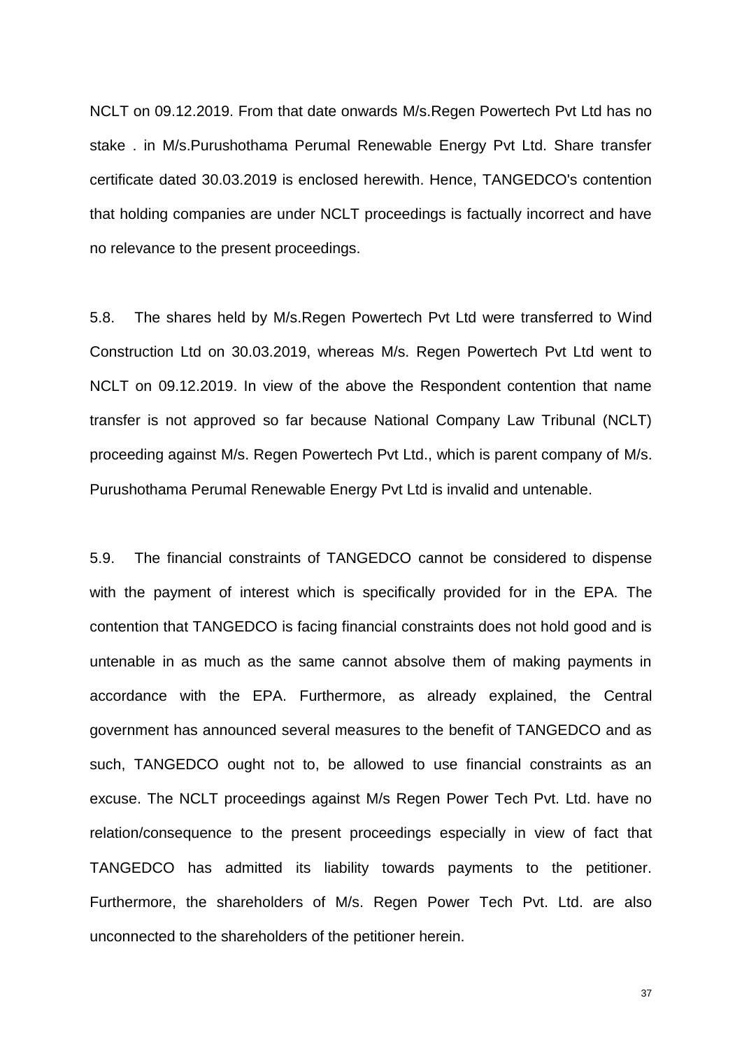NCLT on 09.12.2019. From that date onwards M/s.Regen Powertech Pvt Ltd has no stake . in M/s.Purushothama Perumal Renewable Energy Pvt Ltd. Share transfer certificate dated 30.03.2019 is enclosed herewith. Hence, TANGEDCO's contention that holding companies are under NCLT proceedings is factually incorrect and have no relevance to the present proceedings.

5.8. The shares held by M/s.Regen Powertech Pvt Ltd were transferred to Wind Construction Ltd on 30.03.2019, whereas M/s. Regen Powertech Pvt Ltd went to NCLT on 09.12.2019. In view of the above the Respondent contention that name transfer is not approved so far because National Company Law Tribunal (NCLT) proceeding against M/s. Regen Powertech Pvt Ltd., which is parent company of M/s. Purushothama Perumal Renewable Energy Pvt Ltd is invalid and untenable.

5.9. The financial constraints of TANGEDCO cannot be considered to dispense with the payment of interest which is specifically provided for in the EPA. The contention that TANGEDCO is facing financial constraints does not hold good and is untenable in as much as the same cannot absolve them of making payments in accordance with the EPA. Furthermore, as already explained, the Central government has announced several measures to the benefit of TANGEDCO and as such, TANGEDCO ought not to, be allowed to use financial constraints as an excuse. The NCLT proceedings against M/s Regen Power Tech Pvt. Ltd. have no relation/consequence to the present proceedings especially in view of fact that TANGEDCO has admitted its liability towards payments to the petitioner. Furthermore, the shareholders of M/s. Regen Power Tech Pvt. Ltd. are also unconnected to the shareholders of the petitioner herein.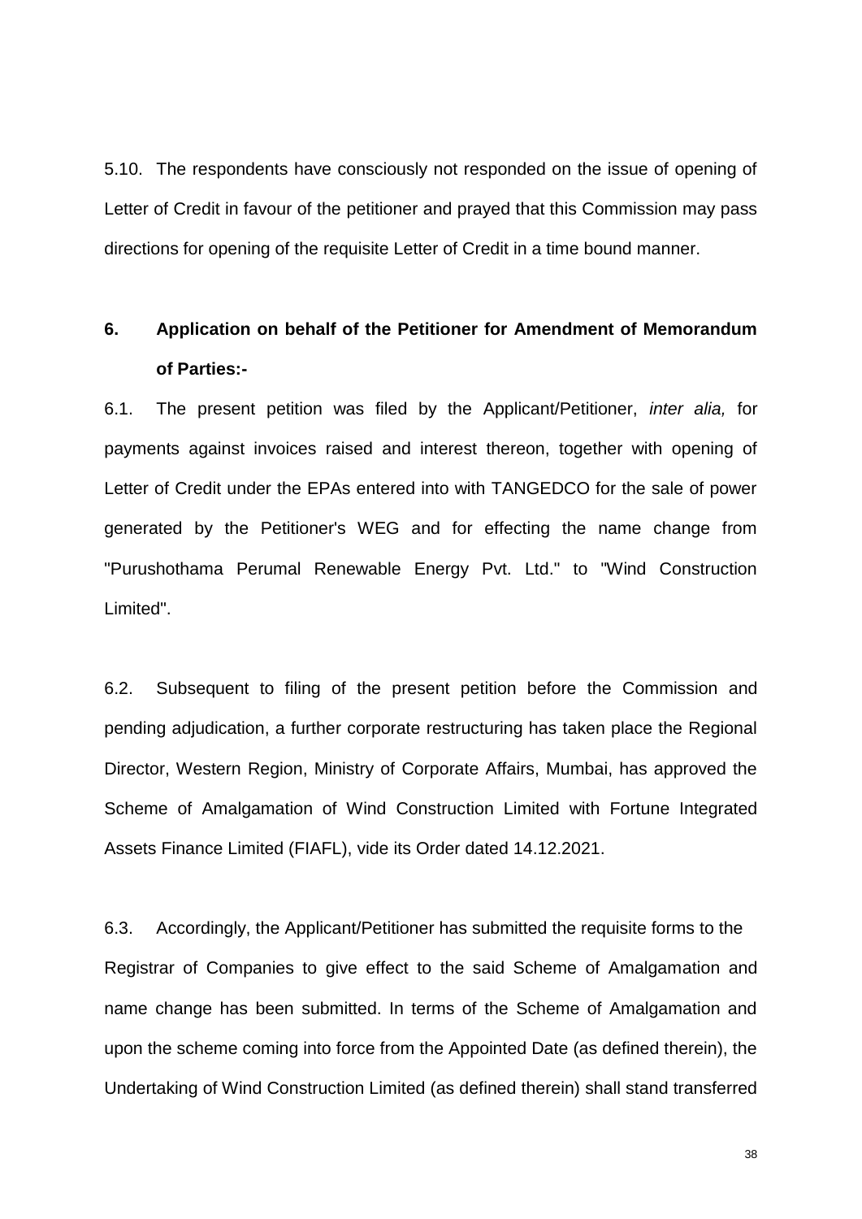5.10. The respondents have consciously not responded on the issue of opening of Letter of Credit in favour of the petitioner and prayed that this Commission may pass directions for opening of the requisite Letter of Credit in a time bound manner.

## 6. Application on behalf of the Petitioner for Amendment of Memorandum of Parties:-

6.1. The present petition was filed by the Applicant/Petitioner, *inter alia,* for payments against invoices raised and interest thereon, together with opening of Letter of Credit under the EPAs entered into with TANGEDCO for the sale of power generated by the Petitioner's WEG and for effecting the name change from "Purushothama Perumal Renewable Energy Pvt. Ltd." to "Wind Construction Limited".

6.2. Subsequent to filing of the present petition before the Commission and pending adjudication, a further corporate restructuring has taken place the Regional Director, Western Region, Ministry of Corporate Affairs, Mumbai, has approved the Scheme of Amalgamation of Wind Construction Limited with Fortune Integrated Assets Finance Limited (FIAFL), vide its Order dated 14.12.2021.

6.3. Accordingly, the Applicant/Petitioner has submitted the requisite forms to the Registrar of Companies to give effect to the said Scheme of Amalgamation and name change has been submitted. In terms of the Scheme of Amalgamation and upon the scheme coming into force from the Appointed Date (as defined therein), the Undertaking of Wind Construction Limited (as defined therein) shall stand transferred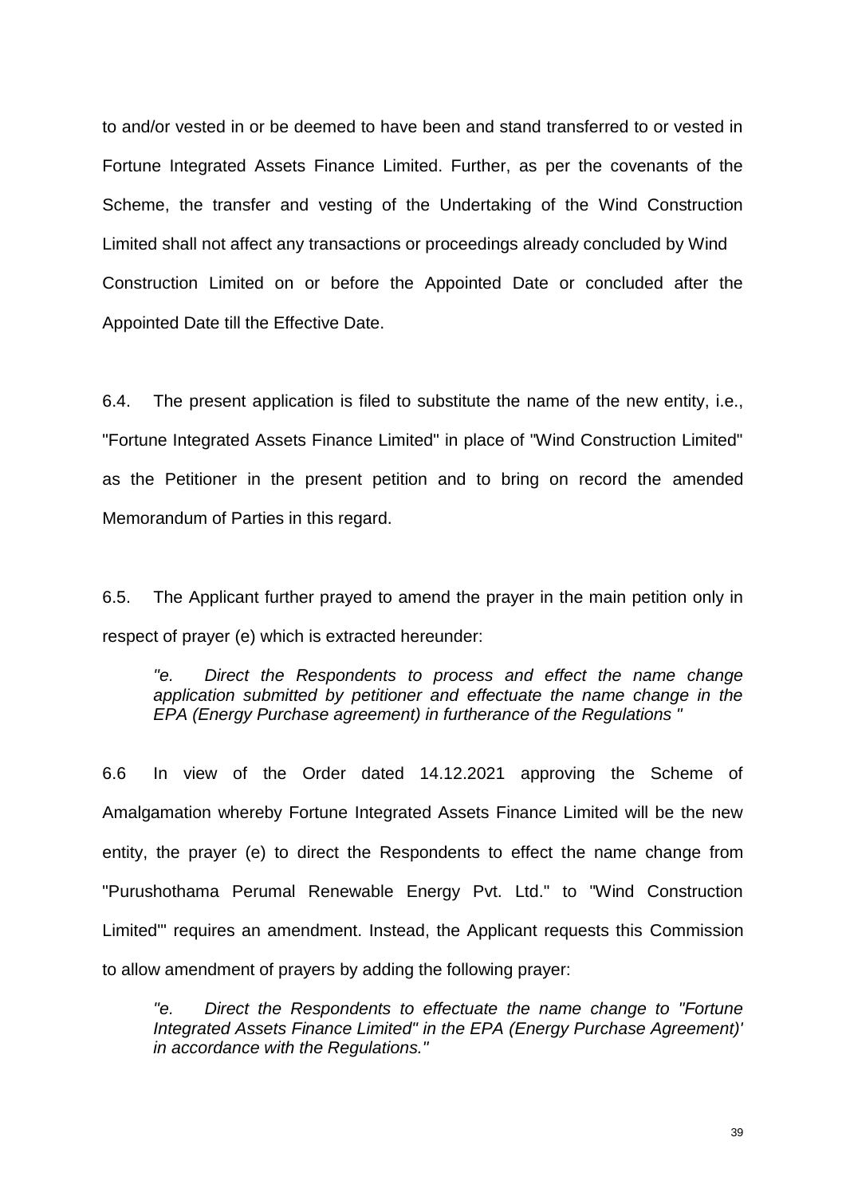to and/or vested in or be deemed to have been and stand transferred to or vested in Fortune Integrated Assets Finance Limited. Further, as per the covenants of the Scheme, the transfer and vesting of the Undertaking of the Wind Construction Limited shall not affect any transactions or proceedings already concluded by Wind Construction Limited on or before the Appointed Date or concluded after the Appointed Date till the Effective Date.

6.4. The present application is filed to substitute the name of the new entity, i.e., "Fortune Integrated Assets Finance Limited" in place of "Wind Construction Limited" as the Petitioner in the present petition and to bring on record the amended Memorandum of Parties in this regard.

6.5. The Applicant further prayed to amend the prayer in the main petition only in respect of prayer (e) which is extracted hereunder:

> *"e. Direct the Respondents to process and effect the name change application submitted by petitioner and effectuate the name change in the EPA (Energy Purchase agreement) in furtherance of the Regulations "*

6.6 In view of the Order dated 14.12.2021 approving the Scheme of Amalgamation whereby Fortune Integrated Assets Finance Limited will be the new entity, the prayer (e) to direct the Respondents to effect the name change from "Purushothama Perumal Renewable Energy Pvt. Ltd." to "Wind Construction Limited"' requires an amendment. Instead, the Applicant requests this Commission to allow amendment of prayers by adding the following prayer:

> *"e. Direct the Respondents to effectuate the name change to "Fortune Integrated Assets Finance Limited" in the EPA (Energy Purchase Agreement)' in accordance with the Regulations."*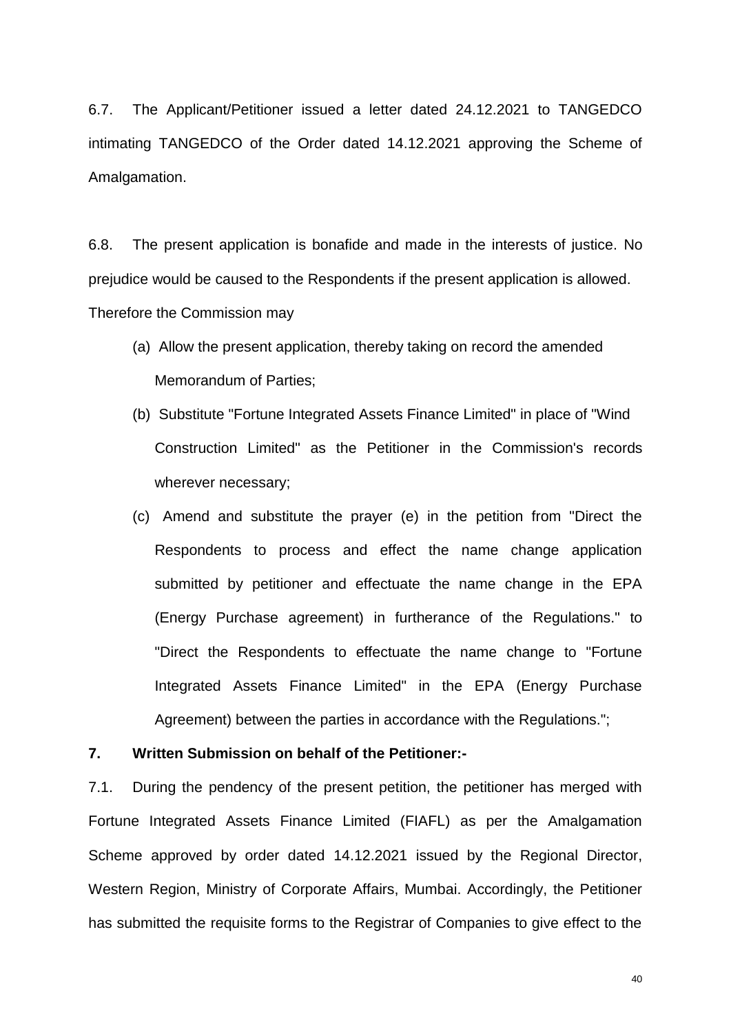6.7. The Applicant/Petitioner issued a letter dated 24.12.2021 to TANGEDCO intimating TANGEDCO of the Order dated 14.12.2021 approving the Scheme of Amalgamation.

6.8. The present application is bonafide and made in the interests of justice. No prejudice would be caused to the Respondents if the present application is allowed. Therefore the Commission may

(a) Allow the present application, thereby taking on record the amended Memorandum of Parties;

(b) Substitute "Fortune Integrated Assets Finance Limited" in place of "Wind Construction Limited" as the Petitioner in the Commission's records wherever necessary;

(c) Amend and substitute the prayer (e) in the petition from "Direct the Respondents to process and effect the name change application submitted by petitioner and effectuate the name change in the EPA (Energy Purchase agreement) in furtherance of the Regulations." to "Direct the Respondents to effectuate the name change to "Fortune Integrated Assets Finance Limited" in the EPA (Energy Purchase Agreement) between the parties in accordance with the Regulations.";

**7. Written Submission on behalf of the Petitioner:-**

7.1. During the pendency of the present petition, the petitioner has merged with Fortune Integrated Assets Finance Limited (FIAFL) as per the Amalgamation Scheme approved by order dated 14.12.2021 issued by the Regional Director, Western Region, Ministry of Corporate Affairs, Mumbai. Accordingly, the Petitioner has submitted the requisite forms to the Registrar of Companies to give effect to the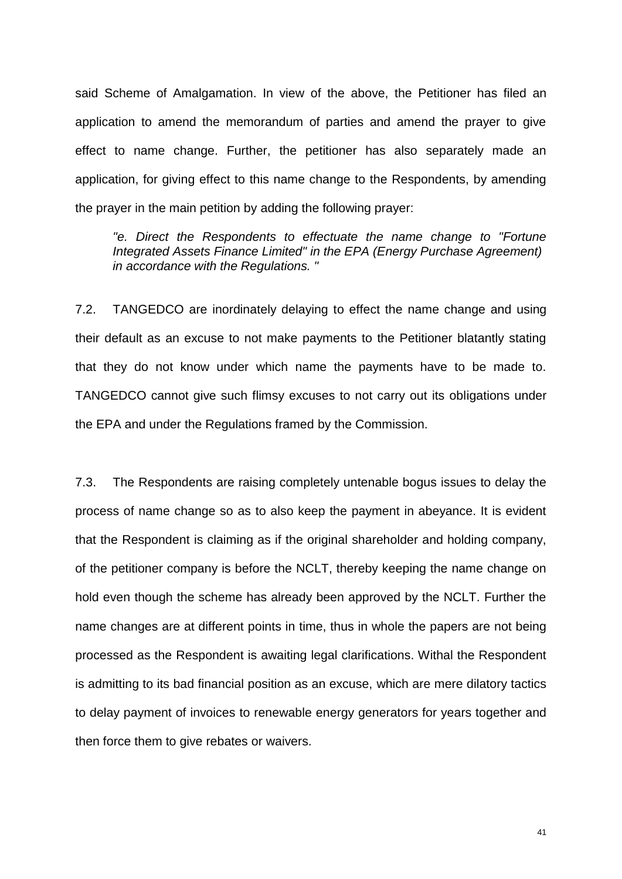said Scheme of Amalgamation. In view of the above, the Petitioner has filed an application to amend the memorandum of parties and amend the prayer to give effect to name change. Further, the petitioner has also separately made an application, for giving effect to this name change to the Respondents, by amending the prayer in the main petition by adding the following prayer:

> *"e. Direct the Respondents to effectuate the name change to "Fortune Integrated Assets Finance Limited" in the EPA (Energy Purchase Agreement) in accordance with the Regulations. "*

7.2. TANGEDCO are inordinately delaying to effect the name change and using their default as an excuse to not make payments to the Petitioner blatantly stating that they do not know under which name the payments have to be made to. TANGEDCO cannot give such flimsy excuses to not carry out its obligations under the EPA and under the Regulations framed by the Commission.

7.3. The Respondents are raising completely untenable bogus issues to delay the process of name change so as to also keep the payment in abeyance. It is evident that the Respondent is claiming as if the original shareholder and holding company, of the petitioner company is before the NCLT, thereby keeping the name change on hold even though the scheme has already been approved by the NCLT. Further the name changes are at different points in time, thus in whole the papers are not being processed as the Respondent is awaiting legal clarifications. Withal the Respondent is admitting to its bad financial position as an excuse, which are mere dilatory tactics to delay payment of invoices to renewable energy generators for years together and then force them to give rebates or waivers.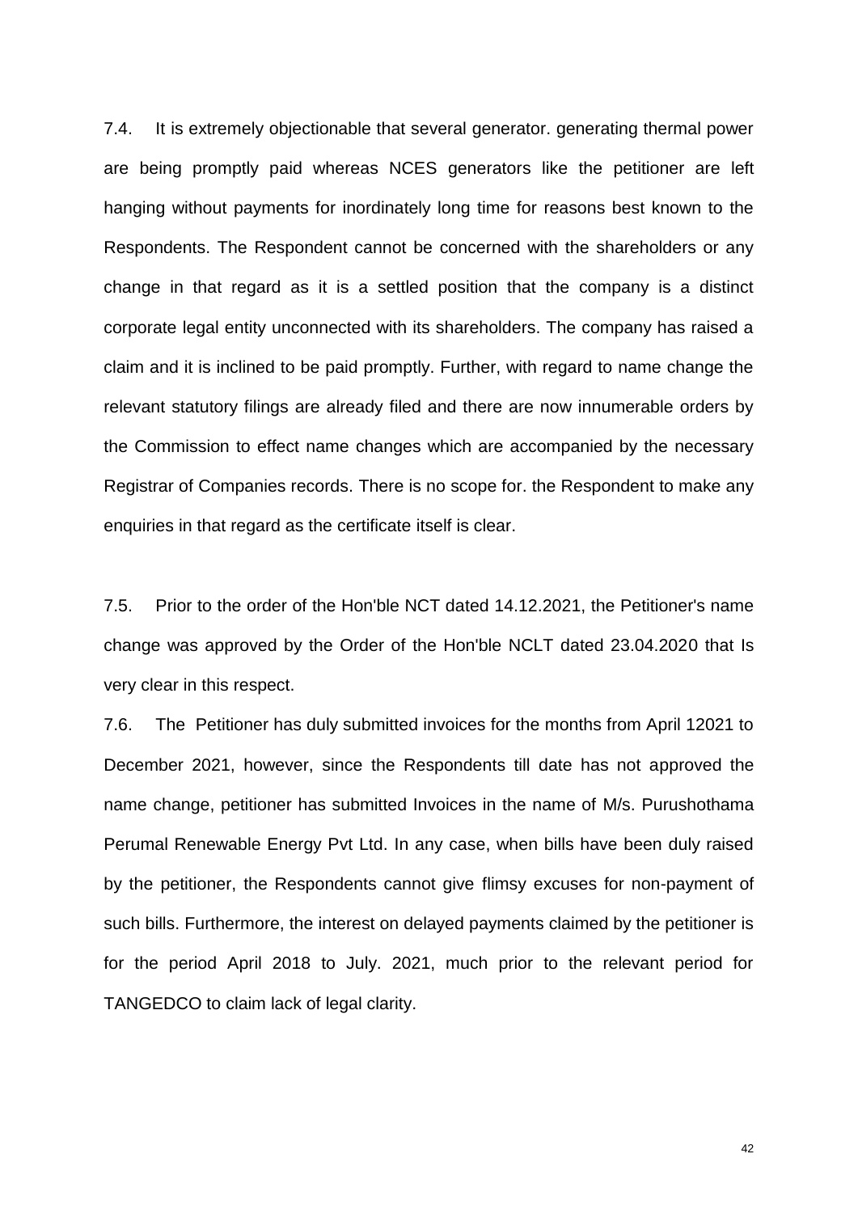7.4. It is extremely objectionable that several generator. generating thermal power are being promptly paid whereas NCES generators like the petitioner are left hanging without payments for inordinately long time for reasons best known to the Respondents. The Respondent cannot be concerned with the shareholders or any change in that regard as it is a settled position that the company is a distinct corporate legal entity unconnected with its shareholders. The company has raised a claim and it is inclined to be paid promptly. Further, with regard to name change the relevant statutory filings are already filed and there are now innumerable orders by the Commission to effect name changes which are accompanied by the necessary Registrar of Companies records. There is no scope for. the Respondent to make any enquiries in that regard as the certificate itself is clear.

7.5. Prior to the order of the Hon'ble NCT dated 14.12.2021, the Petitioner's name change was approved by the Order of the Hon'ble NCLT dated 23.04.2020 that Is very clear in this respect.

7.6. The Petitioner has duly submitted invoices for the months from April 12021 to December 2021, however, since the Respondents till date has not approved the name change, petitioner has submitted Invoices in the name of M/s. Purushothama Perumal Renewable Energy Pvt Ltd. In any case, when bills have been duly raised by the petitioner, the Respondents cannot give flimsy excuses for non-payment of such bills. Furthermore, the interest on delayed payments claimed by the petitioner is for the period April 2018 to July. 2021, much prior to the relevant period for TANGEDCO to claim lack of legal clarity.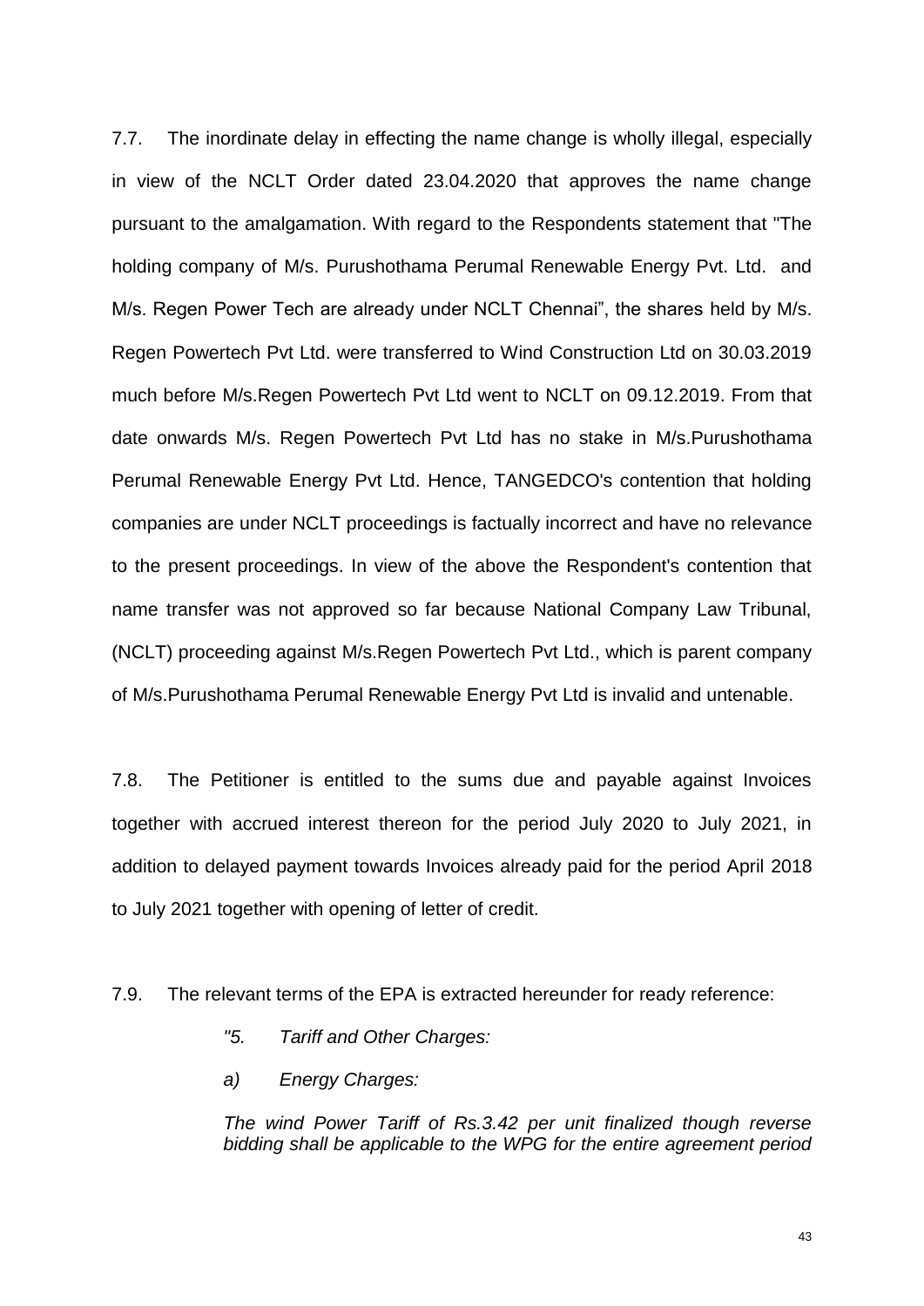7.7. The inordinate delay in effecting the name change is wholly illegal, especially in view of the NCLT Order dated 23.04.2020 that approves the name change pursuant to the amalgamation. With regard to the Respondents statement that "The holding company of M/s. Purushothama Perumal Renewable Energy Pvt. Ltd. and M/s. Regen Power Tech are already under NCLT Chennai", the shares held by M/s. Regen Powertech Pvt Ltd. were transferred to Wind Construction Ltd on 30.03.2019 much before M/s.Regen Powertech Pvt Ltd went to NCLT on 09.12.2019. From that date onwards M/s. Regen Powertech Pvt Ltd has no stake in M/s.Purushothama Perumal Renewable Energy Pvt Ltd. Hence, TANGEDCO's contention that holding companies are under NCLT proceedings is factually incorrect and have no relevance to the present proceedings. In view of the above the Respondent's contention that name transfer was not approved so far because National Company Law Tribunal, (NCLT) proceeding against M/s.Regen Powertech Pvt Ltd., which is parent company of M/s.Purushothama Perumal Renewable Energy Pvt Ltd is invalid and untenable.

7.8. The Petitioner is entitled to the sums due and payable against Invoices together with accrued interest thereon for the period July 2020 to July 2021, in addition to delayed payment towards Invoices already paid for the period April 2018 to July 2021 together with opening of letter of credit.

7.9. The relevant terms of the EPA is extracted hereunder for ready reference:

> *"5. Tariff and Other Charges:*
>
> *a) Energy Charges:*
>
> *The wind Power Tariff of Rs.3.42 per unit finalized though reverse bidding shall be applicable to the WPG for the entire agreement period*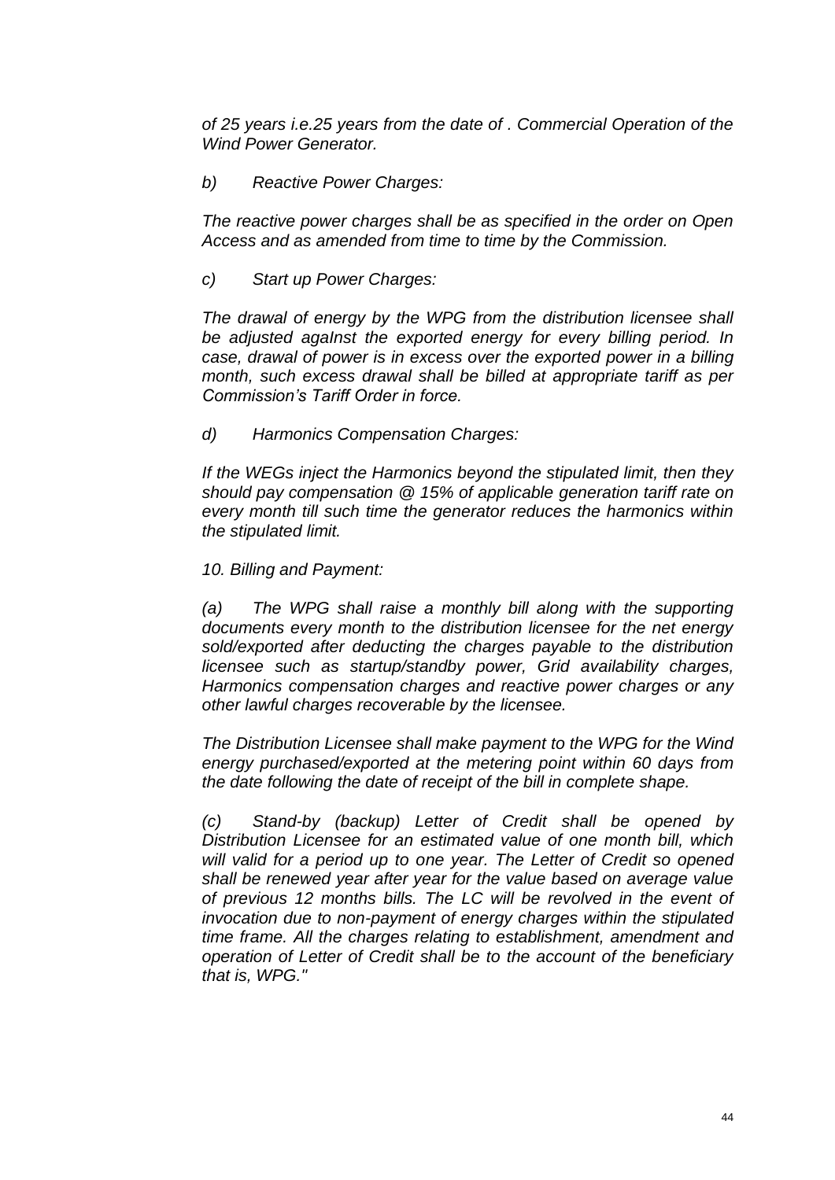*of 25 years i.e.25 years from the date of . Commercial Operation of the Wind Power Generator.*

*b) Reactive Power Charges:*

*The reactive power charges shall be as specified in the order on Open Access and as amended from time to time by the Commission.*

*c) Start up Power Charges:*

*The drawal of energy by the WPG from the distribution licensee shall be adjusted agaInst the exported energy for every billing period. In case, drawal of power is in excess over the exported power in a billing month, such excess drawal shall be billed at appropriate tariff as per Commission's Tariff Order in force.*

*d) Harmonics Compensation Charges:*

*If the WEGs inject the Harmonics beyond the stipulated limit, then they should pay compensation @ 15% of applicable generation tariff rate on every month till such time the generator reduces the harmonics within the stipulated limit.*

*10. Billing and Payment:*

*(a) The WPG shall raise a monthly bill along with the supporting documents every month to the distribution licensee for the net energy sold/exported after deducting the charges payable to the distribution licensee such as startup/standby power, Grid availability charges, Harmonics compensation charges and reactive power charges or any other lawful charges recoverable by the licensee.*

*The Distribution Licensee shall make payment to the WPG for the Wind energy purchased/exported at the metering point within 60 days from the date following the date of receipt of the bill in complete shape.*

*(c) Stand-by (backup) Letter of Credit shall be opened by Distribution Licensee for an estimated value of one month bill, which will valid for a period up to one year. The Letter of Credit so opened shall be renewed year after year for the value based on average value of previous 12 months bills. The LC will be revolved in the event of invocation due to non-payment of energy charges within the stipulated time frame. All the charges relating to establishment, amendment and operation of Letter of Credit shall be to the account of the beneficiary that is, WPG."*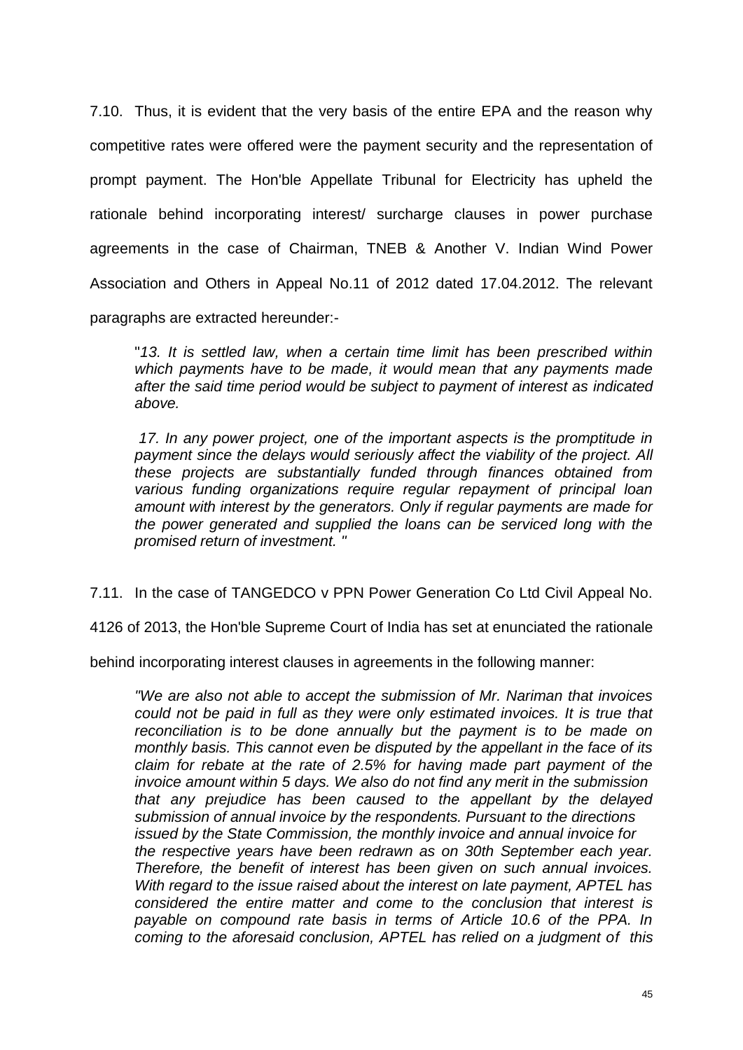7.10. Thus, it is evident that the very basis of the entire EPA and the reason why competitive rates were offered were the payment security and the representation of prompt payment. The Hon'ble Appellate Tribunal for Electricity has upheld the rationale behind incorporating interest/ surcharge clauses in power purchase agreements in the case of Chairman, TNEB & Another V. Indian Wind Power Association and Others in Appeal No.11 of 2012 dated 17.04.2012. The relevant paragraphs are extracted hereunder:-

> "*13. It is settled law, when a certain time limit has been prescribed within which payments have to be made, it would mean that any payments made after the said time period would be subject to payment of interest as indicated above.*
>
> *17. In any power project, one of the important aspects is the promptitude in payment since the delays would seriously affect the viability of the project. All these projects are substantially funded through finances obtained from various funding organizations require regular repayment of principal loan amount with interest by the generators. Only if regular payments are made for the power generated and supplied the loans can be serviced long with the promised return of investment.* "

7.11. In the case of TANGEDCO v PPN Power Generation Co Ltd Civil Appeal No. 4126 of 2013, the Hon'ble Supreme Court of India has set at enunciated the rationale behind incorporating interest clauses in agreements in the following manner:

> *"We are also not able to accept the submission of Mr. Nariman that invoices could not be paid in full as they were only estimated invoices. It is true that reconciliation is to be done annually but the payment is to be made on monthly basis. This cannot even be disputed by the appellant in the face of its claim for rebate at the rate of 2.5% for having made part payment of the invoice amount within 5 days. We also do not find any merit in the submission that any prejudice has been caused to the appellant by the delayed submission of annual invoice by the respondents. Pursuant to the directions issued by the State Commission, the monthly invoice and annual invoice for the respective years have been redrawn as on 30th September each year. Therefore, the benefit of interest has been given on such annual invoices. With regard to the issue raised about the interest on late payment, APTEL has considered the entire matter and come to the conclusion that interest is payable on compound rate basis in terms of Article 10.6 of the PPA. In coming to the aforesaid conclusion, APTEL has relied on a judgment of this*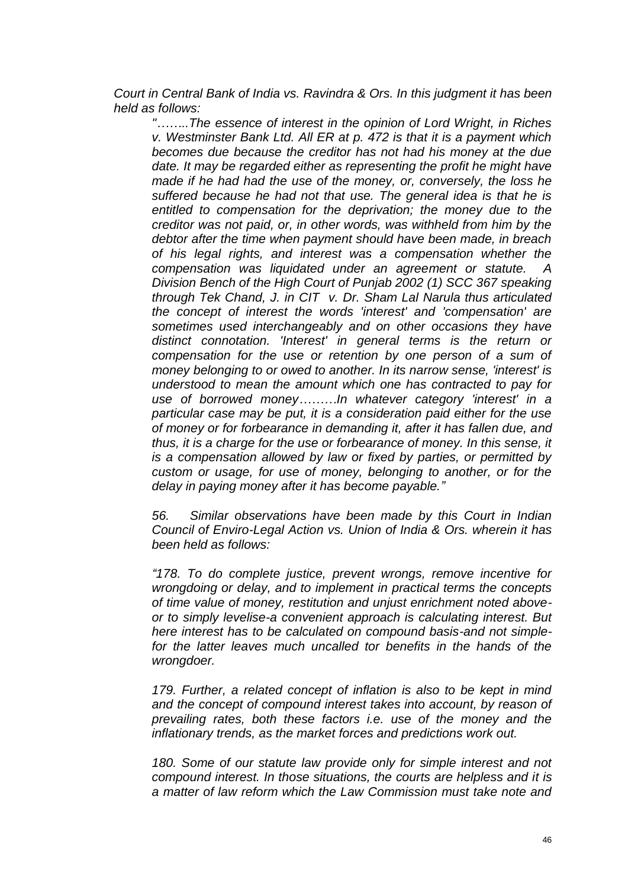*Court in Central Bank of India vs. Ravindra & Ors. In this judgment it has been held as follows:*

> *"……..The essence of interest in the opinion of Lord Wright, in Riches v. Westminster Bank Ltd. All ER at p. 472 is that it is a payment which becomes due because the creditor has not had his money at the due date. It may be regarded either as representing the profit he might have made if he had had the use of the money, or, conversely, the loss he suffered because he had not that use. The general idea is that he is entitled to compensation for the deprivation; the money due to the creditor was not paid, or, in other words, was withheld from him by the debtor after the time when payment should have been made, in breach of his legal rights, and interest was a compensation whether the compensation was liquidated under an agreement or statute. A Division Bench of the High Court of Punjab 2002 (1) SCC 367 speaking through Tek Chand, J. in CIT v. Dr. Sham Lal Narula thus articulated the concept of interest the words 'interest' and 'compensation' are sometimes used interchangeably and on other occasions they have distinct connotation. 'Interest' in general terms is the return or compensation for the use or retention by one person of a sum of money belonging to or owed to another. In its narrow sense, 'interest' is understood to mean the amount which one has contracted to pay for use of borrowed money………In whatever category 'interest' in a particular case may be put, it is a consideration paid either for the use of money or for forbearance in demanding it, after it has fallen due, and thus, it is a charge for the use or forbearance of money. In this sense, it is a compensation allowed by law or fixed by parties, or permitted by custom or usage, for use of money, belonging to another, or for the delay in paying money after it has become payable."*

> *56. Similar observations have been made by this Court in Indian Council of Enviro-Legal Action vs. Union of India & Ors. wherein it has been held as follows:*

> *"178. To do complete justice, prevent wrongs, remove incentive for wrongdoing or delay, and to implement in practical terms the concepts of time value of money, restitution and unjust enrichment noted above-or to simply levelise-a convenient approach is calculating interest. But here interest has to be calculated on compound basis-and not simple-for the latter leaves much uncalled tor benefits in the hands of the wrongdoer.*

> *179. Further, a related concept of inflation is also to be kept in mind and the concept of compound interest takes into account, by reason of prevailing rates, both these factors i.e. use of the money and the inflationary trends, as the market forces and predictions work out.*

> *180. Some of our statute law provide only for simple interest and not compound interest. In those situations, the courts are helpless and it is a matter of law reform which the Law Commission must take note and*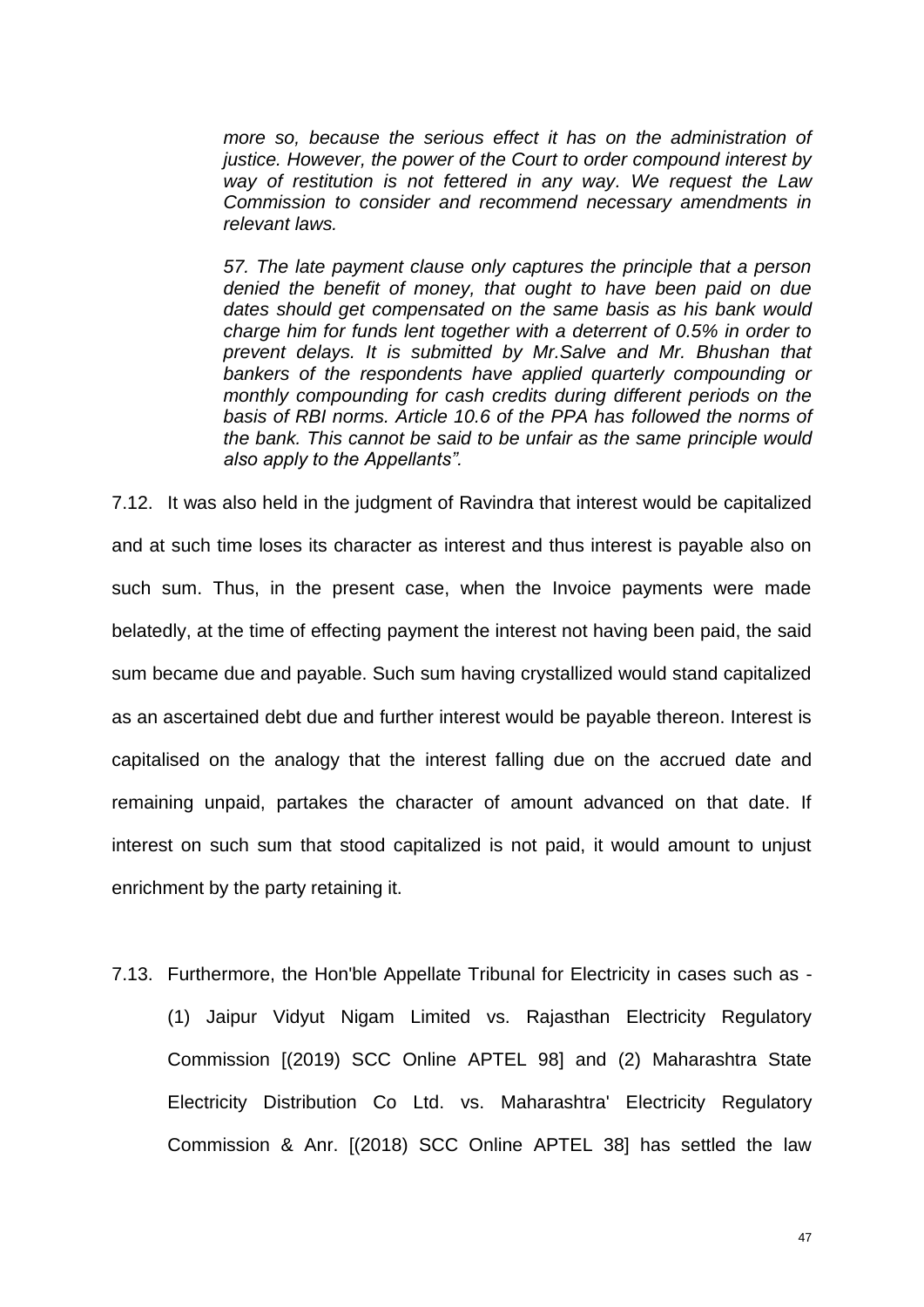> *more so, because the serious effect it has on the administration of justice. However, the power of the Court to order compound interest by way of restitution is not fettered in any way. We request the Law Commission to consider and recommend necessary amendments in relevant laws.*
>
> *57. The late payment clause only captures the principle that a person denied the benefit of money, that ought to have been paid on due dates should get compensated on the same basis as his bank would charge him for funds lent together with a deterrent of 0.5% in order to prevent delays. It is submitted by Mr.Salve and Mr. Bhushan that bankers of the respondents have applied quarterly compounding or monthly compounding for cash credits during different periods on the basis of RBI norms. Article 10.6 of the PPA has followed the norms of the bank. This cannot be said to be unfair as the same principle would also apply to the Appellants".*

7.12. It was also held in the judgment of Ravindra that interest would be capitalized and at such time loses its character as interest and thus interest is payable also on such sum. Thus, in the present case, when the Invoice payments were made belatedly, at the time of effecting payment the interest not having been paid, the said sum became due and payable. Such sum having crystallized would stand capitalized as an ascertained debt due and further interest would be payable thereon. Interest is capitalised on the analogy that the interest falling due on the accrued date and remaining unpaid, partakes the character of amount advanced on that date. If interest on such sum that stood capitalized is not paid, it would amount to unjust enrichment by the party retaining it.

7.13. Furthermore, the Hon'ble Appellate Tribunal for Electricity in cases such as - (1) Jaipur Vidyut Nigam Limited vs. Rajasthan Electricity Regulatory Commission [(2019) SCC Online APTEL 98] and (2) Maharashtra State Electricity Distribution Co Ltd. vs. Maharashtra' Electricity Regulatory Commission & Anr. [(2018) SCC Online APTEL 38] has settled the law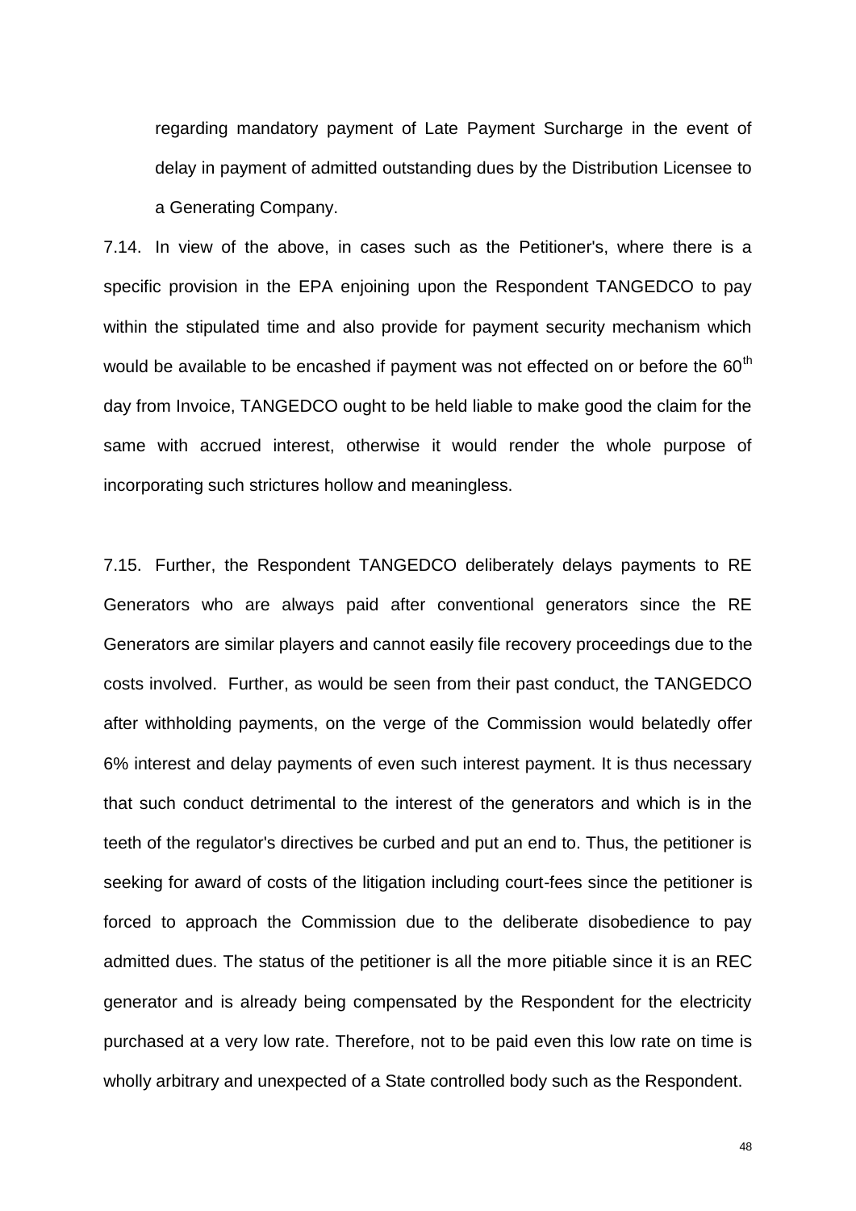regarding mandatory payment of Late Payment Surcharge in the event of delay in payment of admitted outstanding dues by the Distribution Licensee to a Generating Company.

7.14. In view of the above, in cases such as the Petitioner's, where there is a specific provision in the EPA enjoining upon the Respondent TANGEDCO to pay within the stipulated time and also provide for payment security mechanism which would be available to be encashed if payment was not effected on or before the 60th day from Invoice, TANGEDCO ought to be held liable to make good the claim for the same with accrued interest, otherwise it would render the whole purpose of incorporating such strictures hollow and meaningless.

7.15. Further, the Respondent TANGEDCO deliberately delays payments to RE Generators who are always paid after conventional generators since the RE Generators are similar players and cannot easily file recovery proceedings due to the costs involved. Further, as would be seen from their past conduct, the TANGEDCO after withholding payments, on the verge of the Commission would belatedly offer 6% interest and delay payments of even such interest payment. It is thus necessary that such conduct detrimental to the interest of the generators and which is in the teeth of the regulator's directives be curbed and put an end to. Thus, the petitioner is seeking for award of costs of the litigation including court-fees since the petitioner is forced to approach the Commission due to the deliberate disobedience to pay admitted dues. The status of the petitioner is all the more pitiable since it is an REC generator and is already being compensated by the Respondent for the electricity purchased at a very low rate. Therefore, not to be paid even this low rate on time is wholly arbitrary and unexpected of a State controlled body such as the Respondent.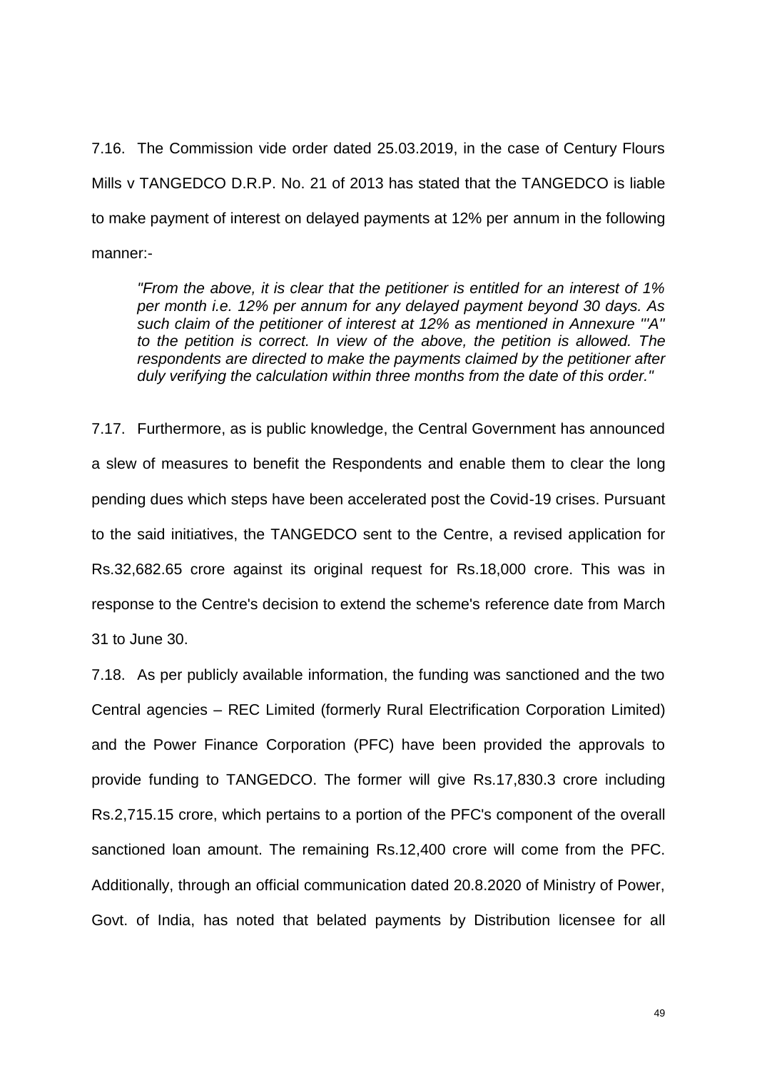7.16. The Commission vide order dated 25.03.2019, in the case of Century Flours Mills v TANGEDCO D.R.P. No. 21 of 2013 has stated that the TANGEDCO is liable to make payment of interest on delayed payments at 12% per annum in the following manner:-

> *"From the above, it is clear that the petitioner is entitled for an interest of 1% per month i.e. 12% per annum for any delayed payment beyond 30 days. As such claim of the petitioner of interest at 12% as mentioned in Annexure "'A" to the petition is correct. In view of the above, the petition is allowed. The respondents are directed to make the payments claimed by the petitioner after duly verifying the calculation within three months from the date of this order."*

7.17. Furthermore, as is public knowledge, the Central Government has announced a slew of measures to benefit the Respondents and enable them to clear the long pending dues which steps have been accelerated post the Covid-19 crises. Pursuant to the said initiatives, the TANGEDCO sent to the Centre, a revised application for Rs.32,682.65 crore against its original request for Rs.18,000 crore. This was in response to the Centre's decision to extend the scheme's reference date from March 31 to June 30.

7.18. As per publicly available information, the funding was sanctioned and the two Central agencies – REC Limited (formerly Rural Electrification Corporation Limited) and the Power Finance Corporation (PFC) have been provided the approvals to provide funding to TANGEDCO. The former will give Rs.17,830.3 crore including Rs.2,715.15 crore, which pertains to a portion of the PFC's component of the overall sanctioned loan amount. The remaining Rs.12,400 crore will come from the PFC. Additionally, through an official communication dated 20.8.2020 of Ministry of Power, Govt. of India, has noted that belated payments by Distribution licensee for all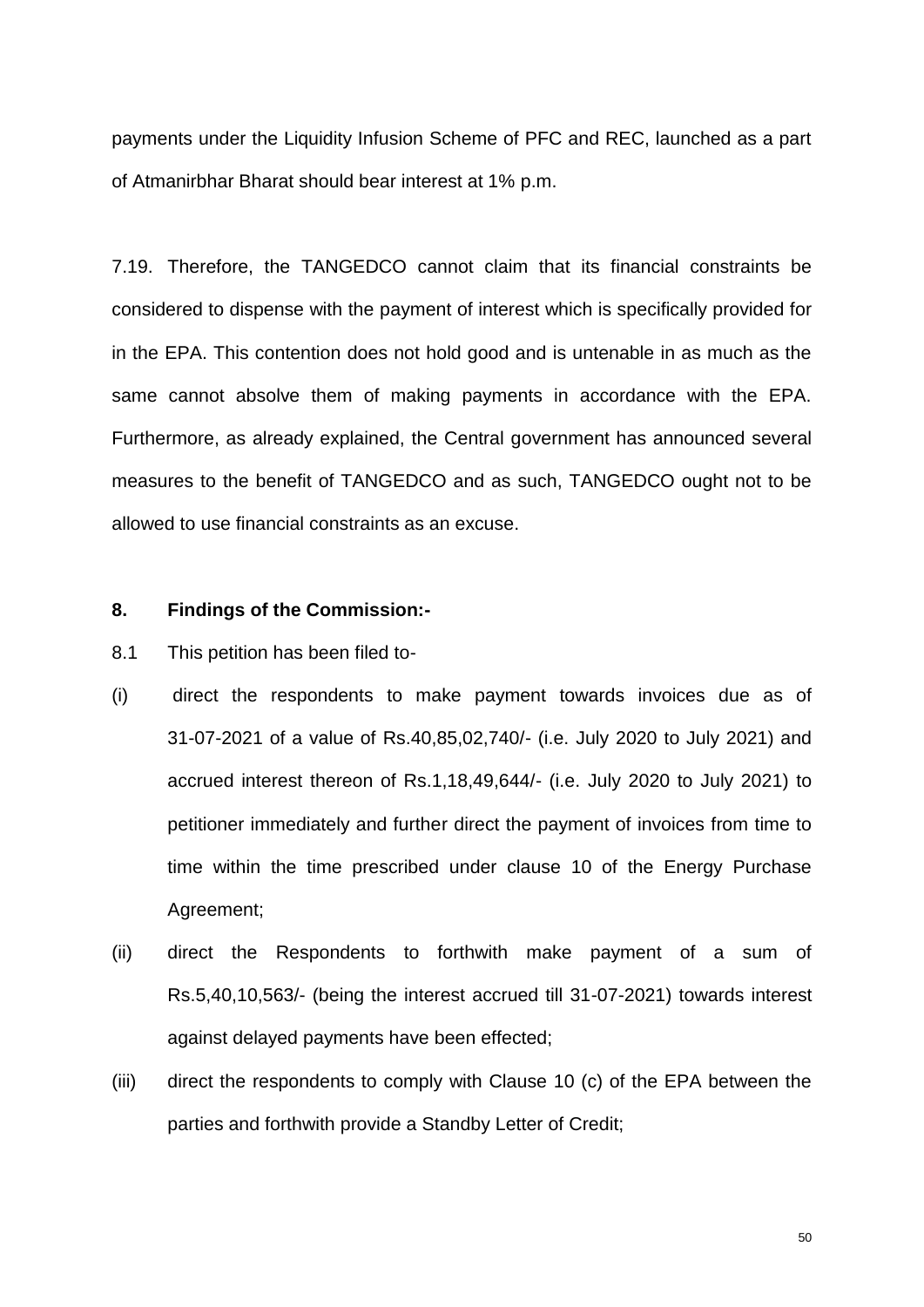payments under the Liquidity Infusion Scheme of PFC and REC, launched as a part of Atmanirbhar Bharat should bear interest at 1% p.m.

7.19. Therefore, the TANGEDCO cannot claim that its financial constraints be considered to dispense with the payment of interest which is specifically provided for in the EPA. This contention does not hold good and is untenable in as much as the same cannot absolve them of making payments in accordance with the EPA. Furthermore, as already explained, the Central government has announced several measures to the benefit of TANGEDCO and as such, TANGEDCO ought not to be allowed to use financial constraints as an excuse.

**8. Findings of the Commission:-**

8.1 This petition has been filed to-

(i) direct the respondents to make payment towards invoices due as of 31-07-2021 of a value of Rs.40,85,02,740/- (i.e. July 2020 to July 2021) and accrued interest thereon of Rs.1,18,49,644/- (i.e. July 2020 to July 2021) to petitioner immediately and further direct the payment of invoices from time to time within the time prescribed under clause 10 of the Energy Purchase Agreement;

(ii) direct the Respondents to forthwith make payment of a sum of Rs.5,40,10,563/- (being the interest accrued till 31-07-2021) towards interest against delayed payments have been effected;

(iii) direct the respondents to comply with Clause 10 (c) of the EPA between the parties and forthwith provide a Standby Letter of Credit;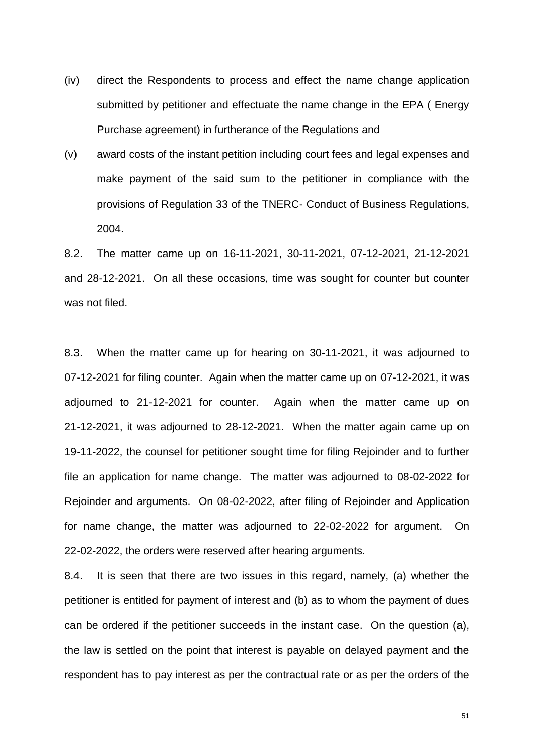(iv) direct the Respondents to process and effect the name change application submitted by petitioner and effectuate the name change in the EPA ( Energy Purchase agreement) in furtherance of the Regulations and

(v) award costs of the instant petition including court fees and legal expenses and make payment of the said sum to the petitioner in compliance with the provisions of Regulation 33 of the TNERC- Conduct of Business Regulations, 2004.

8.2. The matter came up on 16-11-2021, 30-11-2021, 07-12-2021, 21-12-2021 and 28-12-2021. On all these occasions, time was sought for counter but counter was not filed.

8.3. When the matter came up for hearing on 30-11-2021, it was adjourned to 07-12-2021 for filing counter. Again when the matter came up on 07-12-2021, it was adjourned to 21-12-2021 for counter. Again when the matter came up on 21-12-2021, it was adjourned to 28-12-2021. When the matter again came up on 19-11-2022, the counsel for petitioner sought time for filing Rejoinder and to further file an application for name change. The matter was adjourned to 08-02-2022 for Rejoinder and arguments. On 08-02-2022, after filing of Rejoinder and Application for name change, the matter was adjourned to 22-02-2022 for argument. On 22-02-2022, the orders were reserved after hearing arguments.

8.4. It is seen that there are two issues in this regard, namely, (a) whether the petitioner is entitled for payment of interest and (b) as to whom the payment of dues can be ordered if the petitioner succeeds in the instant case. On the question (a), the law is settled on the point that interest is payable on delayed payment and the respondent has to pay interest as per the contractual rate or as per the orders of the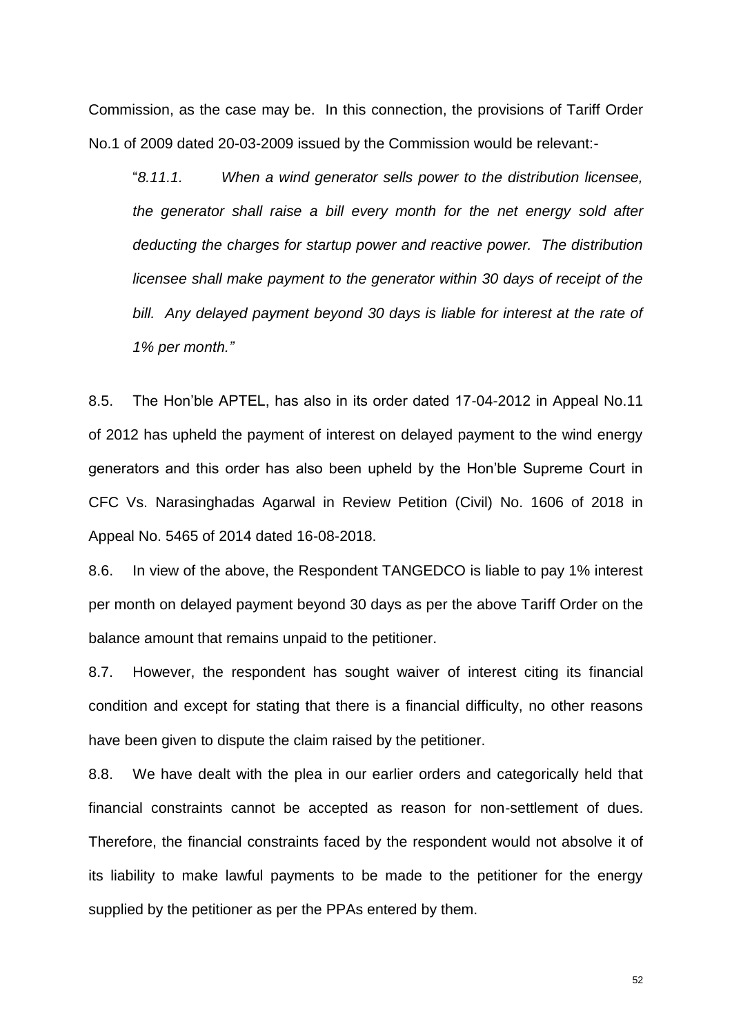Commission, as the case may be. In this connection, the provisions of Tariff Order No.1 of 2009 dated 20-03-2009 issued by the Commission would be relevant:-

> "*8.11.1. When a wind generator sells power to the distribution licensee, the generator shall raise a bill every month for the net energy sold after deducting the charges for startup power and reactive power. The distribution licensee shall make payment to the generator within 30 days of receipt of the bill. Any delayed payment beyond 30 days is liable for interest at the rate of 1% per month.*"

8.5. The Hon'ble APTEL, has also in its order dated 17-04-2012 in Appeal No.11 of 2012 has upheld the payment of interest on delayed payment to the wind energy generators and this order has also been upheld by the Hon'ble Supreme Court in CFC Vs. Narasinghadas Agarwal in Review Petition (Civil) No. 1606 of 2018 in Appeal No. 5465 of 2014 dated 16-08-2018.

8.6. In view of the above, the Respondent TANGEDCO is liable to pay 1% interest per month on delayed payment beyond 30 days as per the above Tariff Order on the balance amount that remains unpaid to the petitioner.

8.7. However, the respondent has sought waiver of interest citing its financial condition and except for stating that there is a financial difficulty, no other reasons have been given to dispute the claim raised by the petitioner.

8.8. We have dealt with the plea in our earlier orders and categorically held that financial constraints cannot be accepted as reason for non-settlement of dues. Therefore, the financial constraints faced by the respondent would not absolve it of its liability to make lawful payments to be made to the petitioner for the energy supplied by the petitioner as per the PPAs entered by them.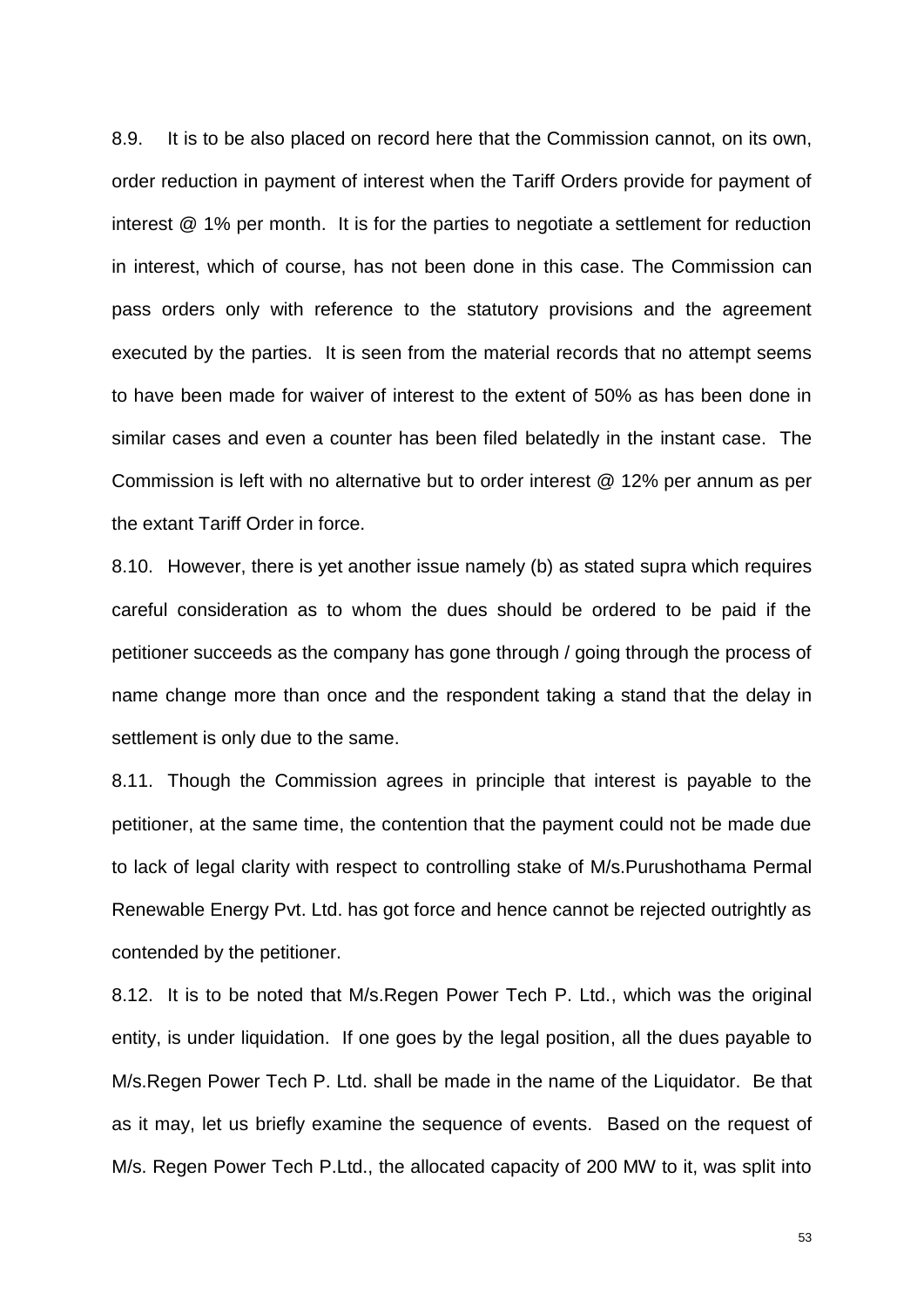8.9. It is to be also placed on record here that the Commission cannot, on its own, order reduction in payment of interest when the Tariff Orders provide for payment of interest @ 1% per month. It is for the parties to negotiate a settlement for reduction in interest, which of course, has not been done in this case. The Commission can pass orders only with reference to the statutory provisions and the agreement executed by the parties. It is seen from the material records that no attempt seems to have been made for waiver of interest to the extent of 50% as has been done in similar cases and even a counter has been filed belatedly in the instant case. The Commission is left with no alternative but to order interest @ 12% per annum as per the extant Tariff Order in force.

8.10. However, there is yet another issue namely (b) as stated supra which requires careful consideration as to whom the dues should be ordered to be paid if the petitioner succeeds as the company has gone through / going through the process of name change more than once and the respondent taking a stand that the delay in settlement is only due to the same.

8.11. Though the Commission agrees in principle that interest is payable to the petitioner, at the same time, the contention that the payment could not be made due to lack of legal clarity with respect to controlling stake of M/s.Purushothama Permal Renewable Energy Pvt. Ltd. has got force and hence cannot be rejected outrightly as contended by the petitioner.

8.12. It is to be noted that M/s.Regen Power Tech P. Ltd., which was the original entity, is under liquidation. If one goes by the legal position, all the dues payable to M/s.Regen Power Tech P. Ltd. shall be made in the name of the Liquidator. Be that as it may, let us briefly examine the sequence of events. Based on the request of M/s. Regen Power Tech P.Ltd., the allocated capacity of 200 MW to it, was split into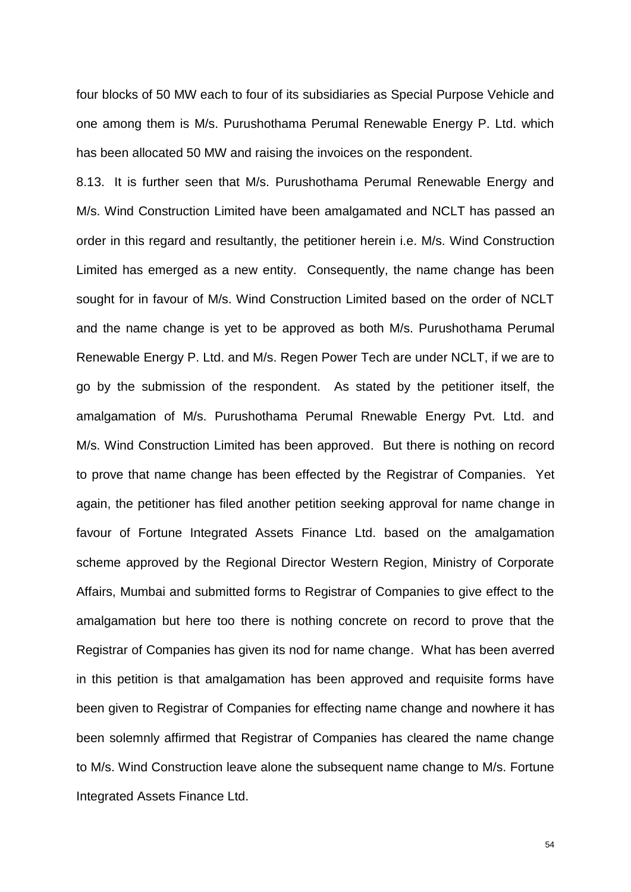four blocks of 50 MW each to four of its subsidiaries as Special Purpose Vehicle and one among them is M/s. Purushothama Perumal Renewable Energy P. Ltd. which has been allocated 50 MW and raising the invoices on the respondent.

8.13. It is further seen that M/s. Purushothama Perumal Renewable Energy and M/s. Wind Construction Limited have been amalgamated and NCLT has passed an order in this regard and resultantly, the petitioner herein i.e. M/s. Wind Construction Limited has emerged as a new entity. Consequently, the name change has been sought for in favour of M/s. Wind Construction Limited based on the order of NCLT and the name change is yet to be approved as both M/s. Purushothama Perumal Renewable Energy P. Ltd. and M/s. Regen Power Tech are under NCLT, if we are to go by the submission of the respondent. As stated by the petitioner itself, the amalgamation of M/s. Purushothama Perumal Rnewable Energy Pvt. Ltd. and M/s. Wind Construction Limited has been approved. But there is nothing on record to prove that name change has been effected by the Registrar of Companies. Yet again, the petitioner has filed another petition seeking approval for name change in favour of Fortune Integrated Assets Finance Ltd. based on the amalgamation scheme approved by the Regional Director Western Region, Ministry of Corporate Affairs, Mumbai and submitted forms to Registrar of Companies to give effect to the amalgamation but here too there is nothing concrete on record to prove that the Registrar of Companies has given its nod for name change. What has been averred in this petition is that amalgamation has been approved and requisite forms have been given to Registrar of Companies for effecting name change and nowhere it has been solemnly affirmed that Registrar of Companies has cleared the name change to M/s. Wind Construction leave alone the subsequent name change to M/s. Fortune Integrated Assets Finance Ltd.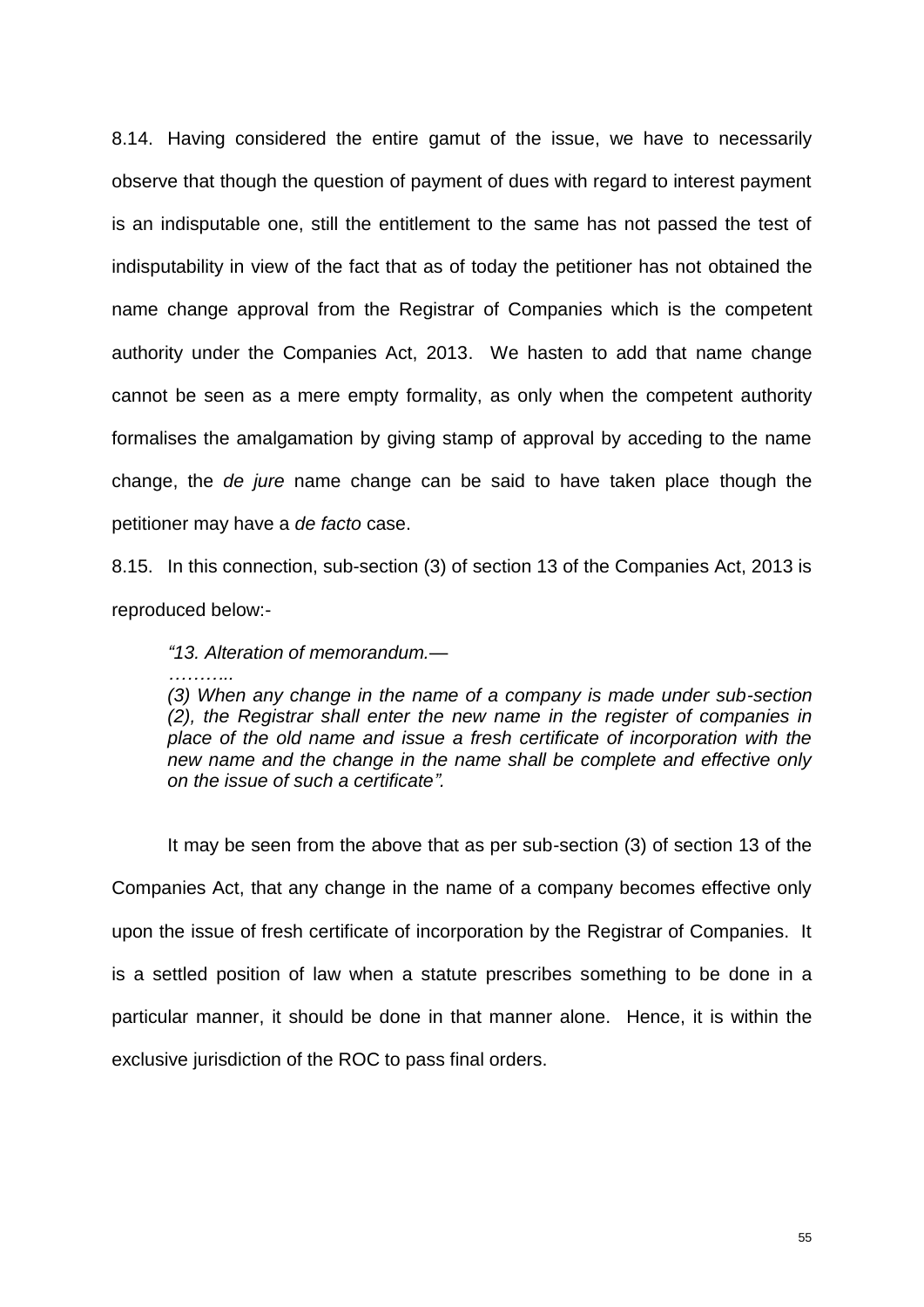8.14. Having considered the entire gamut of the issue, we have to necessarily observe that though the question of payment of dues with regard to interest payment is an indisputable one, still the entitlement to the same has not passed the test of indisputability in view of the fact that as of today the petitioner has not obtained the name change approval from the Registrar of Companies which is the competent authority under the Companies Act, 2013. We hasten to add that name change cannot be seen as a mere empty formality, as only when the competent authority formalises the amalgamation by giving stamp of approval by acceding to the name change, the *de jure* name change can be said to have taken place though the petitioner may have a *de facto* case.

8.15. In this connection, sub-section (3) of section 13 of the Companies Act, 2013 is reproduced below:-

> *"13. Alteration of memorandum.—*
>
> *………..*
>
> *(3) When any change in the name of a company is made under sub-section (2), the Registrar shall enter the new name in the register of companies in place of the old name and issue a fresh certificate of incorporation with the new name and the change in the name shall be complete and effective only on the issue of such a certificate".*

It may be seen from the above that as per sub-section (3) of section 13 of the Companies Act, that any change in the name of a company becomes effective only upon the issue of fresh certificate of incorporation by the Registrar of Companies. It is a settled position of law when a statute prescribes something to be done in a particular manner, it should be done in that manner alone. Hence, it is within the exclusive jurisdiction of the ROC to pass final orders.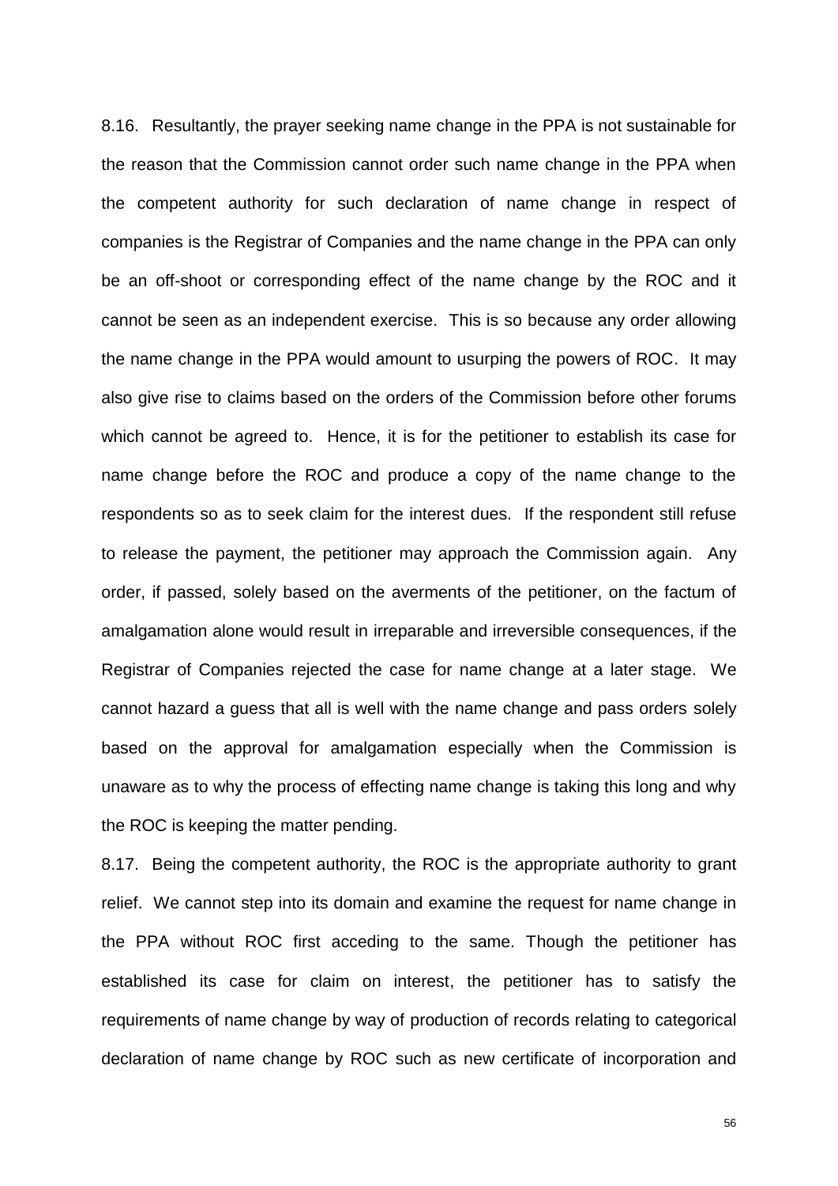8.16. Resultantly, the prayer seeking name change in the PPA is not sustainable for the reason that the Commission cannot order such name change in the PPA when the competent authority for such declaration of name change in respect of companies is the Registrar of Companies and the name change in the PPA can only be an off-shoot or corresponding effect of the name change by the ROC and it cannot be seen as an independent exercise. This is so because any order allowing the name change in the PPA would amount to usurping the powers of ROC. It may also give rise to claims based on the orders of the Commission before other forums which cannot be agreed to. Hence, it is for the petitioner to establish its case for name change before the ROC and produce a copy of the name change to the respondents so as to seek claim for the interest dues. If the respondent still refuse to release the payment, the petitioner may approach the Commission again. Any order, if passed, solely based on the averments of the petitioner, on the factum of amalgamation alone would result in irreparable and irreversible consequences, if the Registrar of Companies rejected the case for name change at a later stage. We cannot hazard a guess that all is well with the name change and pass orders solely based on the approval for amalgamation especially when the Commission is unaware as to why the process of effecting name change is taking this long and why the ROC is keeping the matter pending.

8.17. Being the competent authority, the ROC is the appropriate authority to grant relief. We cannot step into its domain and examine the request for name change in the PPA without ROC first acceding to the same. Though the petitioner has established its case for claim on interest, the petitioner has to satisfy the requirements of name change by way of production of records relating to categorical declaration of name change by ROC such as new certificate of incorporation and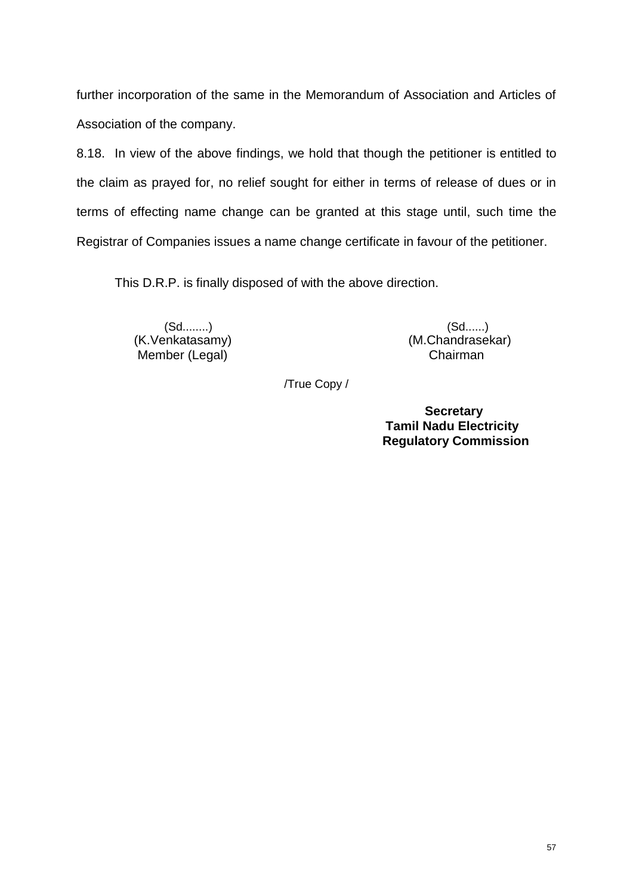further incorporation of the same in the Memorandum of Association and Articles of Association of the company.

8.18. In view of the above findings, we hold that though the petitioner is entitled to the claim as prayed for, no relief sought for either in terms of release of dues or in terms of effecting name change can be granted at this stage until, such time the Registrar of Companies issues a name change certificate in favour of the petitioner.

This D.R.P. is finally disposed of with the above direction.

(Sd........)
(K.Venkatasamy)
Member (Legal)

(Sd......)
(M.Chandrasekar)
Chairman

/True Copy /

**Secretary**
**Tamil Nadu Electricity**
**Regulatory Commission**